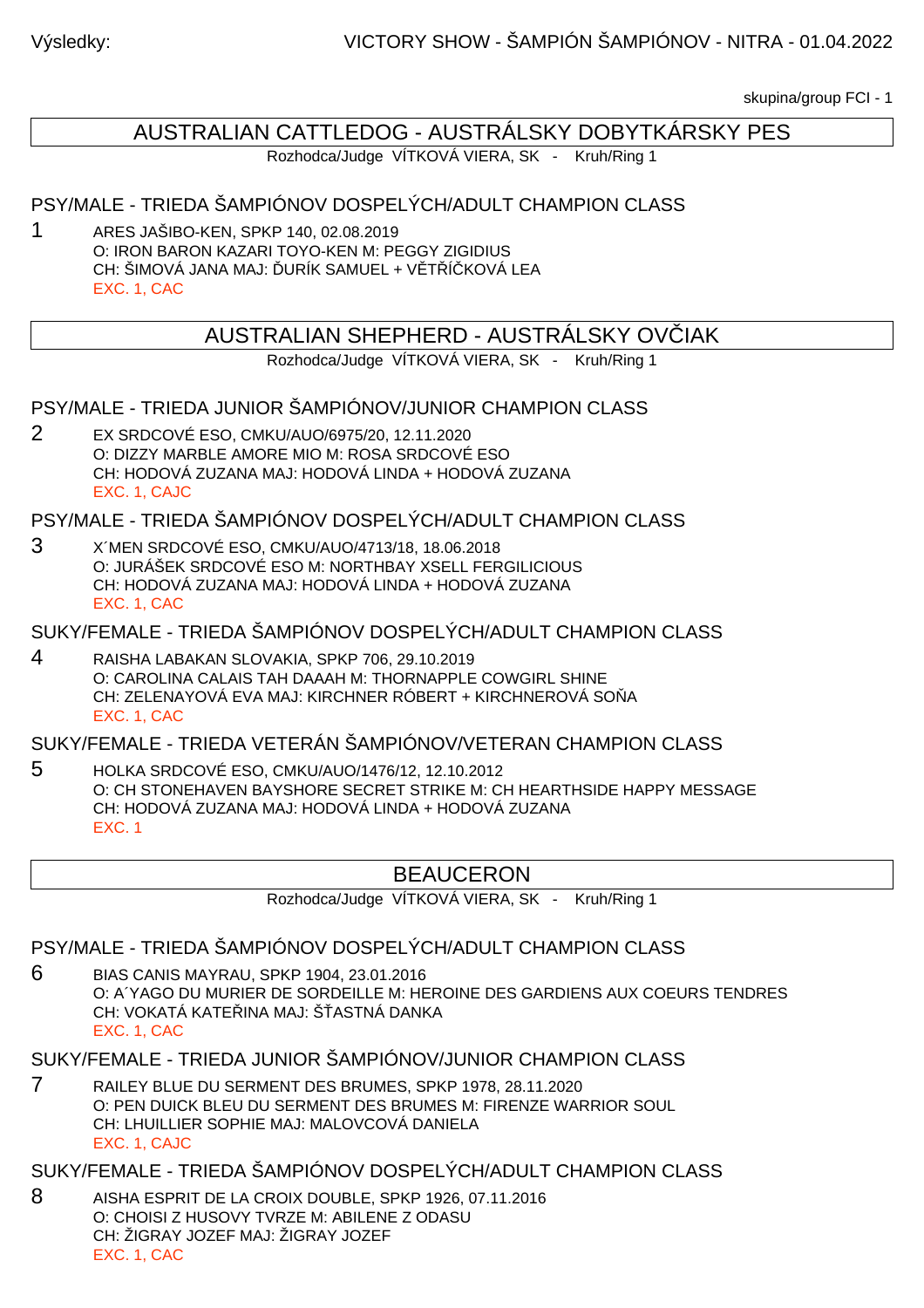Výsledky: VICTORY SHOW - ŠAMPIÓN ŠAMPIÓNOV - NITRA - 01.04.2022

skupina/group FCI - 1

## AUSTRALIAN CATTLEDOG - AUSTRÁLSKY DOBYTKÁRSKY PES

Rozhodca/Judge VÍTKOVÁ VIERA, SK - Kruh/Ring 1

### PSY/MALE - TRIEDA ŠAMPIÓNOV DOSPELÝCH/ADULT CHAMPION CLASS

1 ARES JAŠIBO-KEN, SPKP 140, 02.08.2019
O: IRON BARON KAZARI TOYO-KEN M: PEGGY ZIGIDIUS
CH: ŠIMOVÁ JANA MAJ: ĎURÍK SAMUEL + VĚTŘÍČKOVÁ LEA
EXC. 1, CAC

## AUSTRALIAN SHEPHERD - AUSTRÁLSKY OVČIAK

Rozhodca/Judge VÍTKOVÁ VIERA, SK - Kruh/Ring 1

### PSY/MALE - TRIEDA JUNIOR ŠAMPIÓNOV/JUNIOR CHAMPION CLASS

2 EX SRDCOVÉ ESO, CMKU/AUO/6975/20, 12.11.2020
O: DIZZY MARBLE AMORE MIO M: ROSA SRDCOVÉ ESO
CH: HODOVÁ ZUZANA MAJ: HODOVÁ LINDA + HODOVÁ ZUZANA
EXC. 1, CAJC

### PSY/MALE - TRIEDA ŠAMPIÓNOV DOSPELÝCH/ADULT CHAMPION CLASS

3 X´MEN SRDCOVÉ ESO, CMKU/AUO/4713/18, 18.06.2018
O: JURÁŠEK SRDCOVÉ ESO M: NORTHBAY XSELL FERGILICIOUS
CH: HODOVÁ ZUZANA MAJ: HODOVÁ LINDA + HODOVÁ ZUZANA
EXC. 1, CAC

### SUKY/FEMALE - TRIEDA ŠAMPIÓNOV DOSPELÝCH/ADULT CHAMPION CLASS

4 RAISHA LABAKAN SLOVAKIA, SPKP 706, 29.10.2019
O: CAROLINA CALAIS TAH DAAAH M: THORNAPPLE COWGIRL SHINE
CH: ZELENAYOVÁ EVA MAJ: KIRCHNER RÓBERT + KIRCHNEROVÁ SOŇA
EXC. 1, CAC

### SUKY/FEMALE - TRIEDA VETERÁN ŠAMPIÓNOV/VETERAN CHAMPION CLASS

5 HOLKA SRDCOVÉ ESO, CMKU/AUO/1476/12, 12.10.2012
O: CH STONEHAVEN BAYSHORE SECRET STRIKE M: CH HEARTHSIDE HAPPY MESSAGE
CH: HODOVÁ ZUZANA MAJ: HODOVÁ LINDA + HODOVÁ ZUZANA
EXC. 1

## BEAUCERON

Rozhodca/Judge VÍTKOVÁ VIERA, SK - Kruh/Ring 1

### PSY/MALE - TRIEDA ŠAMPIÓNOV DOSPELÝCH/ADULT CHAMPION CLASS

6 BIAS CANIS MAYRAU, SPKP 1904, 23.01.2016
O: A´YAGO DU MURIER DE SORDEILLE M: HEROINE DES GARDIENS AUX COEURS TENDRES
CH: VOKATÁ KATEŘINA MAJ: ŠŤASTNÁ DANKA
EXC. 1, CAC

### SUKY/FEMALE - TRIEDA JUNIOR ŠAMPIÓNOV/JUNIOR CHAMPION CLASS

7 RAILEY BLUE DU SERMENT DES BRUMES, SPKP 1978, 28.11.2020
O: PEN DUICK BLEU DU SERMENT DES BRUMES M: FIRENZE WARRIOR SOUL
CH: LHUILLIER SOPHIE MAJ: MALOVCOVÁ DANIELA
EXC. 1, CAJC

### SUKY/FEMALE - TRIEDA ŠAMPIÓNOV DOSPELÝCH/ADULT CHAMPION CLASS

8 AISHA ESPRIT DE LA CROIX DOUBLE, SPKP 1926, 07.11.2016
O: CHOISI Z HUSOVY TVRZE M: ABILENE Z ODASU
CH: ŽIGRAY JOZEF MAJ: ŽIGRAY JOZEF
EXC. 1, CAC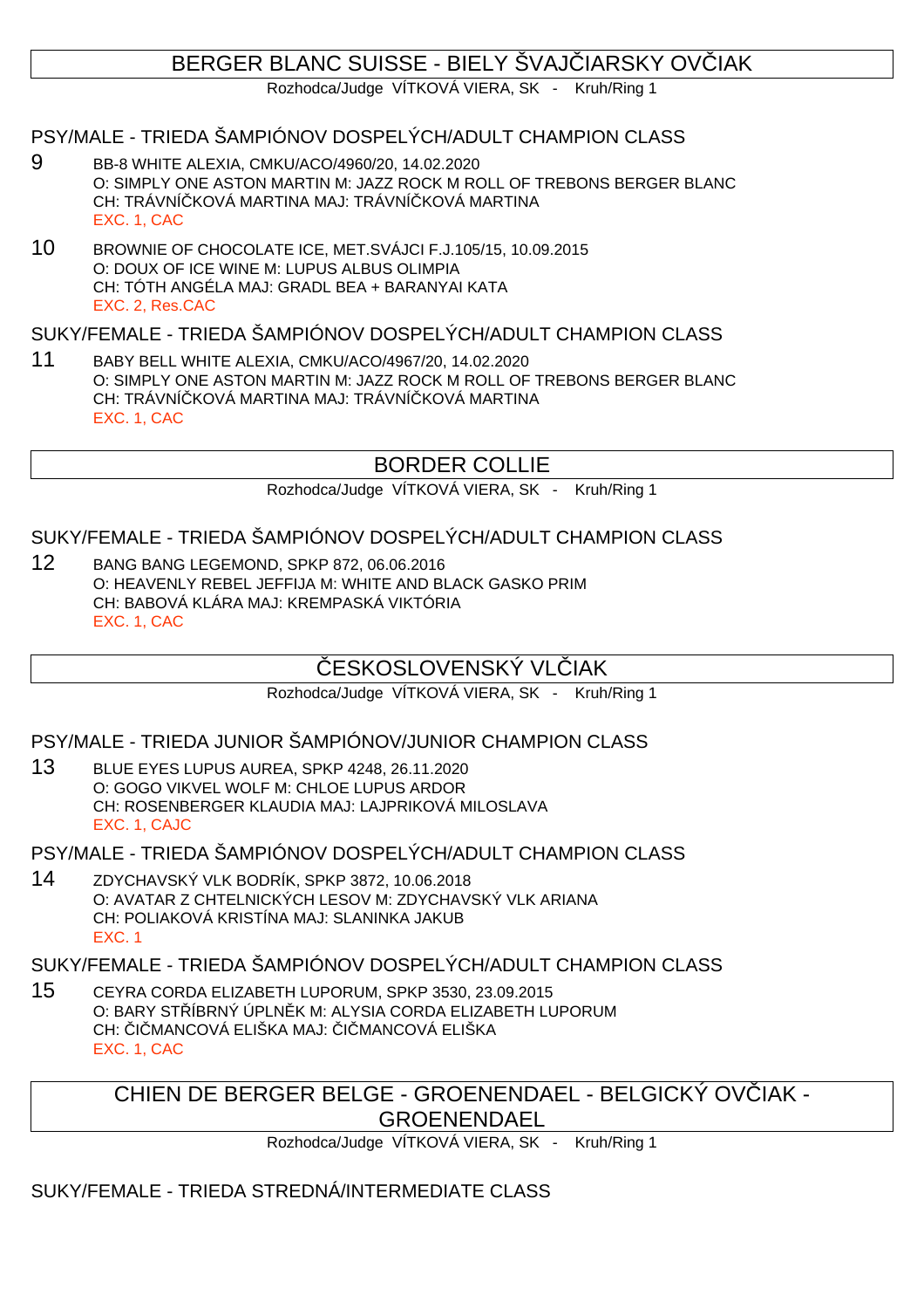## BERGER BLANC SUISSE - BIELY ŠVAJČIARSKY OVČIAK

Rozhodca/Judge VÍTKOVÁ VIERA, SK - Kruh/Ring 1

### PSY/MALE - TRIEDA ŠAMPIÓNOV DOSPELÝCH/ADULT CHAMPION CLASS

9 BB-8 WHITE ALEXIA, CMKU/ACO/4960/20, 14.02.2020
O: SIMPLY ONE ASTON MARTIN M: JAZZ ROCK M ROLL OF TREBONS BERGER BLANC
CH: TRÁVNÍČKOVÁ MARTINA MAJ: TRÁVNÍČKOVÁ MARTINA
EXC. 1, CAC

10 BROWNIE OF CHOCOLATE ICE, MET.SVÁJCI F.J.105/15, 10.09.2015
O: DOUX OF ICE WINE M: LUPUS ALBUS OLIMPIA
CH: TÓTH ANGÉLA MAJ: GRADL BEA + BARANYAI KATA
EXC. 2, Res.CAC

### SUKY/FEMALE - TRIEDA ŠAMPIÓNOV DOSPELÝCH/ADULT CHAMPION CLASS

11 BABY BELL WHITE ALEXIA, CMKU/ACO/4967/20, 14.02.2020
O: SIMPLY ONE ASTON MARTIN M: JAZZ ROCK M ROLL OF TREBONS BERGER BLANC
CH: TRÁVNÍČKOVÁ MARTINA MAJ: TRÁVNÍČKOVÁ MARTINA
EXC. 1, CAC

## BORDER COLLIE

Rozhodca/Judge VÍTKOVÁ VIERA, SK - Kruh/Ring 1

### SUKY/FEMALE - TRIEDA ŠAMPIÓNOV DOSPELÝCH/ADULT CHAMPION CLASS

12 BANG BANG LEGEMOND, SPKP 872, 06.06.2016
O: HEAVENLY REBEL JEFFIJA M: WHITE AND BLACK GASKO PRIM
CH: BABOVÁ KLÁRA MAJ: KREMPASKÁ VIKTÓRIA
EXC. 1, CAC

## ČESKOSLOVENSKÝ VLČIAK

Rozhodca/Judge VÍTKOVÁ VIERA, SK - Kruh/Ring 1

### PSY/MALE - TRIEDA JUNIOR ŠAMPIÓNOV/JUNIOR CHAMPION CLASS

13 BLUE EYES LUPUS AUREA, SPKP 4248, 26.11.2020
O: GOGO VIKVEL WOLF M: CHLOE LUPUS ARDOR
CH: ROSENBERGER KLAUDIA MAJ: LAJPRIKOVÁ MILOSLAVA
EXC. 1, CAJC

### PSY/MALE - TRIEDA ŠAMPIÓNOV DOSPELÝCH/ADULT CHAMPION CLASS

14 ZDYCHAVSKÝ VLK BODRÍK, SPKP 3872, 10.06.2018
O: AVATAR Z CHTELNICKÝCH LESOV M: ZDYCHAVSKÝ VLK ARIANA
CH: POLIAKOVÁ KRISTÍNA MAJ: SLANINKA JAKUB
EXC. 1

### SUKY/FEMALE - TRIEDA ŠAMPIÓNOV DOSPELÝCH/ADULT CHAMPION CLASS

15 CEYRA CORDA ELIZABETH LUPORUM, SPKP 3530, 23.09.2015
O: BARY STŘÍBRNÝ ÚPLNĚK M: ALYSIA CORDA ELIZABETH LUPORUM
CH: ČIČMANCOVÁ ELIŠKA MAJ: ČIČMANCOVÁ ELIŠKA
EXC. 1, CAC

## CHIEN DE BERGER BELGE - GROENENDAEL - BELGICKÝ OVČIAK - GROENENDAEL

Rozhodca/Judge VÍTKOVÁ VIERA, SK - Kruh/Ring 1

### SUKY/FEMALE - TRIEDA STREDNÁ/INTERMEDIATE CLASS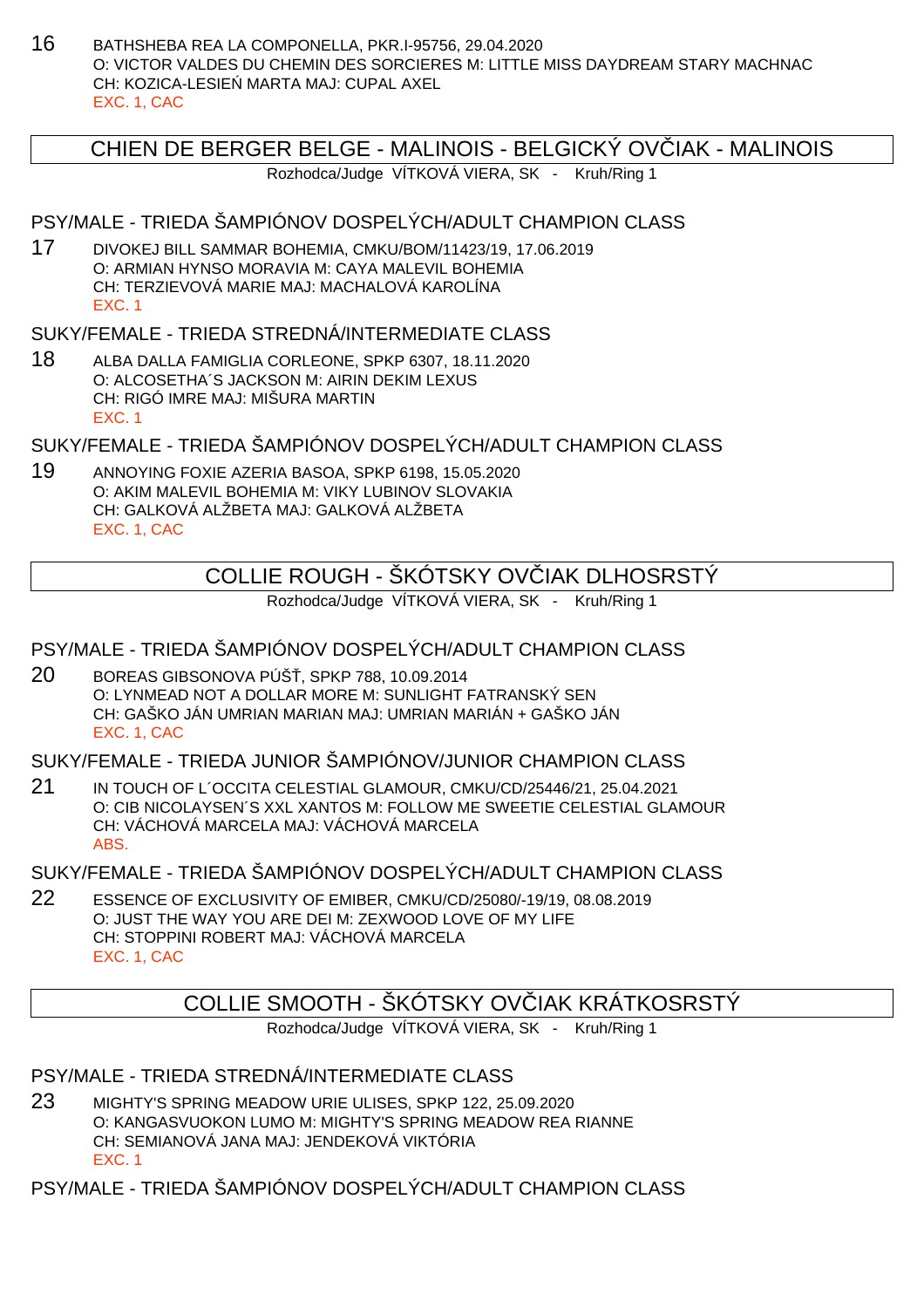16 BATHSHEBA REA LA COMPONELLA, PKR.I-95756, 29.04.2020
O: VICTOR VALDES DU CHEMIN DES SORCIERES M: LITTLE MISS DAYDREAM STARY MACHNAC
CH: KOZICA-LESIEŃ MARTA MAJ: CUPAL AXEL
EXC. 1, CAC

## CHIEN DE BERGER BELGE - MALINOIS - BELGICKÝ OVČIAK - MALINOIS

Rozhodca/Judge VÍTKOVÁ VIERA, SK - Kruh/Ring 1

### PSY/MALE - TRIEDA ŠAMPIÓNOV DOSPELÝCH/ADULT CHAMPION CLASS

17 DIVOKEJ BILL SAMMAR BOHEMIA, CMKU/BOM/11423/19, 17.06.2019
O: ARMIAN HYNSO MORAVIA M: CAYA MALEVIL BOHEMIA
CH: TERZIEVOVÁ MARIE MAJ: MACHALOVÁ KAROLÍNA
EXC. 1

### SUKY/FEMALE - TRIEDA STREDNÁ/INTERMEDIATE CLASS

18 ALBA DALLA FAMIGLIA CORLEONE, SPKP 6307, 18.11.2020
O: ALCOSETHA´S JACKSON M: AIRIN DEKIM LEXUS
CH: RIGÓ IMRE MAJ: MIŠURA MARTIN
EXC. 1

### SUKY/FEMALE - TRIEDA ŠAMPIÓNOV DOSPELÝCH/ADULT CHAMPION CLASS

19 ANNOYING FOXIE AZERIA BASOA, SPKP 6198, 15.05.2020
O: AKIM MALEVIL BOHEMIA M: VIKY LUBINOV SLOVAKIA
CH: GALKOVÁ ALŽBETA MAJ: GALKOVÁ ALŽBETA
EXC. 1, CAC

## COLLIE ROUGH - ŠKÓTSKY OVČIAK DLHOSRSTÝ

Rozhodca/Judge VÍTKOVÁ VIERA, SK - Kruh/Ring 1

### PSY/MALE - TRIEDA ŠAMPIÓNOV DOSPELÝCH/ADULT CHAMPION CLASS

20 BOREAS GIBSONOVA PÚŠŤ, SPKP 788, 10.09.2014
O: LYNMEAD NOT A DOLLAR MORE M: SUNLIGHT FATRANSKÝ SEN
CH: GAŠKO JÁN UMRIAN MARIAN MAJ: UMRIAN MARIÁN + GAŠKO JÁN
EXC. 1, CAC

### SUKY/FEMALE - TRIEDA JUNIOR ŠAMPIÓNOV/JUNIOR CHAMPION CLASS

21 IN TOUCH OF L´OCCITA CELESTIAL GLAMOUR, CMKU/CD/25446/21, 25.04.2021
O: CIB NICOLAYSEN´S XXL XANTOS M: FOLLOW ME SWEETIE CELESTIAL GLAMOUR
CH: VÁCHOVÁ MARCELA MAJ: VÁCHOVÁ MARCELA
ABS.

### SUKY/FEMALE - TRIEDA ŠAMPIÓNOV DOSPELÝCH/ADULT CHAMPION CLASS

22 ESSENCE OF EXCLUSIVITY OF EMIBER, CMKU/CD/25080/-19/19, 08.08.2019
O: JUST THE WAY YOU ARE DEI M: ZEXWOOD LOVE OF MY LIFE
CH: STOPPINI ROBERT MAJ: VÁCHOVÁ MARCELA
EXC. 1, CAC

## COLLIE SMOOTH - ŠKÓTSKY OVČIAK KRÁTKOSRSTÝ

Rozhodca/Judge VÍTKOVÁ VIERA, SK - Kruh/Ring 1

### PSY/MALE - TRIEDA STREDNÁ/INTERMEDIATE CLASS

23 MIGHTY'S SPRING MEADOW URIE ULISES, SPKP 122, 25.09.2020
O: KANGASVUOKON LUMO M: MIGHTY'S SPRING MEADOW REA RIANNE
CH: SEMIANOVÁ JANA MAJ: JENDEKOVÁ VIKTÓRIA
EXC. 1

### PSY/MALE - TRIEDA ŠAMPIÓNOV DOSPELÝCH/ADULT CHAMPION CLASS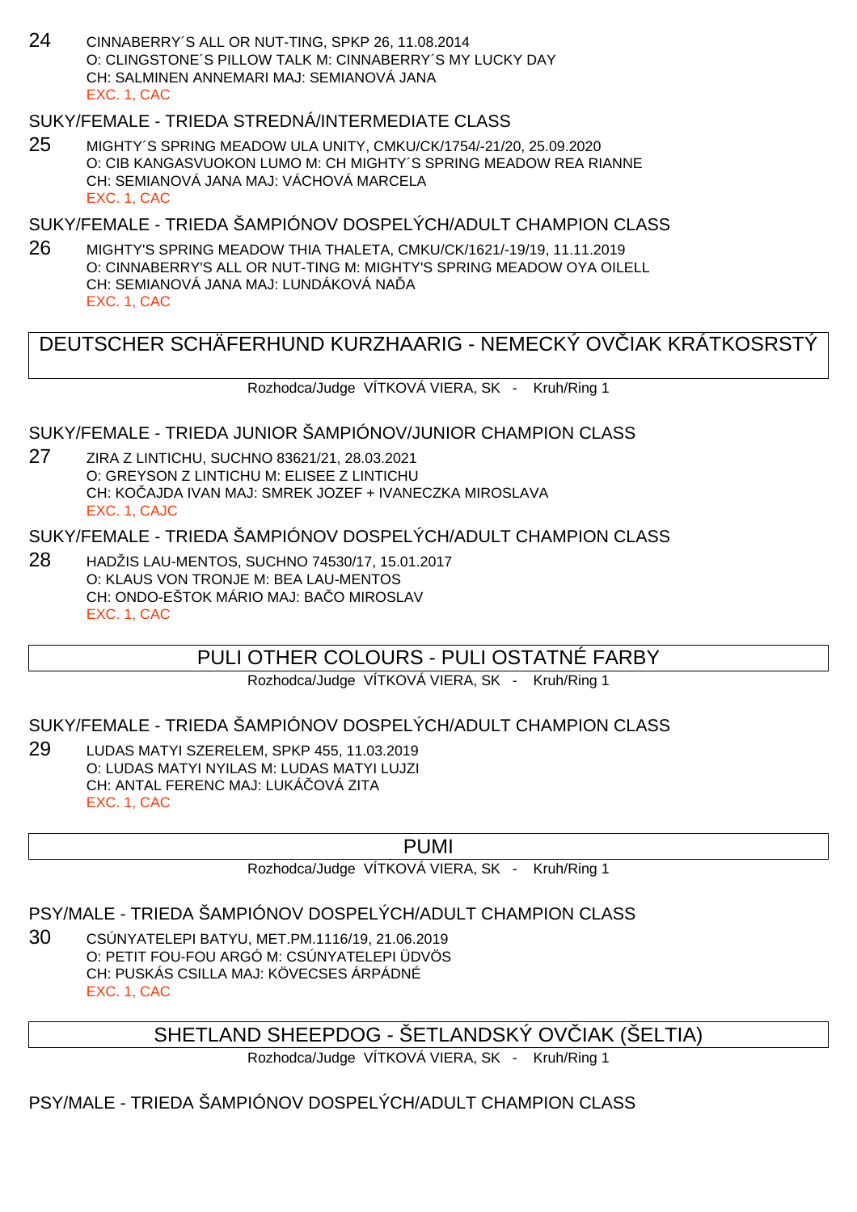24 CINNABERRY´S ALL OR NUT-TING, SPKP 26, 11.08.2014
O: CLINGSTONE´S PILLOW TALK M: CINNABERRY´S MY LUCKY DAY
CH: SALMINEN ANNEMARI MAJ: SEMIANOVÁ JANA
EXC. 1, CAC

### SUKY/FEMALE - TRIEDA STREDNÁ/INTERMEDIATE CLASS

25 MIGHTY´S SPRING MEADOW ULA UNITY, CMKU/CK/1754/-21/20, 25.09.2020
O: CIB KANGASVUOKON LUMO M: CH MIGHTY´S SPRING MEADOW REA RIANNE
CH: SEMIANOVÁ JANA MAJ: VÁCHOVÁ MARCELA
EXC. 1, CAC

### SUKY/FEMALE - TRIEDA ŠAMPIÓNOV DOSPELÝCH/ADULT CHAMPION CLASS

26 MIGHTY'S SPRING MEADOW THIA THALETA, CMKU/CK/1621/-19/19, 11.11.2019
O: CINNABERRY'S ALL OR NUT-TING M: MIGHTY'S SPRING MEADOW OYA OILELL
CH: SEMIANOVÁ JANA MAJ: LUNDÁKOVÁ NAĎA
EXC. 1, CAC

## DEUTSCHER SCHÄFERHUND KURZHAARIG - NEMECKÝ OVČIAK KRÁTKOSRSTÝ

Rozhodca/Judge VÍTKOVÁ VIERA, SK - Kruh/Ring 1

### SUKY/FEMALE - TRIEDA JUNIOR ŠAMPIÓNOV/JUNIOR CHAMPION CLASS

27 ZIRA Z LINTICHU, SUCHNO 83621/21, 28.03.2021
O: GREYSON Z LINTICHU M: ELISEE Z LINTICHU
CH: KOČAJDA IVAN MAJ: SMREK JOZEF + IVANECZKA MIROSLAVA
EXC. 1, CAJC

### SUKY/FEMALE - TRIEDA ŠAMPIÓNOV DOSPELÝCH/ADULT CHAMPION CLASS

28 HADŽIS LAU-MENTOS, SUCHNO 74530/17, 15.01.2017
O: KLAUS VON TRONJE M: BEA LAU-MENTOS
CH: ONDO-EŠTOK MÁRIO MAJ: BAČO MIROSLAV
EXC. 1, CAC

## PULI OTHER COLOURS - PULI OSTATNÉ FARBY

Rozhodca/Judge VÍTKOVÁ VIERA, SK - Kruh/Ring 1

### SUKY/FEMALE - TRIEDA ŠAMPIÓNOV DOSPELÝCH/ADULT CHAMPION CLASS

29 LUDAS MATYI SZERELEM, SPKP 455, 11.03.2019
O: LUDAS MATYI NYILAS M: LUDAS MATYI LUJZI
CH: ANTAL FERENC MAJ: LUKÁČOVÁ ZITA
EXC. 1, CAC

## PUMI

Rozhodca/Judge VÍTKOVÁ VIERA, SK - Kruh/Ring 1

### PSY/MALE - TRIEDA ŠAMPIÓNOV DOSPELÝCH/ADULT CHAMPION CLASS

30 CSÚNYATELEPI BATYU, MET.PM.1116/19, 21.06.2019
O: PETIT FOU-FOU ARGÓ M: CSÚNYATELEPI ÜDVÖS
CH: PUSKÁS CSILLA MAJ: KÖVECSES ÁRPÁDNÉ
EXC. 1, CAC

## SHETLAND SHEEPDOG - ŠETLANDSKÝ OVČIAK (ŠELTIA)

Rozhodca/Judge VÍTKOVÁ VIERA, SK - Kruh/Ring 1

### PSY/MALE - TRIEDA ŠAMPIÓNOV DOSPELÝCH/ADULT CHAMPION CLASS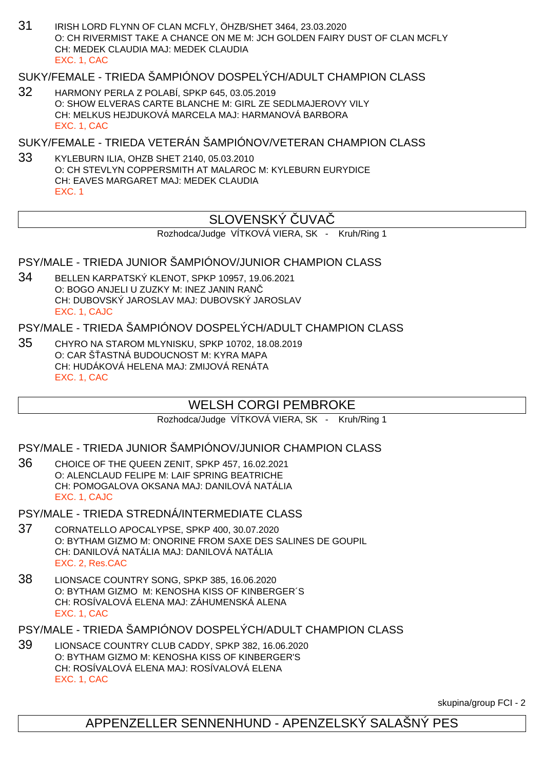31 IRISH LORD FLYNN OF CLAN MCFLY, ÖHZB/SHET 3464, 23.03.2020
O: CH RIVERMIST TAKE A CHANCE ON ME M: JCH GOLDEN FAIRY DUST OF CLAN MCFLY
CH: MEDEK CLAUDIA MAJ: MEDEK CLAUDIA
EXC. 1, CAC

### SUKY/FEMALE - TRIEDA ŠAMPIÓNOV DOSPELÝCH/ADULT CHAMPION CLASS

32 HARMONY PERLA Z POLABÍ, SPKP 645, 03.05.2019
O: SHOW ELVERAS CARTE BLANCHE M: GIRL ZE SEDLMAJEROVY VILY
CH: MELKUS HEJDUKOVÁ MARCELA MAJ: HARMANOVÁ BARBORA
EXC. 1, CAC

### SUKY/FEMALE - TRIEDA VETERÁN ŠAMPIÓNOV/VETERAN CHAMPION CLASS

33 KYLEBURN ILIA, OHZB SHET 2140, 05.03.2010
O: CH STEVLYN COPPERSMITH AT MALAROC M: KYLEBURN EURYDICE
CH: EAVES MARGARET MAJ: MEDEK CLAUDIA
EXC. 1

## SLOVENSKÝ ČUVAČ

Rozhodca/Judge VÍTKOVÁ VIERA, SK - Kruh/Ring 1

### PSY/MALE - TRIEDA JUNIOR ŠAMPIÓNOV/JUNIOR CHAMPION CLASS

34 BELLEN KARPATSKÝ KLENOT, SPKP 10957, 19.06.2021
O: BOGO ANJELI U ZUZKY M: INEZ JANIN RANČ
CH: DUBOVSKÝ JAROSLAV MAJ: DUBOVSKÝ JAROSLAV
EXC. 1, CAJC

### PSY/MALE - TRIEDA ŠAMPIÓNOV DOSPELÝCH/ADULT CHAMPION CLASS

35 CHYRO NA STAROM MLYNISKU, SPKP 10702, 18.08.2019
O: CAR ŠŤASTNÁ BUDOUCNOST M: KYRA MAPA
CH: HUDÁKOVÁ HELENA MAJ: ZMIJOVÁ RENÁTA
EXC. 1, CAC

## WELSH CORGI PEMBROKE

Rozhodca/Judge VÍTKOVÁ VIERA, SK - Kruh/Ring 1

### PSY/MALE - TRIEDA JUNIOR ŠAMPIÓNOV/JUNIOR CHAMPION CLASS

36 CHOICE OF THE QUEEN ZENIT, SPKP 457, 16.02.2021
O: ALENCLAUD FELIPE M: LAIF SPRING BEATRICHE
CH: POMOGALOVA OKSANA MAJ: DANILOVÁ NATÁLIA
EXC. 1, CAJC

### PSY/MALE - TRIEDA STREDNÁ/INTERMEDIATE CLASS

37 CORNATELLO APOCALYPSE, SPKP 400, 30.07.2020
O: BYTHAM GIZMO M: ONORINE FROM SAXE DES SALINES DE GOUPIL
CH: DANILOVÁ NATÁLIA MAJ: DANILOVÁ NATÁLIA
EXC. 2, Res.CAC

38 LIONSACE COUNTRY SONG, SPKP 385, 16.06.2020
O: BYTHAM GIZMO M: KENOSHA KISS OF KINBERGER´S
CH: ROSÍVALOVÁ ELENA MAJ: ZÁHUMENSKÁ ALENA
EXC. 1, CAC

### PSY/MALE - TRIEDA ŠAMPIÓNOV DOSPELÝCH/ADULT CHAMPION CLASS

39 LIONSACE COUNTRY CLUB CADDY, SPKP 382, 16.06.2020
O: BYTHAM GIZMO M: KENOSHA KISS OF KINBERGER'S
CH: ROSÍVALOVÁ ELENA MAJ: ROSÍVALOVÁ ELENA
EXC. 1, CAC

skupina/group FCI - 2

## APPENZELLER SENNENHUND - APENZELSKÝ SALAŠNÝ PES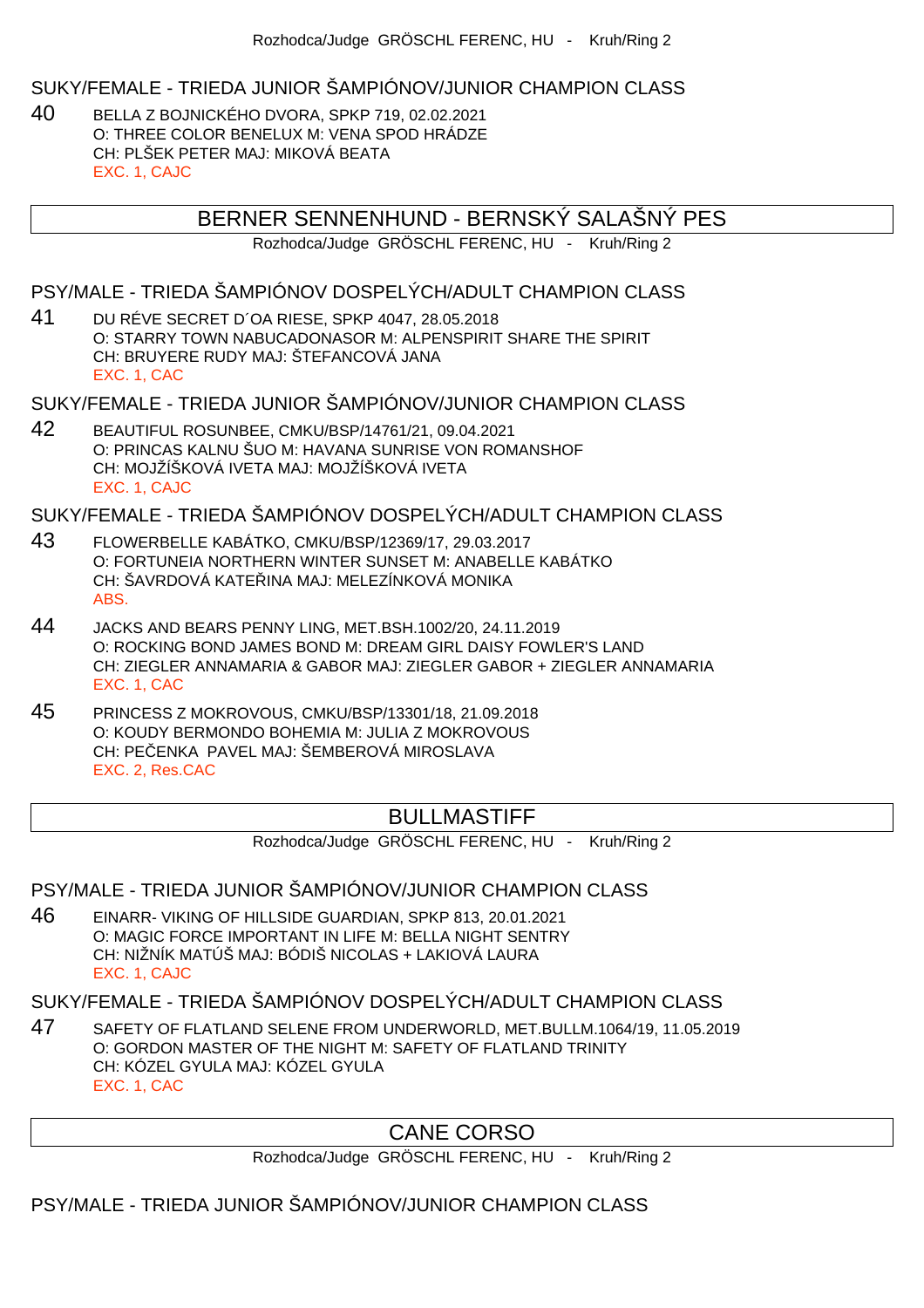Rozhodca/Judge GRÖSCHL FERENC, HU - Kruh/Ring 2

### SUKY/FEMALE - TRIEDA JUNIOR ŠAMPIÓNOV/JUNIOR CHAMPION CLASS

40 BELLA Z BOJNICKÉHO DVORA, SPKP 719, 02.02.2021
O: THREE COLOR BENELUX M: VENA SPOD HRÁDZE
CH: PLŠEK PETER MAJ: MIKOVÁ BEATA
EXC. 1, CAJC

## BERNER SENNENHUND - BERNSKÝ SALAŠNÝ PES

Rozhodca/Judge GRÖSCHL FERENC, HU - Kruh/Ring 2

### PSY/MALE - TRIEDA ŠAMPIÓNOV DOSPELÝCH/ADULT CHAMPION CLASS

41 DU RÉVE SECRET D´OA RIESE, SPKP 4047, 28.05.2018
O: STARRY TOWN NABUCADONASOR M: ALPENSPIRIT SHARE THE SPIRIT
CH: BRUYERE RUDY MAJ: ŠTEFANCOVÁ JANA
EXC. 1, CAC

### SUKY/FEMALE - TRIEDA JUNIOR ŠAMPIÓNOV/JUNIOR CHAMPION CLASS

42 BEAUTIFUL ROSUNBEE, CMKU/BSP/14761/21, 09.04.2021
O: PRINCAS KALNU ŠUO M: HAVANA SUNRISE VON ROMANSHOF
CH: MOJŽÍŠKOVÁ IVETA MAJ: MOJŽÍŠKOVÁ IVETA
EXC. 1, CAJC

### SUKY/FEMALE - TRIEDA ŠAMPIÓNOV DOSPELÝCH/ADULT CHAMPION CLASS

43 FLOWERBELLE KABÁTKO, CMKU/BSP/12369/17, 29.03.2017
O: FORTUNEIA NORTHERN WINTER SUNSET M: ANABELLE KABÁTKO
CH: ŠAVRDOVÁ KATEŘINA MAJ: MELEZÍNKOVÁ MONIKA
ABS.

44 JACKS AND BEARS PENNY LING, MET.BSH.1002/20, 24.11.2019
O: ROCKING BOND JAMES BOND M: DREAM GIRL DAISY FOWLER'S LAND
CH: ZIEGLER ANNAMARIA & GABOR MAJ: ZIEGLER GABOR + ZIEGLER ANNAMARIA
EXC. 1, CAC

45 PRINCESS Z MOKROVOUS, CMKU/BSP/13301/18, 21.09.2018
O: KOUDY BERMONDO BOHEMIA M: JULIA Z MOKROVOUS
CH: PEČENKA PAVEL MAJ: ŠEMBEROVÁ MIROSLAVA
EXC. 2, Res.CAC

## BULLMASTIFF

Rozhodca/Judge GRÖSCHL FERENC, HU - Kruh/Ring 2

### PSY/MALE - TRIEDA JUNIOR ŠAMPIÓNOV/JUNIOR CHAMPION CLASS

46 EINARR- VIKING OF HILLSIDE GUARDIAN, SPKP 813, 20.01.2021
O: MAGIC FORCE IMPORTANT IN LIFE M: BELLA NIGHT SENTRY
CH: NIŽNÍK MATÚŠ MAJ: BÓDIŠ NICOLAS + LAKIOVÁ LAURA
EXC. 1, CAJC

### SUKY/FEMALE - TRIEDA ŠAMPIÓNOV DOSPELÝCH/ADULT CHAMPION CLASS

47 SAFETY OF FLATLAND SELENE FROM UNDERWORLD, MET.BULLM.1064/19, 11.05.2019
O: GORDON MASTER OF THE NIGHT M: SAFETY OF FLATLAND TRINITY
CH: KÓZEL GYULA MAJ: KÓZEL GYULA
EXC. 1, CAC

## CANE CORSO

Rozhodca/Judge GRÖSCHL FERENC, HU - Kruh/Ring 2

### PSY/MALE - TRIEDA JUNIOR ŠAMPIÓNOV/JUNIOR CHAMPION CLASS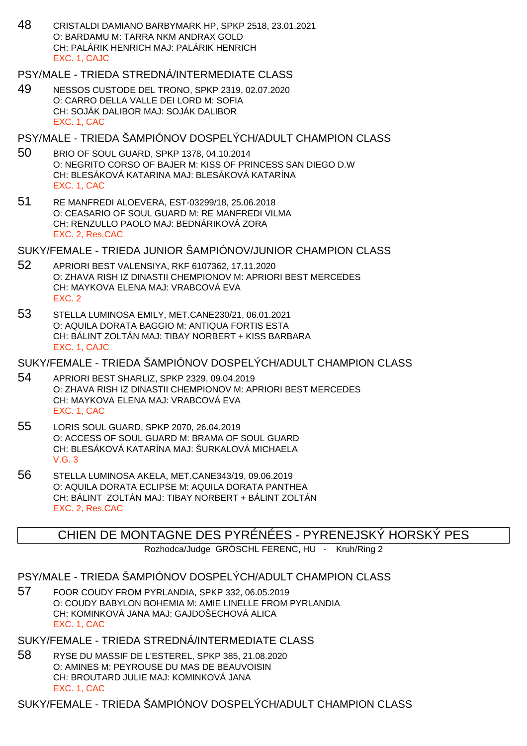48 CRISTALDI DAMIANO BARBYMARK HP, SPKP 2518, 23.01.2021
O: BARDAMU M: TARRA NKM ANDRAX GOLD
CH: PALÁRIK HENRICH MAJ: PALÁRIK HENRICH
EXC. 1, CAJC

### PSY/MALE - TRIEDA STREDNÁ/INTERMEDIATE CLASS

49 NESSOS CUSTODE DEL TRONO, SPKP 2319, 02.07.2020
O: CARRO DELLA VALLE DEI LORD M: SOFIA
CH: SOJÁK DALIBOR MAJ: SOJÁK DALIBOR
EXC. 1, CAC

### PSY/MALE - TRIEDA ŠAMPIÓNOV DOSPELÝCH/ADULT CHAMPION CLASS

50 BRIO OF SOUL GUARD, SPKP 1378, 04.10.2014
O: NEGRITO CORSO OF BAJER M: KISS OF PRINCESS SAN DIEGO D.W
CH: BLESÁKOVÁ KATARINA MAJ: BLESÁKOVÁ KATARÍNA
EXC. 1, CAC

51 RE MANFREDI ALOEVERA, EST-03299/18, 25.06.2018
O: CEASARIO OF SOUL GUARD M: RE MANFREDI VILMA
CH: RENZULLO PAOLO MAJ: BEDNÁRIKOVÁ ZORA
EXC. 2, Res.CAC

### SUKY/FEMALE - TRIEDA JUNIOR ŠAMPIÓNOV/JUNIOR CHAMPION CLASS

52 APRIORI BEST VALENSIYA, RKF 6107362, 17.11.2020
O: ZHAVA RISH IZ DINASTII CHEMPIONOV M: APRIORI BEST MERCEDES
CH: MAYKOVA ELENA MAJ: VRABCOVÁ EVA
EXC. 2

53 STELLA LUMINOSA EMILY, MET.CANE230/21, 06.01.2021
O: AQUILA DORATA BAGGIO M: ANTIQUA FORTIS ESTA
CH: BÁLINT ZOLTÁN MAJ: TIBAY NORBERT + KISS BARBARA
EXC. 1, CAJC

### SUKY/FEMALE - TRIEDA ŠAMPIÓNOV DOSPELÝCH/ADULT CHAMPION CLASS

54 APRIORI BEST SHARLIZ, SPKP 2329, 09.04.2019
O: ZHAVA RISH IZ DINASTII CHEMPIONOV M: APRIORI BEST MERCEDES
CH: MAYKOVA ELENA MAJ: VRABCOVÁ EVA
EXC. 1, CAC

55 LORIS SOUL GUARD, SPKP 2070, 26.04.2019
O: ACCESS OF SOUL GUARD M: BRAMA OF SOUL GUARD
CH: BLESÁKOVÁ KATARÍNA MAJ: ŠURKALOVÁ MICHAELA
V.G. 3

56 STELLA LUMINOSA AKELA, MET.CANE343/19, 09.06.2019
O: AQUILA DORATA ECLIPSE M: AQUILA DORATA PANTHEA
CH: BÁLINT ZOLTÁN MAJ: TIBAY NORBERT + BÁLINT ZOLTÁN
EXC. 2, Res.CAC

## CHIEN DE MONTAGNE DES PYRÉNÉES - PYRENEJSKÝ HORSKÝ PES

Rozhodca/Judge GRÖSCHL FERENC, HU - Kruh/Ring 2

### PSY/MALE - TRIEDA ŠAMPIÓNOV DOSPELÝCH/ADULT CHAMPION CLASS

57 FOOR COUDY FROM PYRLANDIA, SPKP 332, 06.05.2019
O: COUDY BABYLON BOHEMIA M: AMIE LINELLE FROM PYRLANDIA
CH: KOMINKOVÁ JANA MAJ: GAJDOŠECHOVÁ ALICA
EXC. 1, CAC

### SUKY/FEMALE - TRIEDA STREDNÁ/INTERMEDIATE CLASS

58 RYSE DU MASSIF DE L'ESTEREL, SPKP 385, 21.08.2020
O: AMINES M: PEYROUSE DU MAS DE BEAUVOISIN
CH: BROUTARD JULIE MAJ: KOMINKOVÁ JANA
EXC. 1, CAC

### SUKY/FEMALE - TRIEDA ŠAMPIÓNOV DOSPELÝCH/ADULT CHAMPION CLASS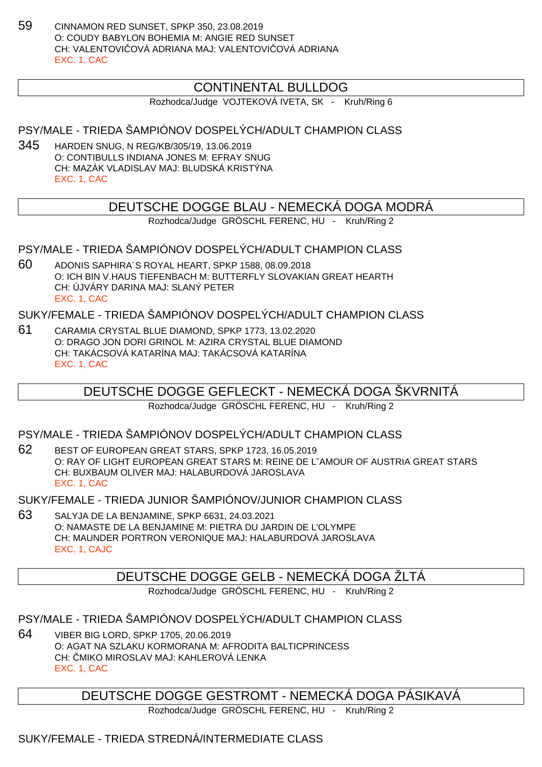59 CINNAMON RED SUNSET, SPKP 350, 23.08.2019
O: COUDY BABYLON BOHEMIA M: ANGIE RED SUNSET
CH: VALENTOVIČOVÁ ADRIANA MAJ: VALENTOVIČOVÁ ADRIANA
EXC. 1, CAC

## CONTINENTAL BULLDOG

Rozhodca/Judge VOJTEKOVÁ IVETA, SK - Kruh/Ring 6

### PSY/MALE - TRIEDA ŠAMPIÓNOV DOSPELÝCH/ADULT CHAMPION CLASS

345 HARDEN SNUG, N REG/KB/305/19, 13.06.2019
O: CONTIBULLS INDIANA JONES M: EFRAY SNUG
CH: MAZÁK VLADISLAV MAJ: BLUDSKÁ KRISTÝNA
EXC. 1, CAC

## DEUTSCHE DOGGE BLAU - NEMECKÁ DOGA MODRÁ

Rozhodca/Judge GRÖSCHL FERENC, HU - Kruh/Ring 2

### PSY/MALE - TRIEDA ŠAMPIÓNOV DOSPELÝCH/ADULT CHAMPION CLASS

60 ADONIS SAPHIRA´S ROYAL HEART, SPKP 1588, 08.09.2018
O: ICH BIN V.HAUS TIEFENBACH M: BUTTERFLY SLOVAKIAN GREAT HEARTH
CH: ÚJVÁRY DARINA MAJ: SLANÝ PETER
EXC. 1, CAC

### SUKY/FEMALE - TRIEDA ŠAMPIÓNOV DOSPELÝCH/ADULT CHAMPION CLASS

61 CARAMIA CRYSTAL BLUE DIAMOND, SPKP 1773, 13.02.2020
O: DRAGO JON DORI GRINOL M: AZIRA CRYSTAL BLUE DIAMOND
CH: TAKÁCSOVÁ KATARÍNA MAJ: TAKÁCSOVÁ KATARÍNA
EXC. 1, CAC

## DEUTSCHE DOGGE GEFLECKT - NEMECKÁ DOGA ŠKVRNITÁ

Rozhodca/Judge GRÖSCHL FERENC, HU - Kruh/Ring 2

### PSY/MALE - TRIEDA ŠAMPIÓNOV DOSPELÝCH/ADULT CHAMPION CLASS

62 BEST OF EUROPEAN GREAT STARS, SPKP 1723, 16.05.2019
O: RAY OF LIGHT EUROPEAN GREAT STARS M: REINE DE LˇAMOUR OF AUSTRIA GREAT STARS
CH: BUXBAUM OLIVER MAJ: HALABURDOVÁ JAROSLAVA
EXC. 1, CAC

### SUKY/FEMALE - TRIEDA JUNIOR ŠAMPIÓNOV/JUNIOR CHAMPION CLASS

63 SALYJA DE LA BENJAMINE, SPKP 6631, 24.03.2021
O: NAMASTE DE LA BENJAMINE M: PIETRA DU JARDIN DE L'OLYMPE
CH: MAUNDER PORTRON VERONIQUE MAJ: HALABURDOVÁ JAROSLAVA
EXC. 1, CAJC

## DEUTSCHE DOGGE GELB - NEMECKÁ DOGA ŽLTÁ

Rozhodca/Judge GRÖSCHL FERENC, HU - Kruh/Ring 2

### PSY/MALE - TRIEDA ŠAMPIÓNOV DOSPELÝCH/ADULT CHAMPION CLASS

64 VIBER BIG LORD, SPKP 1705, 20.06.2019
O: AGAT NA SZLAKU KORMORANA M: AFRODITA BALTICPRINCESS
CH: ČMIKO MIROSLAV MAJ: KAHLEROVÁ LENKA
EXC. 1, CAC

## DEUTSCHE DOGGE GESTROMT - NEMECKÁ DOGA PÁSIKAVÁ

Rozhodca/Judge GRÖSCHL FERENC, HU - Kruh/Ring 2

### SUKY/FEMALE - TRIEDA STREDNÁ/INTERMEDIATE CLASS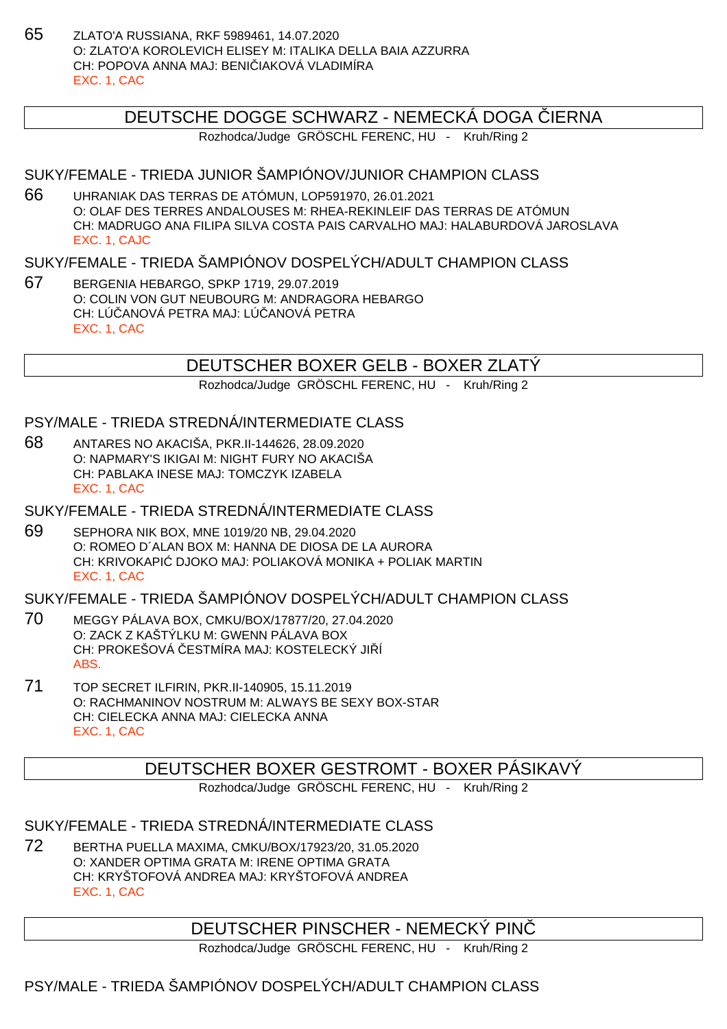65 ZLATO'A RUSSIANA, RKF 5989461, 14.07.2020
O: ZLATO'A KOROLEVICH ELISEY M: ITALIKA DELLA BAIA AZZURRA
CH: POPOVA ANNA MAJ: BENIČIAKOVÁ VLADIMÍRA
EXC. 1, CAC

## DEUTSCHE DOGGE SCHWARZ - NEMECKÁ DOGA ČIERNA

Rozhodca/Judge GRÖSCHL FERENC, HU - Kruh/Ring 2

### SUKY/FEMALE - TRIEDA JUNIOR ŠAMPIÓNOV/JUNIOR CHAMPION CLASS

66 UHRANIAK DAS TERRAS DE ATÓMUN, LOP591970, 26.01.2021
O: OLAF DES TERRES ANDALOUSES M: RHEA-REKINLEIF DAS TERRAS DE ATÓMUN
CH: MADRUGO ANA FILIPA SILVA COSTA PAIS CARVALHO MAJ: HALABURDOVÁ JAROSLAVA
EXC. 1, CAJC

### SUKY/FEMALE - TRIEDA ŠAMPIÓNOV DOSPELÝCH/ADULT CHAMPION CLASS

67 BERGENIA HEBARGO, SPKP 1719, 29.07.2019
O: COLIN VON GUT NEUBOURG M: ANDRAGORA HEBARGO
CH: LÚČANOVÁ PETRA MAJ: LÚČANOVÁ PETRA
EXC. 1, CAC

## DEUTSCHER BOXER GELB - BOXER ZLATÝ

Rozhodca/Judge GRÖSCHL FERENC, HU - Kruh/Ring 2

### PSY/MALE - TRIEDA STREDNÁ/INTERMEDIATE CLASS

68 ANTARES NO AKACIŠA, PKR.II-144626, 28.09.2020
O: NAPMARY'S IKIGAI M: NIGHT FURY NO AKACIŠA
CH: PABLAKA INESE MAJ: TOMCZYK IZABELA
EXC. 1, CAC

### SUKY/FEMALE - TRIEDA STREDNÁ/INTERMEDIATE CLASS

69 SEPHORA NIK BOX, MNE 1019/20 NB, 29.04.2020
O: ROMEO D´ALAN BOX M: HANNA DE DIOSA DE LA AURORA
CH: KRIVOKAPIĆ DJOKO MAJ: POLIAKOVÁ MONIKA + POLIAK MARTIN
EXC. 1, CAC

### SUKY/FEMALE - TRIEDA ŠAMPIÓNOV DOSPELÝCH/ADULT CHAMPION CLASS

70 MEGGY PÁLAVA BOX, CMKU/BOX/17877/20, 27.04.2020
O: ZACK Z KAŠTÝLKU M: GWENN PÁLAVA BOX
CH: PROKEŠOVÁ ČESTMÍRA MAJ: KOSTELECKÝ JIŘÍ
ABS.

71 TOP SECRET ILFIRIN, PKR.II-140905, 15.11.2019
O: RACHMANINOV NOSTRUM M: ALWAYS BE SEXY BOX-STAR
CH: CIELECKA ANNA MAJ: CIELECKA ANNA
EXC. 1, CAC

## DEUTSCHER BOXER GESTROMT - BOXER PÁSIKAVÝ

Rozhodca/Judge GRÖSCHL FERENC, HU - Kruh/Ring 2

### SUKY/FEMALE - TRIEDA STREDNÁ/INTERMEDIATE CLASS

72 BERTHA PUELLA MAXIMA, CMKU/BOX/17923/20, 31.05.2020
O: XANDER OPTIMA GRATA M: IRENE OPTIMA GRATA
CH: KRYŠTOFOVÁ ANDREA MAJ: KRYŠTOFOVÁ ANDREA
EXC. 1, CAC

## DEUTSCHER PINSCHER - NEMECKÝ PINČ

Rozhodca/Judge GRÖSCHL FERENC, HU - Kruh/Ring 2

### PSY/MALE - TRIEDA ŠAMPIÓNOV DOSPELÝCH/ADULT CHAMPION CLASS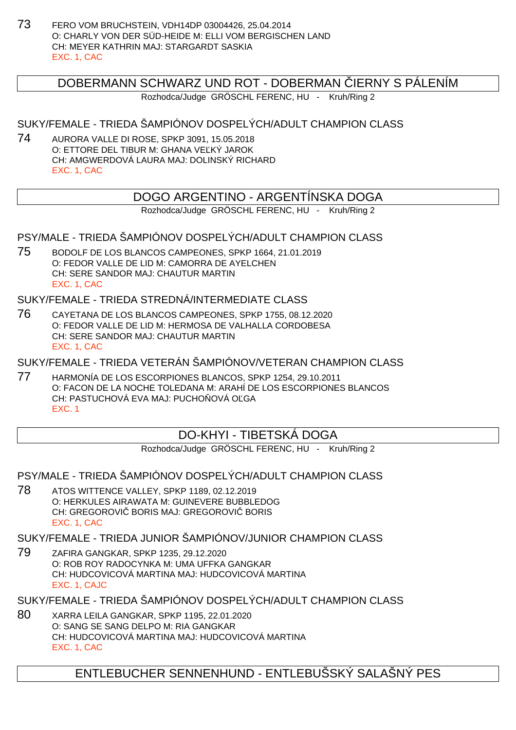73 FERO VOM BRUCHSTEIN, VDH14DP 03004426, 25.04.2014
O: CHARLY VON DER SÜD-HEIDE M: ELLI VOM BERGISCHEN LAND
CH: MEYER KATHRIN MAJ: STARGARDT SASKIA
EXC. 1, CAC

## DOBERMANN SCHWARZ UND ROT - DOBERMAN ČIERNY S PÁLENÍM

Rozhodca/Judge GRÖSCHL FERENC, HU - Kruh/Ring 2

### SUKY/FEMALE - TRIEDA ŠAMPIÓNOV DOSPELÝCH/ADULT CHAMPION CLASS

74 AURORA VALLE DI ROSE, SPKP 3091, 15.05.2018
O: ETTORE DEL TIBUR M: GHANA VEĽKÝ JAROK
CH: AMGWERDOVÁ LAURA MAJ: DOLINSKÝ RICHARD
EXC. 1, CAC

## DOGO ARGENTINO - ARGENTÍNSKA DOGA

Rozhodca/Judge GRÖSCHL FERENC, HU - Kruh/Ring 2

### PSY/MALE - TRIEDA ŠAMPIÓNOV DOSPELÝCH/ADULT CHAMPION CLASS

75 BODOLF DE LOS BLANCOS CAMPEONES, SPKP 1664, 21.01.2019
O: FEDOR VALLE DE LID M: CAMORRA DE AYELCHEN
CH: SERE SANDOR MAJ: CHAUTUR MARTIN
EXC. 1, CAC

### SUKY/FEMALE - TRIEDA STREDNÁ/INTERMEDIATE CLASS

76 CAYETANA DE LOS BLANCOS CAMPEONES, SPKP 1755, 08.12.2020
O: FEDOR VALLE DE LID M: HERMOSA DE VALHALLA CORDOBESA
CH: SERE SANDOR MAJ: CHAUTUR MARTIN
EXC. 1, CAC

### SUKY/FEMALE - TRIEDA VETERÁN ŠAMPIÓNOV/VETERAN CHAMPION CLASS

77 HARMONÍA DE LOS ESCORPIONES BLANCOS, SPKP 1254, 29.10.2011
O: FACON DE LA NOCHE TOLEDANA M: ARAHÍ DE LOS ESCORPIONES BLANCOS
CH: PASTUCHOVÁ EVA MAJ: PUCHOŇOVÁ OĽGA
EXC. 1

## DO-KHYI - TIBETSKÁ DOGA

Rozhodca/Judge GRÖSCHL FERENC, HU - Kruh/Ring 2

### PSY/MALE - TRIEDA ŠAMPIÓNOV DOSPELÝCH/ADULT CHAMPION CLASS

78 ATOS WITTENCE VALLEY, SPKP 1189, 02.12.2019
O: HERKULES AIRAWATA M: GUINEVERE BUBBLEDOG
CH: GREGOROVIČ BORIS MAJ: GREGOROVIČ BORIS
EXC. 1, CAC

### SUKY/FEMALE - TRIEDA JUNIOR ŠAMPIÓNOV/JUNIOR CHAMPION CLASS

79 ZAFIRA GANGKAR, SPKP 1235, 29.12.2020
O: ROB ROY RADOCYNKA M: UMA UFFKA GANGKAR
CH: HUDCOVICOVÁ MARTINA MAJ: HUDCOVICOVÁ MARTINA
EXC. 1, CAJC

### SUKY/FEMALE - TRIEDA ŠAMPIÓNOV DOSPELÝCH/ADULT CHAMPION CLASS

80 XARRA LEILA GANGKAR, SPKP 1195, 22.01.2020
O: SANG SE SANG DELPO M: RIA GANGKAR
CH: HUDCOVICOVÁ MARTINA MAJ: HUDCOVICOVÁ MARTINA
EXC. 1, CAC

## ENTLEBUCHER SENNENHUND - ENTLEBUŠSKÝ SALAŠNÝ PES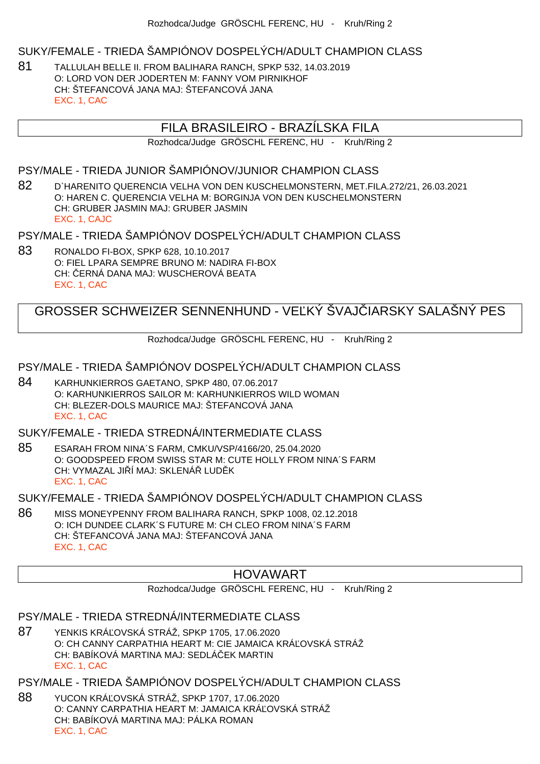Rozhodca/Judge GRÖSCHL FERENC, HU - Kruh/Ring 2

### SUKY/FEMALE - TRIEDA ŠAMPIÓNOV DOSPELÝCH/ADULT CHAMPION CLASS

81 TALLULAH BELLE II. FROM BALIHARA RANCH, SPKP 532, 14.03.2019
O: LORD VON DER JODERTEN M: FANNY VOM PIRNIKHOF
CH: ŠTEFANCOVÁ JANA MAJ: ŠTEFANCOVÁ JANA
EXC. 1, CAC

## FILA BRASILEIRO - BRAZÍLSKA FILA

Rozhodca/Judge GRÖSCHL FERENC, HU - Kruh/Ring 2

### PSY/MALE - TRIEDA JUNIOR ŠAMPIÓNOV/JUNIOR CHAMPION CLASS

82 D`HARENITO QUERENCIA VELHA VON DEN KUSCHELMONSTERN, MET.FILA.272/21, 26.03.2021
O: HAREN C. QUERENCIA VELHA M: BORGINJA VON DEN KUSCHELMONSTERN
CH: GRUBER JASMIN MAJ: GRUBER JASMIN
EXC. 1, CAJC

### PSY/MALE - TRIEDA ŠAMPIÓNOV DOSPELÝCH/ADULT CHAMPION CLASS

83 RONALDO FI-BOX, SPKP 628, 10.10.2017
O: FIEL LPARA SEMPRE BRUNO M: NADIRA FI-BOX
CH: ČERNÁ DANA MAJ: WUSCHEROVÁ BEATA
EXC. 1, CAC

## GROSSER SCHWEIZER SENNENHUND - VEĽKÝ ŠVAJČIARSKY SALAŠNÝ PES

Rozhodca/Judge GRÖSCHL FERENC, HU - Kruh/Ring 2

### PSY/MALE - TRIEDA ŠAMPIÓNOV DOSPELÝCH/ADULT CHAMPION CLASS

84 KARHUNKIERROS GAETANO, SPKP 480, 07.06.2017
O: KARHUNKIERROS SAILOR M: KARHUNKIERROS WILD WOMAN
CH: BLEZER-DOLS MAURICE MAJ: ŠTEFANCOVÁ JANA
EXC. 1, CAC

### SUKY/FEMALE - TRIEDA STREDNÁ/INTERMEDIATE CLASS

85 ESARAH FROM NINA´S FARM, CMKU/VSP/4166/20, 25.04.2020
O: GOODSPEED FROM SWISS STAR M: CUTE HOLLY FROM NINA´S FARM
CH: VYMAZAL JIŘÍ MAJ: SKLENÁŘ LUDĚK
EXC. 1, CAC

### SUKY/FEMALE - TRIEDA ŠAMPIÓNOV DOSPELÝCH/ADULT CHAMPION CLASS

86 MISS MONEYPENNY FROM BALIHARA RANCH, SPKP 1008, 02.12.2018
O: ICH DUNDEE CLARK´S FUTURE M: CH CLEO FROM NINA´S FARM
CH: ŠTEFANCOVÁ JANA MAJ: ŠTEFANCOVÁ JANA
EXC. 1, CAC

## HOVAWART

Rozhodca/Judge GRÖSCHL FERENC, HU - Kruh/Ring 2

### PSY/MALE - TRIEDA STREDNÁ/INTERMEDIATE CLASS

87 YENKIS KRÁĽOVSKÁ STRÁŽ, SPKP 1705, 17.06.2020
O: CH CANNY CARPATHIA HEART M: CIE JAMAICA KRÁĽOVSKÁ STRÁŽ
CH: BABÍKOVÁ MARTINA MAJ: SEDLÁČEK MARTIN
EXC. 1, CAC

### PSY/MALE - TRIEDA ŠAMPIÓNOV DOSPELÝCH/ADULT CHAMPION CLASS

88 YUCON KRÁĽOVSKÁ STRÁŽ, SPKP 1707, 17.06.2020
O: CANNY CARPATHIA HEART M: JAMAICA KRÁĽOVSKÁ STRÁŽ
CH: BABÍKOVÁ MARTINA MAJ: PÁLKA ROMAN
EXC. 1, CAC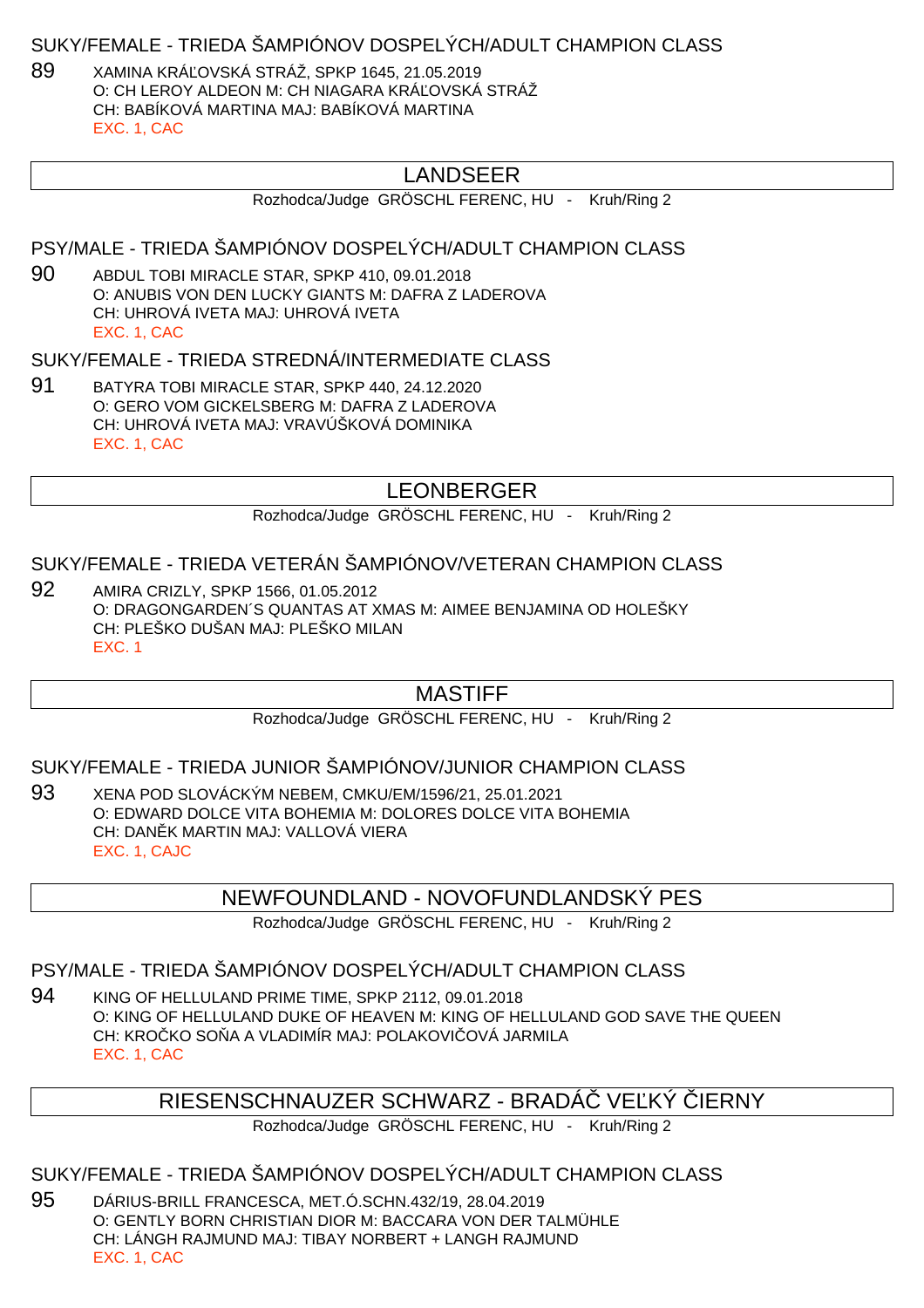### SUKY/FEMALE - TRIEDA ŠAMPIÓNOV DOSPELÝCH/ADULT CHAMPION CLASS

89 XAMINA KRÁĽOVSKÁ STRÁŽ, SPKP 1645, 21.05.2019
O: CH LEROY ALDEON M: CH NIAGARA KRÁĽOVSKÁ STRÁŽ
CH: BABÍKOVÁ MARTINA MAJ: BABÍKOVÁ MARTINA
EXC. 1, CAC

## LANDSEER

Rozhodca/Judge GRÖSCHL FERENC, HU - Kruh/Ring 2

### PSY/MALE - TRIEDA ŠAMPIÓNOV DOSPELÝCH/ADULT CHAMPION CLASS

90 ABDUL TOBI MIRACLE STAR, SPKP 410, 09.01.2018
O: ANUBIS VON DEN LUCKY GIANTS M: DAFRA Z LADEROVA
CH: UHROVÁ IVETA MAJ: UHROVÁ IVETA
EXC. 1, CAC

### SUKY/FEMALE - TRIEDA STREDNÁ/INTERMEDIATE CLASS

91 BATYRA TOBI MIRACLE STAR, SPKP 440, 24.12.2020
O: GERO VOM GICKELSBERG M: DAFRA Z LADEROVA
CH: UHROVÁ IVETA MAJ: VRAVÚŠKOVÁ DOMINIKA
EXC. 1, CAC

## LEONBERGER

Rozhodca/Judge GRÖSCHL FERENC, HU - Kruh/Ring 2

### SUKY/FEMALE - TRIEDA VETERÁN ŠAMPIÓNOV/VETERAN CHAMPION CLASS

92 AMIRA CRIZLY, SPKP 1566, 01.05.2012
O: DRAGONGARDEN´S QUANTAS AT XMAS M: AIMEE BENJAMINA OD HOLEŠKY
CH: PLEŠKO DUŠAN MAJ: PLEŠKO MILAN
EXC. 1

## MASTIFF

Rozhodca/Judge GRÖSCHL FERENC, HU - Kruh/Ring 2

### SUKY/FEMALE - TRIEDA JUNIOR ŠAMPIÓNOV/JUNIOR CHAMPION CLASS

93 XENA POD SLOVÁCKÝM NEBEM, CMKU/EM/1596/21, 25.01.2021
O: EDWARD DOLCE VITA BOHEMIA M: DOLORES DOLCE VITA BOHEMIA
CH: DANĚK MARTIN MAJ: VALLOVÁ VIERA
EXC. 1, CAJC

## NEWFOUNDLAND - NOVOFUNDLANDSKÝ PES

Rozhodca/Judge GRÖSCHL FERENC, HU - Kruh/Ring 2

### PSY/MALE - TRIEDA ŠAMPIÓNOV DOSPELÝCH/ADULT CHAMPION CLASS

94 KING OF HELLULAND PRIME TIME, SPKP 2112, 09.01.2018
O: KING OF HELLULAND DUKE OF HEAVEN M: KING OF HELLULAND GOD SAVE THE QUEEN
CH: KROČKO SOŇA A VLADIMÍR MAJ: POLAKOVIČOVÁ JARMILA
EXC. 1, CAC

## RIESENSCHNAUZER SCHWARZ - BRADÁČ VEĽKÝ ČIERNY

Rozhodca/Judge GRÖSCHL FERENC, HU - Kruh/Ring 2

### SUKY/FEMALE - TRIEDA ŠAMPIÓNOV DOSPELÝCH/ADULT CHAMPION CLASS

95 DÁRIUS-BRILL FRANCESCA, MET.Ó.SCHN.432/19, 28.04.2019
O: GENTLY BORN CHRISTIAN DIOR M: BACCARA VON DER TALMÜHLE
CH: LÁNGH RAJMUND MAJ: TIBAY NORBERT + LANGH RAJMUND
EXC. 1, CAC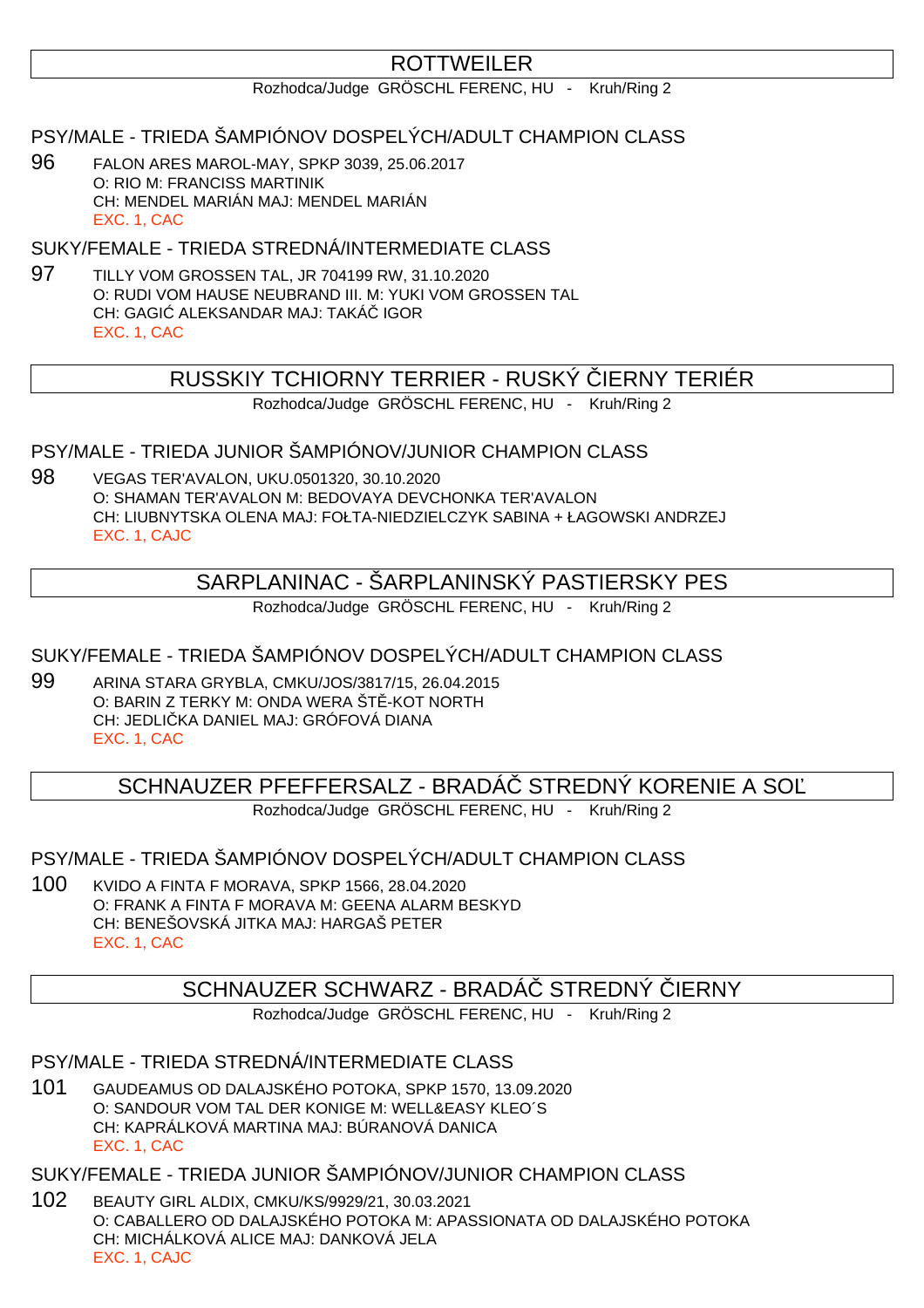## ROTTWEILER

Rozhodca/Judge GRÖSCHL FERENC, HU - Kruh/Ring 2

### PSY/MALE - TRIEDA ŠAMPIÓNOV DOSPELÝCH/ADULT CHAMPION CLASS

96 FALON ARES MAROL-MAY, SPKP 3039, 25.06.2017
O: RIO M: FRANCISS MARTINIK
CH: MENDEL MARIÁN MAJ: MENDEL MARIÁN
EXC. 1, CAC

### SUKY/FEMALE - TRIEDA STREDNÁ/INTERMEDIATE CLASS

97 TILLY VOM GROSSEN TAL, JR 704199 RW, 31.10.2020
O: RUDI VOM HAUSE NEUBRAND III. M: YUKI VOM GROSSEN TAL
CH: GAGIĆ ALEKSANDAR MAJ: TAKÁČ IGOR
EXC. 1, CAC

## RUSSKIY TCHIORNY TERRIER - RUSKÝ ČIERNY TERIÉR

Rozhodca/Judge GRÖSCHL FERENC, HU - Kruh/Ring 2

### PSY/MALE - TRIEDA JUNIOR ŠAMPIÓNOV/JUNIOR CHAMPION CLASS

98 VEGAS TER'AVALON, UKU.0501320, 30.10.2020
O: SHAMAN TER'AVALON M: BEDOVAYA DEVCHONKA TER'AVALON
CH: LIUBNYTSKA OLENA MAJ: FOŁTA-NIEDZIELCZYK SABINA + ŁAGOWSKI ANDRZEJ
EXC. 1, CAJC

## SARPLANINAC - ŠARPLANINSKÝ PASTIERSKY PES

Rozhodca/Judge GRÖSCHL FERENC, HU - Kruh/Ring 2

### SUKY/FEMALE - TRIEDA ŠAMPIÓNOV DOSPELÝCH/ADULT CHAMPION CLASS

99 ARINA STARA GRYBLA, CMKU/JOS/3817/15, 26.04.2015
O: BARIN Z TERKY M: ONDA WERA ŠTĚ-KOT NORTH
CH: JEDLIČKA DANIEL MAJ: GRÓFOVÁ DIANA
EXC. 1, CAC

## SCHNAUZER PFEFFERSALZ - BRADÁČ STREDNÝ KORENIE A SOĽ

Rozhodca/Judge GRÖSCHL FERENC, HU - Kruh/Ring 2

### PSY/MALE - TRIEDA ŠAMPIÓNOV DOSPELÝCH/ADULT CHAMPION CLASS

100 KVIDO A FINTA F MORAVA, SPKP 1566, 28.04.2020
O: FRANK A FINTA F MORAVA M: GEENA ALARM BESKYD
CH: BENEŠOVSKÁ JITKA MAJ: HARGAŠ PETER
EXC. 1, CAC

## SCHNAUZER SCHWARZ - BRADÁČ STREDNÝ ČIERNY

Rozhodca/Judge GRÖSCHL FERENC, HU - Kruh/Ring 2

### PSY/MALE - TRIEDA STREDNÁ/INTERMEDIATE CLASS

101 GAUDEAMUS OD DALAJSKÉHO POTOKA, SPKP 1570, 13.09.2020
O: SANDOUR VOM TAL DER KONIGE M: WELL&EASY KLEO´S
CH: KAPRÁLKOVÁ MARTINA MAJ: BÚRANOVÁ DANICA
EXC. 1, CAC

### SUKY/FEMALE - TRIEDA JUNIOR ŠAMPIÓNOV/JUNIOR CHAMPION CLASS

102 BEAUTY GIRL ALDIX, CMKU/KS/9929/21, 30.03.2021
O: CABALLERO OD DALAJSKÉHO POTOKA M: APASSIONATA OD DALAJSKÉHO POTOKA
CH: MICHÁLKOVÁ ALICE MAJ: DANKOVÁ JELA
EXC. 1, CAJC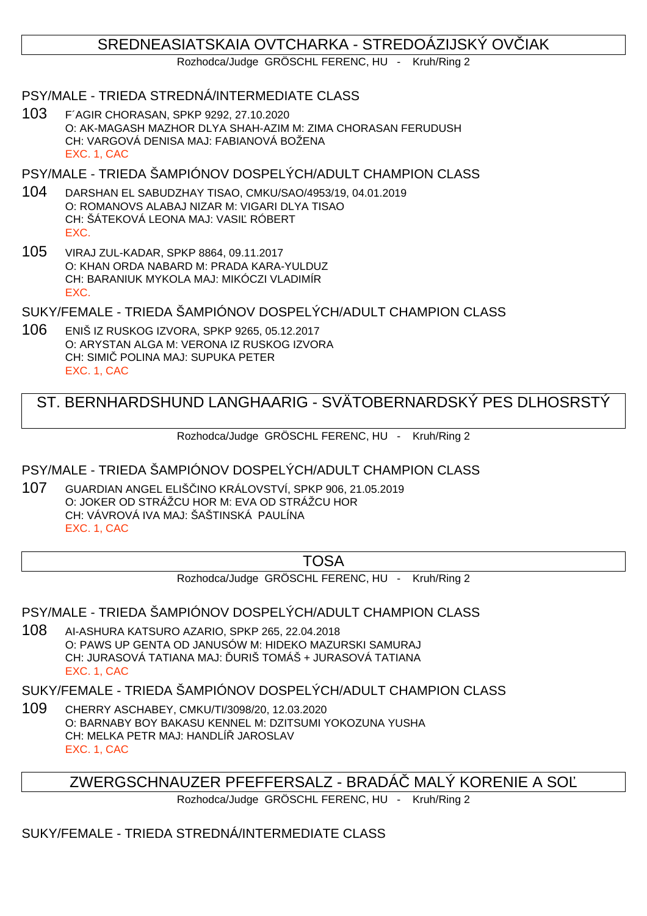## SREDNEASIATSKAIA OVTCHARKA - STREDOÁZIJSKÝ OVČIAK

Rozhodca/Judge GRÖSCHL FERENC, HU - Kruh/Ring 2

### PSY/MALE - TRIEDA STREDNÁ/INTERMEDIATE CLASS

103 F´AGIR CHORASAN, SPKP 9292, 27.10.2020
O: AK-MAGASH MAZHOR DLYA SHAH-AZIM M: ZIMA CHORASAN FERUDUSH
CH: VARGOVÁ DENISA MAJ: FABIANOVÁ BOŽENA
EXC. 1, CAC

### PSY/MALE - TRIEDA ŠAMPIÓNOV DOSPELÝCH/ADULT CHAMPION CLASS

104 DARSHAN EL SABUDZHAY TISAO, CMKU/SAO/4953/19, 04.01.2019
O: ROMANOVS ALABAJ NIZAR M: VIGARI DLYA TISAO
CH: ŠÁTEKOVÁ LEONA MAJ: VASIĽ RÓBERT
EXC.

105 VIRAJ ZUL-KADAR, SPKP 8864, 09.11.2017
O: KHAN ORDA NABARD M: PRADA KARA-YULDUZ
CH: BARANIUK MYKOLA MAJ: MIKÓCZI VLADIMÍR
EXC.

### SUKY/FEMALE - TRIEDA ŠAMPIÓNOV DOSPELÝCH/ADULT CHAMPION CLASS

106 ENIŠ IZ RUSKOG IZVORA, SPKP 9265, 05.12.2017
O: ARYSTAN ALGA M: VERONA IZ RUSKOG IZVORA
CH: SIMIČ POLINA MAJ: SUPUKA PETER
EXC. 1, CAC

## ST. BERNHARDSHUND LANGHAARIG - SVÄTOBERNARDSKÝ PES DLHOSRSTÝ

Rozhodca/Judge GRÖSCHL FERENC, HU - Kruh/Ring 2

### PSY/MALE - TRIEDA ŠAMPIÓNOV DOSPELÝCH/ADULT CHAMPION CLASS

107 GUARDIAN ANGEL ELIŠČINO KRÁLOVSTVÍ, SPKP 906, 21.05.2019
O: JOKER OD STRÁŽCU HOR M: EVA OD STRÁŽCU HOR
CH: VÁVROVÁ IVA MAJ: ŠAŠTINSKÁ PAULÍNA
EXC. 1, CAC

## TOSA

Rozhodca/Judge GRÖSCHL FERENC, HU - Kruh/Ring 2

### PSY/MALE - TRIEDA ŠAMPIÓNOV DOSPELÝCH/ADULT CHAMPION CLASS

108 AI-ASHURA KATSURO AZARIO, SPKP 265, 22.04.2018
O: PAWS UP GENTA OD JANUSÓW M: HIDEKO MAZURSKI SAMURAJ
CH: JURASOVÁ TATIANA MAJ: ĎURIŠ TOMÁŠ + JURASOVÁ TATIANA
EXC. 1, CAC

### SUKY/FEMALE - TRIEDA ŠAMPIÓNOV DOSPELÝCH/ADULT CHAMPION CLASS

109 CHERRY ASCHABEY, CMKU/TI/3098/20, 12.03.2020
O: BARNABY BOY BAKASU KENNEL M: DZITSUMI YOKOZUNA YUSHA
CH: MELKA PETR MAJ: HANDLÍŘ JAROSLAV
EXC. 1, CAC

## ZWERGSCHNAUZER PFEFFERSALZ - BRADÁČ MALÝ KORENIE A SOĽ

Rozhodca/Judge GRÖSCHL FERENC, HU - Kruh/Ring 2

### SUKY/FEMALE - TRIEDA STREDNÁ/INTERMEDIATE CLASS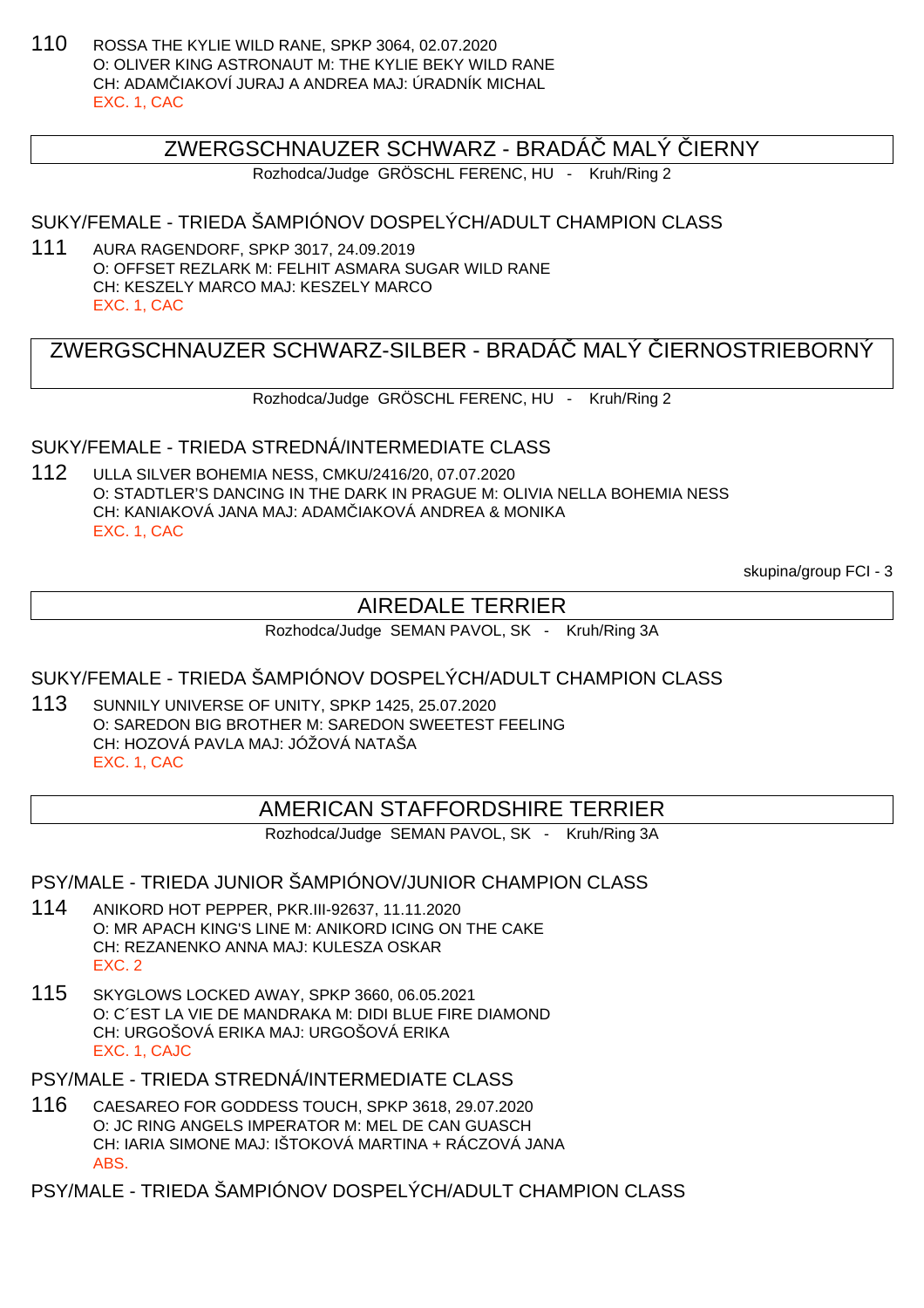110 ROSSA THE KYLIE WILD RANE, SPKP 3064, 02.07.2020
O: OLIVER KING ASTRONAUT M: THE KYLIE BEKY WILD RANE
CH: ADAMČIAKOVÍ JURAJ A ANDREA MAJ: ÚRADNÍK MICHAL
EXC. 1, CAC

## ZWERGSCHNAUZER SCHWARZ - BRADÁČ MALÝ ČIERNY

Rozhodca/Judge GRÖSCHL FERENC, HU - Kruh/Ring 2

### SUKY/FEMALE - TRIEDA ŠAMPIÓNOV DOSPELÝCH/ADULT CHAMPION CLASS

111 AURA RAGENDORF, SPKP 3017, 24.09.2019
O: OFFSET REZLARK M: FELHIT ASMARA SUGAR WILD RANE
CH: KESZELY MARCO MAJ: KESZELY MARCO
EXC. 1, CAC

## ZWERGSCHNAUZER SCHWARZ-SILBER - BRADÁČ MALÝ ČIERNOSTRIEBORNÝ

Rozhodca/Judge GRÖSCHL FERENC, HU - Kruh/Ring 2

### SUKY/FEMALE - TRIEDA STREDNÁ/INTERMEDIATE CLASS

112 ULLA SILVER BOHEMIA NESS, CMKU/2416/20, 07.07.2020
O: STADTLER'S DANCING IN THE DARK IN PRAGUE M: OLIVIA NELLA BOHEMIA NESS
CH: KANIAKOVÁ JANA MAJ: ADAMČIAKOVÁ ANDREA & MONIKA
EXC. 1, CAC

skupina/group FCI - 3

## AIREDALE TERRIER

Rozhodca/Judge SEMAN PAVOL, SK - Kruh/Ring 3A

### SUKY/FEMALE - TRIEDA ŠAMPIÓNOV DOSPELÝCH/ADULT CHAMPION CLASS

113 SUNNILY UNIVERSE OF UNITY, SPKP 1425, 25.07.2020
O: SAREDON BIG BROTHER M: SAREDON SWEETEST FEELING
CH: HOZOVÁ PAVLA MAJ: JÓŽOVÁ NATAŠA
EXC. 1, CAC

## AMERICAN STAFFORDSHIRE TERRIER

Rozhodca/Judge SEMAN PAVOL, SK - Kruh/Ring 3A

### PSY/MALE - TRIEDA JUNIOR ŠAMPIÓNOV/JUNIOR CHAMPION CLASS

114 ANIKORD HOT PEPPER, PKR.III-92637, 11.11.2020
O: MR APACH KING'S LINE M: ANIKORD ICING ON THE CAKE
CH: REZANENKO ANNA MAJ: KULESZA OSKAR
EXC. 2

115 SKYGLOWS LOCKED AWAY, SPKP 3660, 06.05.2021
O: C´EST LA VIE DE MANDRAKA M: DIDI BLUE FIRE DIAMOND
CH: URGOŠOVÁ ERIKA MAJ: URGOŠOVÁ ERIKA
EXC. 1, CAJC

### PSY/MALE - TRIEDA STREDNÁ/INTERMEDIATE CLASS

116 CAESAREO FOR GODDESS TOUCH, SPKP 3618, 29.07.2020
O: JC RING ANGELS IMPERATOR M: MEL DE CAN GUASCH
CH: IARIA SIMONE MAJ: IŠTOKOVÁ MARTINA + RÁCZOVÁ JANA
ABS.

### PSY/MALE - TRIEDA ŠAMPIÓNOV DOSPELÝCH/ADULT CHAMPION CLASS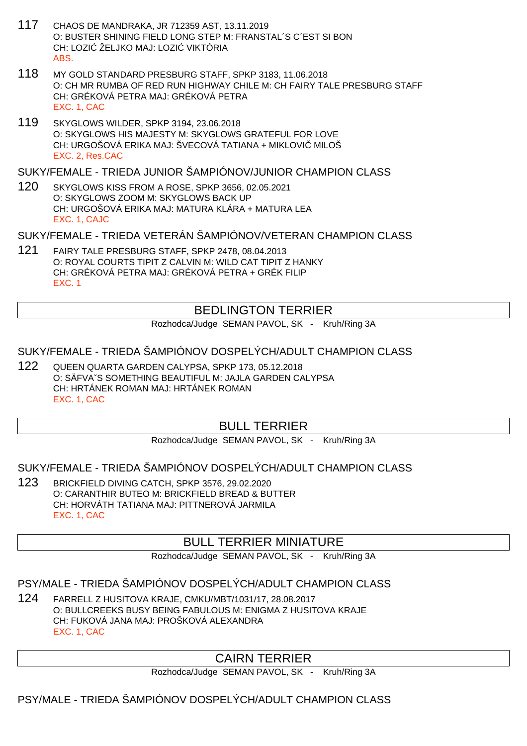117 CHAOS DE MANDRAKA, JR 712359 AST, 13.11.2019
O: BUSTER SHINING FIELD LONG STEP M: FRANSTAL´S C´EST SI BON
CH: LOZIĆ ŽELJKO MAJ: LOZIĆ VIKTÓRIA
ABS.

118 MY GOLD STANDARD PRESBURG STAFF, SPKP 3183, 11.06.2018
O: CH MR RUMBA OF RED RUN HIGHWAY CHILE M: CH FAIRY TALE PRESBURG STAFF
CH: GRÉKOVÁ PETRA MAJ: GRÉKOVÁ PETRA
EXC. 1, CAC

119 SKYGLOWS WILDER, SPKP 3194, 23.06.2018
O: SKYGLOWS HIS MAJESTY M: SKYGLOWS GRATEFUL FOR LOVE
CH: URGOŠOVÁ ERIKA MAJ: ŠVECOVÁ TATIANA + MIKLOVIČ MILOŠ
EXC. 2, Res.CAC

SUKY/FEMALE - TRIEDA JUNIOR ŠAMPIÓNOV/JUNIOR CHAMPION CLASS

120 SKYGLOWS KISS FROM A ROSE, SPKP 3656, 02.05.2021
O: SKYGLOWS ZOOM M: SKYGLOWS BACK UP
CH: URGOŠOVÁ ERIKA MAJ: MATURA KLÁRA + MATURA LEA
EXC. 1, CAJC

SUKY/FEMALE - TRIEDA VETERÁN ŠAMPIÓNOV/VETERAN CHAMPION CLASS

121 FAIRY TALE PRESBURG STAFF, SPKP 2478, 08.04.2013
O: ROYAL COURTS TIPIT Z CALVIN M: WILD CAT TIPIT Z HANKY
CH: GRÉKOVÁ PETRA MAJ: GRÉKOVÁ PETRA + GRÉK FILIP
EXC. 1

## BEDLINGTON TERRIER

Rozhodca/Judge SEMAN PAVOL, SK - Kruh/Ring 3A

SUKY/FEMALE - TRIEDA ŠAMPIÓNOV DOSPELÝCH/ADULT CHAMPION CLASS

122 QUEEN QUARTA GARDEN CALYPSA, SPKP 173, 05.12.2018
O: SÄFVA˘S SOMETHING BEAUTIFUL M: JAJLA GARDEN CALYPSA
CH: HRTÁNEK ROMAN MAJ: HRTÁNEK ROMAN
EXC. 1, CAC

## BULL TERRIER

Rozhodca/Judge SEMAN PAVOL, SK - Kruh/Ring 3A

SUKY/FEMALE - TRIEDA ŠAMPIÓNOV DOSPELÝCH/ADULT CHAMPION CLASS

123 BRICKFIELD DIVING CATCH, SPKP 3576, 29.02.2020
O: CARANTHIR BUTEO M: BRICKFIELD BREAD & BUTTER
CH: HORVÁTH TATIANA MAJ: PITTNEROVÁ JARMILA
EXC. 1, CAC

## BULL TERRIER MINIATURE

Rozhodca/Judge SEMAN PAVOL, SK - Kruh/Ring 3A

PSY/MALE - TRIEDA ŠAMPIÓNOV DOSPELÝCH/ADULT CHAMPION CLASS

124 FARRELL Z HUSITOVA KRAJE, CMKU/MBT/1031/17, 28.08.2017
O: BULLCREEKS BUSY BEING FABULOUS M: ENIGMA Z HUSITOVA KRAJE
CH: FUKOVÁ JANA MAJ: PROŠKOVÁ ALEXANDRA
EXC. 1, CAC

## CAIRN TERRIER

Rozhodca/Judge SEMAN PAVOL, SK - Kruh/Ring 3A

PSY/MALE - TRIEDA ŠAMPIÓNOV DOSPELÝCH/ADULT CHAMPION CLASS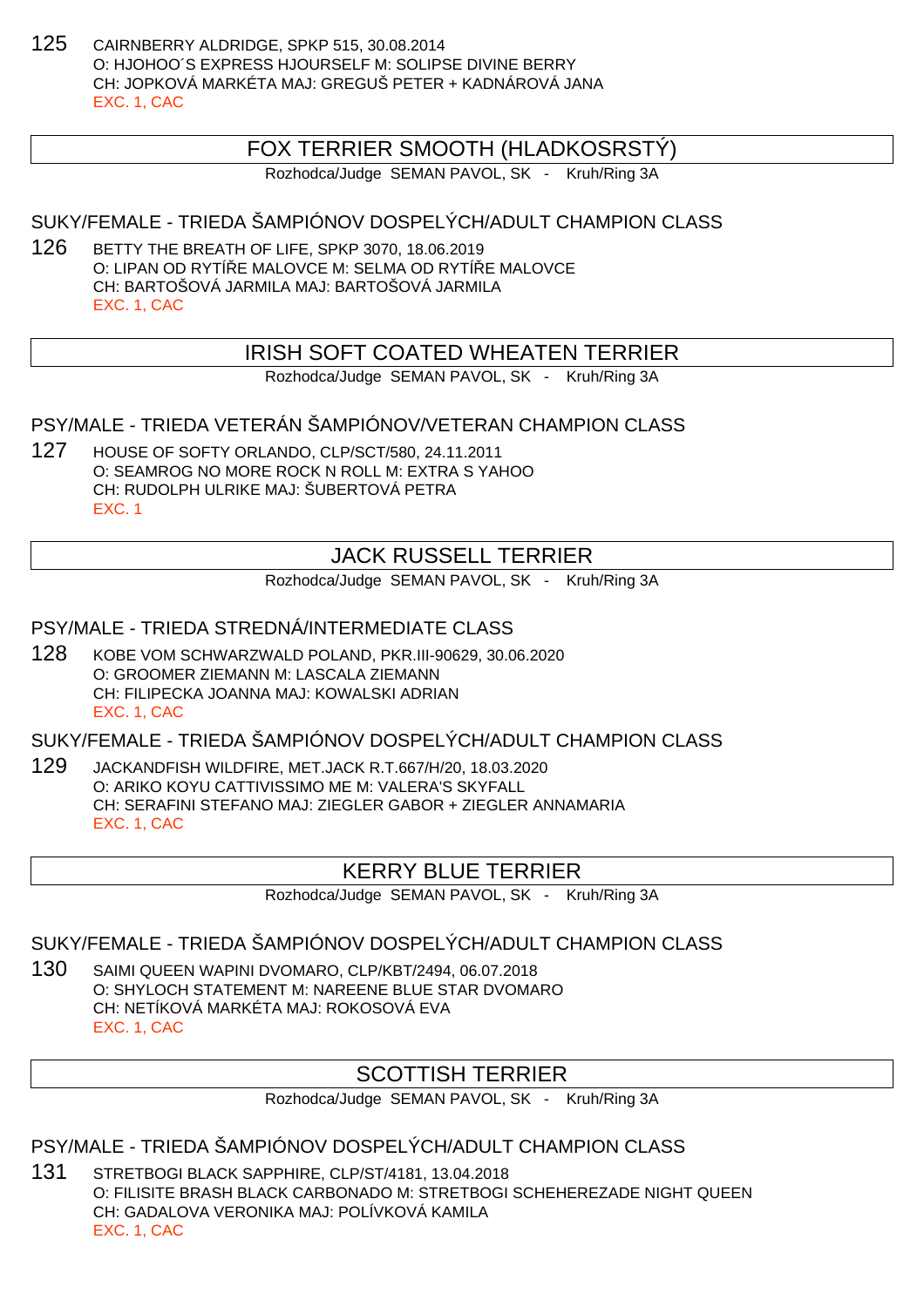125 CAIRNBERRY ALDRIDGE, SPKP 515, 30.08.2014
O: HJOHOO´S EXPRESS HJOURSELF M: SOLIPSE DIVINE BERRY
CH: JOPKOVÁ MARKÉTA MAJ: GREGUŠ PETER + KADNÁROVÁ JANA
EXC. 1, CAC

## FOX TERRIER SMOOTH (HLADKOSRSTÝ)

Rozhodca/Judge SEMAN PAVOL, SK - Kruh/Ring 3A

### SUKY/FEMALE - TRIEDA ŠAMPIÓNOV DOSPELÝCH/ADULT CHAMPION CLASS

126 BETTY THE BREATH OF LIFE, SPKP 3070, 18.06.2019
O: LIPAN OD RYTÍŘE MALOVCE M: SELMA OD RYTÍŘE MALOVCE
CH: BARTOŠOVÁ JARMILA MAJ: BARTOŠOVÁ JARMILA
EXC. 1, CAC

## IRISH SOFT COATED WHEATEN TERRIER

Rozhodca/Judge SEMAN PAVOL, SK - Kruh/Ring 3A

### PSY/MALE - TRIEDA VETERÁN ŠAMPIÓNOV/VETERAN CHAMPION CLASS

127 HOUSE OF SOFTY ORLANDO, CLP/SCT/580, 24.11.2011
O: SEAMROG NO MORE ROCK N ROLL M: EXTRA S YAHOO
CH: RUDOLPH ULRIKE MAJ: ŠUBERTOVÁ PETRA
EXC. 1

## JACK RUSSELL TERRIER

Rozhodca/Judge SEMAN PAVOL, SK - Kruh/Ring 3A

### PSY/MALE - TRIEDA STREDNÁ/INTERMEDIATE CLASS

128 KOBE VOM SCHWARZWALD POLAND, PKR.III-90629, 30.06.2020
O: GROOMER ZIEMANN M: LASCALA ZIEMANN
CH: FILIPECKA JOANNA MAJ: KOWALSKI ADRIAN
EXC. 1, CAC

### SUKY/FEMALE - TRIEDA ŠAMPIÓNOV DOSPELÝCH/ADULT CHAMPION CLASS

129 JACKANDFISH WILDFIRE, MET.JACK R.T.667/H/20, 18.03.2020
O: ARIKO KOYU CATTIVISSIMO ME M: VALERA'S SKYFALL
CH: SERAFINI STEFANO MAJ: ZIEGLER GABOR + ZIEGLER ANNAMARIA
EXC. 1, CAC

## KERRY BLUE TERRIER

Rozhodca/Judge SEMAN PAVOL, SK - Kruh/Ring 3A

### SUKY/FEMALE - TRIEDA ŠAMPIÓNOV DOSPELÝCH/ADULT CHAMPION CLASS

130 SAIMI QUEEN WAPINI DVOMARO, CLP/KBT/2494, 06.07.2018
O: SHYLOCH STATEMENT M: NAREENE BLUE STAR DVOMARO
CH: NETÍKOVÁ MARKÉTA MAJ: ROKOSOVÁ EVA
EXC. 1, CAC

## SCOTTISH TERRIER

Rozhodca/Judge SEMAN PAVOL, SK - Kruh/Ring 3A

### PSY/MALE - TRIEDA ŠAMPIÓNOV DOSPELÝCH/ADULT CHAMPION CLASS

131 STRETBOGI BLACK SAPPHIRE, CLP/ST/4181, 13.04.2018
O: FILISITE BRASH BLACK CARBONADO M: STRETBOGI SCHEHEREZADE NIGHT QUEEN
CH: GADALOVA VERONIKA MAJ: POLÍVKOVÁ KAMILA
EXC. 1, CAC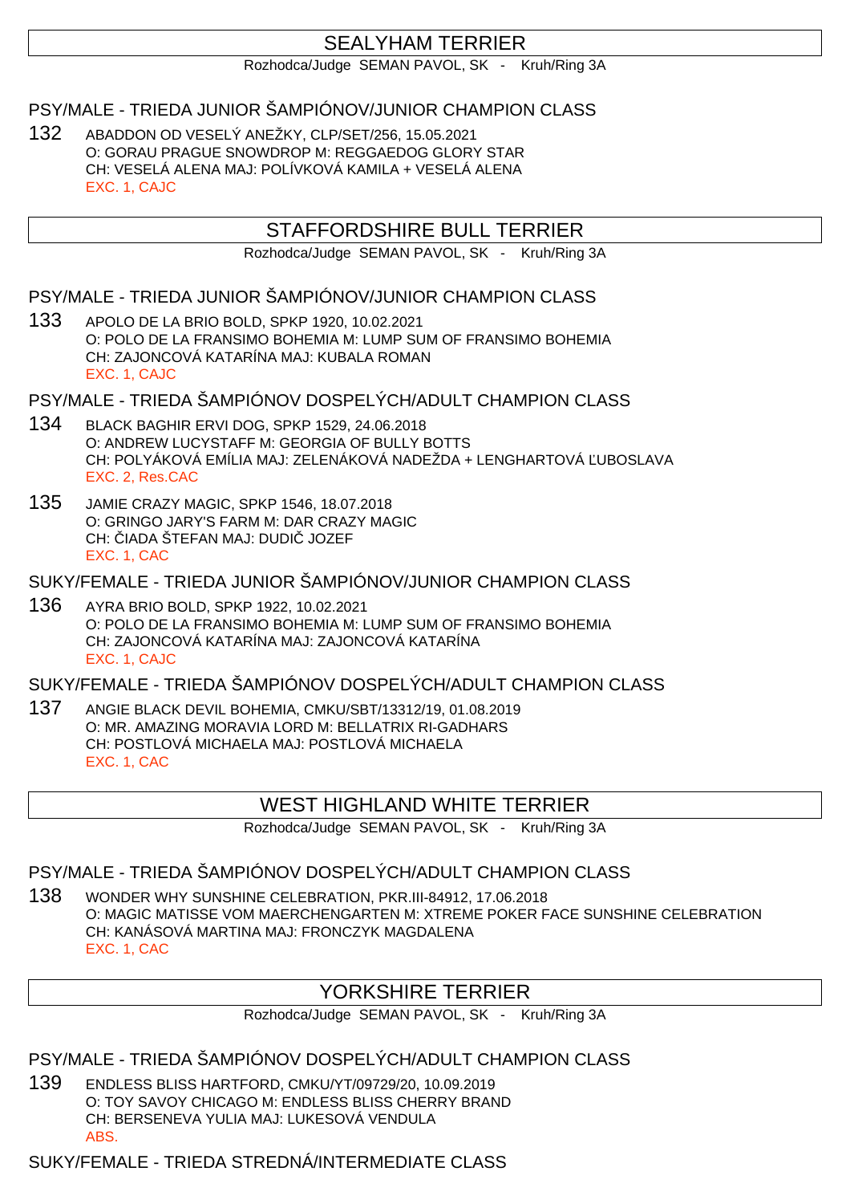## SEALYHAM TERRIER

Rozhodca/Judge SEMAN PAVOL, SK - Kruh/Ring 3A

### PSY/MALE - TRIEDA JUNIOR ŠAMPIÓNOV/JUNIOR CHAMPION CLASS

132 ABADDON OD VESELÝ ANEŽKY, CLP/SET/256, 15.05.2021
O: GORAU PRAGUE SNOWDROP M: REGGAEDOG GLORY STAR
CH: VESELÁ ALENA MAJ: POLÍVKOVÁ KAMILA + VESELÁ ALENA
EXC. 1, CAJC

## STAFFORDSHIRE BULL TERRIER

Rozhodca/Judge SEMAN PAVOL, SK - Kruh/Ring 3A

### PSY/MALE - TRIEDA JUNIOR ŠAMPIÓNOV/JUNIOR CHAMPION CLASS

133 APOLO DE LA BRIO BOLD, SPKP 1920, 10.02.2021
O: POLO DE LA FRANSIMO BOHEMIA M: LUMP SUM OF FRANSIMO BOHEMIA
CH: ZAJONCOVÁ KATARÍNA MAJ: KUBALA ROMAN
EXC. 1, CAJC

### PSY/MALE - TRIEDA ŠAMPIÓNOV DOSPELÝCH/ADULT CHAMPION CLASS

134 BLACK BAGHIR ERVI DOG, SPKP 1529, 24.06.2018
O: ANDREW LUCYSTAFF M: GEORGIA OF BULLY BOTTS
CH: POLYÁKOVÁ EMÍLIA MAJ: ZELENÁKOVÁ NADEŽDA + LENGHARTOVÁ ĽUBOSLAVA
EXC. 2, Res.CAC

135 JAMIE CRAZY MAGIC, SPKP 1546, 18.07.2018
O: GRINGO JARY'S FARM M: DAR CRAZY MAGIC
CH: ČIADA ŠTEFAN MAJ: DUDIČ JOZEF
EXC. 1, CAC

### SUKY/FEMALE - TRIEDA JUNIOR ŠAMPIÓNOV/JUNIOR CHAMPION CLASS

136 AYRA BRIO BOLD, SPKP 1922, 10.02.2021
O: POLO DE LA FRANSIMO BOHEMIA M: LUMP SUM OF FRANSIMO BOHEMIA
CH: ZAJONCOVÁ KATARÍNA MAJ: ZAJONCOVÁ KATARÍNA
EXC. 1, CAJC

### SUKY/FEMALE - TRIEDA ŠAMPIÓNOV DOSPELÝCH/ADULT CHAMPION CLASS

137 ANGIE BLACK DEVIL BOHEMIA, CMKU/SBT/13312/19, 01.08.2019
O: MR. AMAZING MORAVIA LORD M: BELLATRIX RI-GADHARS
CH: POSTLOVÁ MICHAELA MAJ: POSTLOVÁ MICHAELA
EXC. 1, CAC

## WEST HIGHLAND WHITE TERRIER

Rozhodca/Judge SEMAN PAVOL, SK - Kruh/Ring 3A

### PSY/MALE - TRIEDA ŠAMPIÓNOV DOSPELÝCH/ADULT CHAMPION CLASS

138 WONDER WHY SUNSHINE CELEBRATION, PKR.III-84912, 17.06.2018
O: MAGIC MATISSE VOM MAERCHENGARTEN M: XTREME POKER FACE SUNSHINE CELEBRATION
CH: KANÁSOVÁ MARTINA MAJ: FRONCZYK MAGDALENA
EXC. 1, CAC

## YORKSHIRE TERRIER

Rozhodca/Judge SEMAN PAVOL, SK - Kruh/Ring 3A

### PSY/MALE - TRIEDA ŠAMPIÓNOV DOSPELÝCH/ADULT CHAMPION CLASS

139 ENDLESS BLISS HARTFORD, CMKU/YT/09729/20, 10.09.2019
O: TOY SAVOY CHICAGO M: ENDLESS BLISS CHERRY BRAND
CH: BERSENEVA YULIA MAJ: LUKESOVÁ VENDULA
ABS.

### SUKY/FEMALE - TRIEDA STREDNÁ/INTERMEDIATE CLASS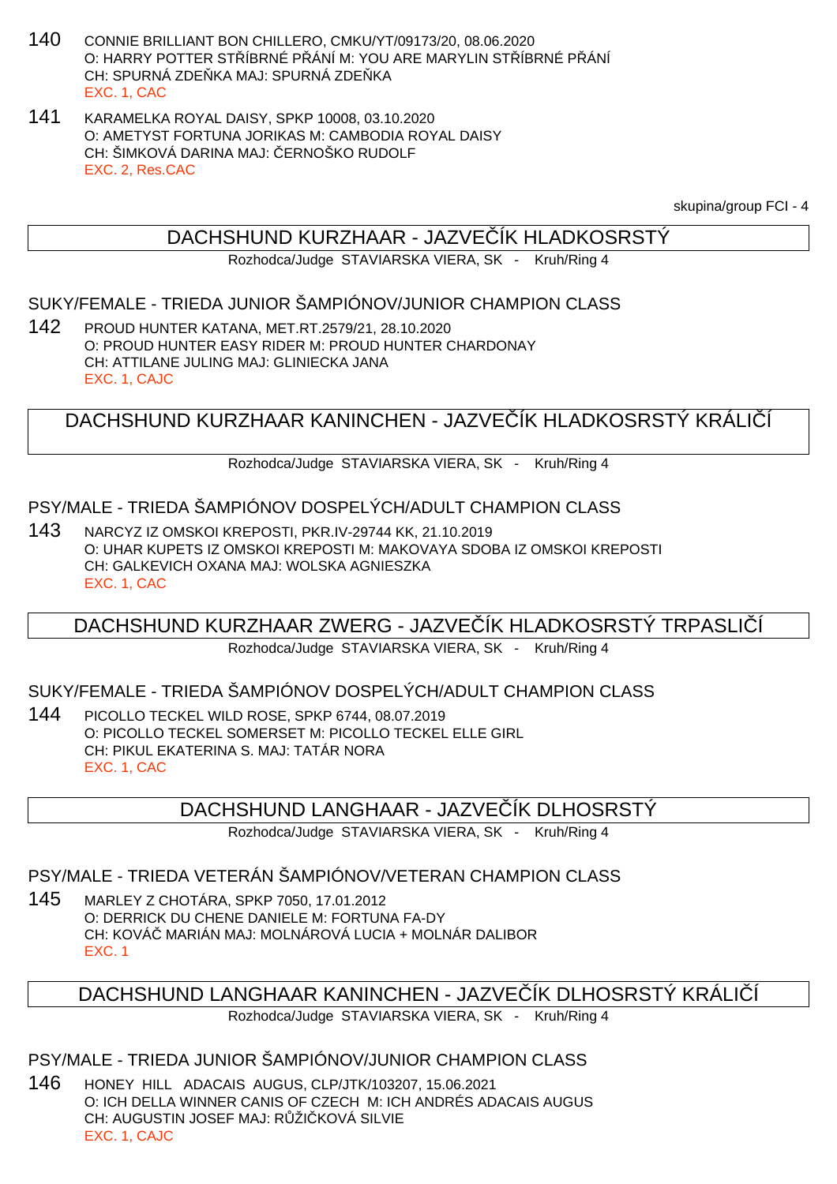140 CONNIE BRILLIANT BON CHILLERO, CMKU/YT/09173/20, 08.06.2020
O: HARRY POTTER STŘÍBRNÉ PŘÁNÍ M: YOU ARE MARYLIN STŘÍBRNÉ PŘÁNÍ
CH: SPURNÁ ZDEŇKA MAJ: SPURNÁ ZDEŇKA
EXC. 1, CAC

141 KARAMELKA ROYAL DAISY, SPKP 10008, 03.10.2020
O: AMETYST FORTUNA JORIKAS M: CAMBODIA ROYAL DAISY
CH: ŠIMKOVÁ DARINA MAJ: ČERNOŠKO RUDOLF
EXC. 2, Res.CAC

skupina/group FCI - 4

## DACHSHUND KURZHAAR - JAZVEČÍK HLADKOSRSTÝ

Rozhodca/Judge STAVIARSKA VIERA, SK - Kruh/Ring 4

### SUKY/FEMALE - TRIEDA JUNIOR ŠAMPIÓNOV/JUNIOR CHAMPION CLASS

142 PROUD HUNTER KATANA, MET.RT.2579/21, 28.10.2020
O: PROUD HUNTER EASY RIDER M: PROUD HUNTER CHARDONAY
CH: ATTILANE JULING MAJ: GLINIECKA JANA
EXC. 1, CAJC

## DACHSHUND KURZHAAR KANINCHEN - JAZVEČÍK HLADKOSRSTÝ KRÁLIČÍ

Rozhodca/Judge STAVIARSKA VIERA, SK - Kruh/Ring 4

### PSY/MALE - TRIEDA ŠAMPIÓNOV DOSPELÝCH/ADULT CHAMPION CLASS

143 NARCYZ IZ OMSKOI KREPOSTI, PKR.IV-29744 KK, 21.10.2019
O: UHAR KUPETS IZ OMSKOI KREPOSTI M: MAKOVAYA SDOBA IZ OMSKOI KREPOSTI
CH: GALKEVICH OXANA MAJ: WOLSKA AGNIESZKA
EXC. 1, CAC

## DACHSHUND KURZHAAR ZWERG - JAZVEČÍK HLADKOSRSTÝ TRPASLIČÍ

Rozhodca/Judge STAVIARSKA VIERA, SK - Kruh/Ring 4

### SUKY/FEMALE - TRIEDA ŠAMPIÓNOV DOSPELÝCH/ADULT CHAMPION CLASS

144 PICOLLO TECKEL WILD ROSE, SPKP 6744, 08.07.2019
O: PICOLLO TECKEL SOMERSET M: PICOLLO TECKEL ELLE GIRL
CH: PIKUL EKATERINA S. MAJ: TATÁR NORA
EXC. 1, CAC

## DACHSHUND LANGHAAR - JAZVEČÍK DLHOSRSTÝ

Rozhodca/Judge STAVIARSKA VIERA, SK - Kruh/Ring 4

### PSY/MALE - TRIEDA VETERÁN ŠAMPIÓNOV/VETERAN CHAMPION CLASS

145 MARLEY Z CHOTÁRA, SPKP 7050, 17.01.2012
O: DERRICK DU CHENE DANIELE M: FORTUNA FA-DY
CH: KOVÁČ MARIÁN MAJ: MOLNÁROVÁ LUCIA + MOLNÁR DALIBOR
EXC. 1

## DACHSHUND LANGHAAR KANINCHEN - JAZVEČÍK DLHOSRSTÝ KRÁLIČÍ

Rozhodca/Judge STAVIARSKA VIERA, SK - Kruh/Ring 4

### PSY/MALE - TRIEDA JUNIOR ŠAMPIÓNOV/JUNIOR CHAMPION CLASS

146 HONEY HILL ADACAIS AUGUS, CLP/JTK/103207, 15.06.2021
O: ICH DELLA WINNER CANIS OF CZECH M: ICH ANDRÉS ADACAIS AUGUS
CH: AUGUSTIN JOSEF MAJ: RŮŽIČKOVÁ SILVIE
EXC. 1, CAJC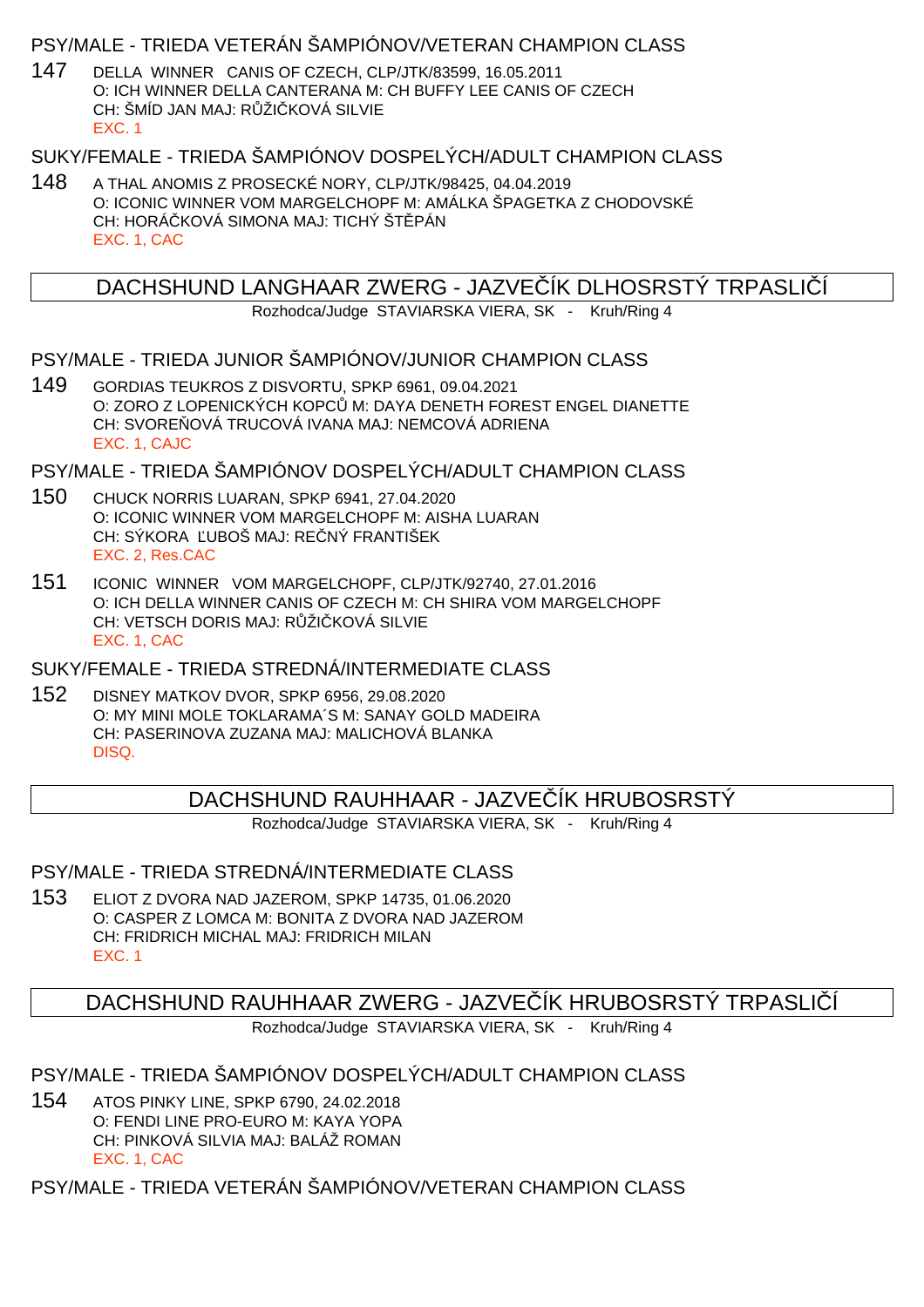PSY/MALE - TRIEDA VETERÁN ŠAMPIÓNOV/VETERAN CHAMPION CLASS

147 DELLA WINNER CANIS OF CZECH, CLP/JTK/83599, 16.05.2011
O: ICH WINNER DELLA CANTERANA M: CH BUFFY LEE CANIS OF CZECH
CH: ŠMÍD JAN MAJ: RŮŽIČKOVÁ SILVIE
EXC. 1

SUKY/FEMALE - TRIEDA ŠAMPIÓNOV DOSPELÝCH/ADULT CHAMPION CLASS

148 A THAL ANOMIS Z PROSECKÉ NORY, CLP/JTK/98425, 04.04.2019
O: ICONIC WINNER VOM MARGELCHOPF M: AMÁLKA ŠPAGETKA Z CHODOVSKÉ
CH: HORÁČKOVÁ SIMONA MAJ: TICHÝ ŠTĚPÁN
EXC. 1, CAC

## DACHSHUND LANGHAAR ZWERG - JAZVEČÍK DLHOSRSTÝ TRPASLIČÍ

Rozhodca/Judge STAVIARSKA VIERA, SK - Kruh/Ring 4

PSY/MALE - TRIEDA JUNIOR ŠAMPIÓNOV/JUNIOR CHAMPION CLASS

149 GORDIAS TEUKROS Z DISVORTU, SPKP 6961, 09.04.2021
O: ZORO Z LOPENICKÝCH KOPCŮ M: DAYA DENETH FOREST ENGEL DIANETTE
CH: SVOREŇOVÁ TRUCOVÁ IVANA MAJ: NEMCOVÁ ADRIENA
EXC. 1, CAJC

PSY/MALE - TRIEDA ŠAMPIÓNOV DOSPELÝCH/ADULT CHAMPION CLASS

150 CHUCK NORRIS LUARAN, SPKP 6941, 27.04.2020
O: ICONIC WINNER VOM MARGELCHOPF M: AISHA LUARAN
CH: SÝKORA ĽUBOŠ MAJ: REČNÝ FRANTIŠEK
EXC. 2, Res.CAC

151 ICONIC WINNER VOM MARGELCHOPF, CLP/JTK/92740, 27.01.2016
O: ICH DELLA WINNER CANIS OF CZECH M: CH SHIRA VOM MARGELCHOPF
CH: VETSCH DORIS MAJ: RŮŽIČKOVÁ SILVIE
EXC. 1, CAC

SUKY/FEMALE - TRIEDA STREDNÁ/INTERMEDIATE CLASS

152 DISNEY MATKOV DVOR, SPKP 6956, 29.08.2020
O: MY MINI MOLE TOKLARAMA´S M: SANAY GOLD MADEIRA
CH: PASERINOVA ZUZANA MAJ: MALICHOVÁ BLANKA
DISQ.

## DACHSHUND RAUHHAAR - JAZVEČÍK HRUBOSRSTÝ

Rozhodca/Judge STAVIARSKA VIERA, SK - Kruh/Ring 4

PSY/MALE - TRIEDA STREDNÁ/INTERMEDIATE CLASS

153 ELIOT Z DVORA NAD JAZEROM, SPKP 14735, 01.06.2020
O: CASPER Z LOMCA M: BONITA Z DVORA NAD JAZEROM
CH: FRIDRICH MICHAL MAJ: FRIDRICH MILAN
EXC. 1

## DACHSHUND RAUHHAAR ZWERG - JAZVEČÍK HRUBOSRSTÝ TRPASLIČÍ

Rozhodca/Judge STAVIARSKA VIERA, SK - Kruh/Ring 4

PSY/MALE - TRIEDA ŠAMPIÓNOV DOSPELÝCH/ADULT CHAMPION CLASS

154 ATOS PINKY LINE, SPKP 6790, 24.02.2018
O: FENDI LINE PRO-EURO M: KAYA YOPA
CH: PINKOVÁ SILVIA MAJ: BALÁŽ ROMAN
EXC. 1, CAC

PSY/MALE - TRIEDA VETERÁN ŠAMPIÓNOV/VETERAN CHAMPION CLASS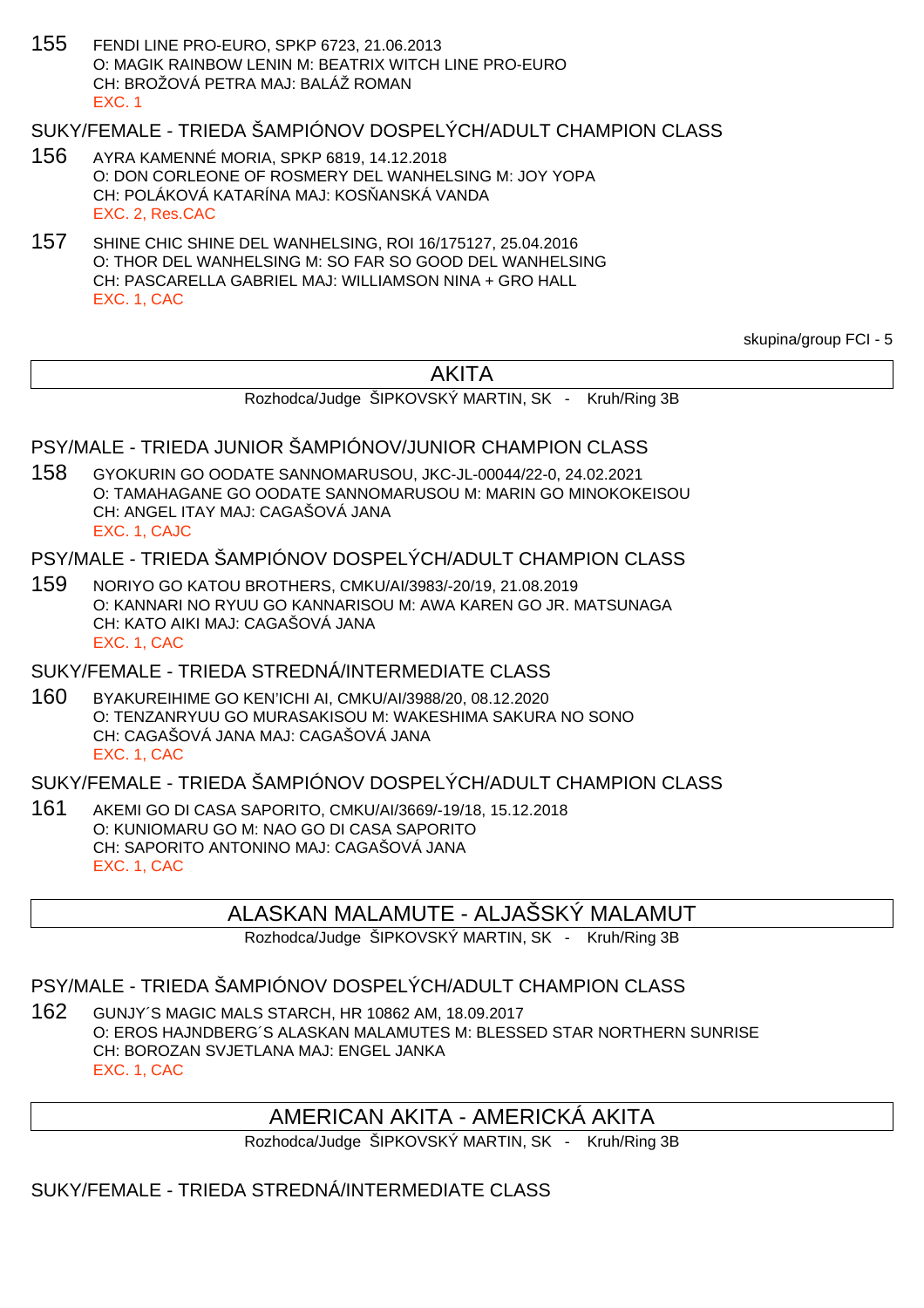155 FENDI LINE PRO-EURO, SPKP 6723, 21.06.2013
O: MAGIK RAINBOW LENIN M: BEATRIX WITCH LINE PRO-EURO
CH: BROŽOVÁ PETRA MAJ: BALÁŽ ROMAN
EXC. 1

### SUKY/FEMALE - TRIEDA ŠAMPIÓNOV DOSPELÝCH/ADULT CHAMPION CLASS

156 AYRA KAMENNÉ MORIA, SPKP 6819, 14.12.2018
O: DON CORLEONE OF ROSMERY DEL WANHELSING M: JOY YOPA
CH: POLÁKOVÁ KATARÍNA MAJ: KOSŇANSKÁ VANDA
EXC. 2, Res.CAC

157 SHINE CHIC SHINE DEL WANHELSING, ROI 16/175127, 25.04.2016
O: THOR DEL WANHELSING M: SO FAR SO GOOD DEL WANHELSING
CH: PASCARELLA GABRIEL MAJ: WILLIAMSON NINA + GRO HALL
EXC. 1, CAC

skupina/group FCI - 5

## AKITA

Rozhodca/Judge ŠIPKOVSKÝ MARTIN, SK - Kruh/Ring 3B

### PSY/MALE - TRIEDA JUNIOR ŠAMPIÓNOV/JUNIOR CHAMPION CLASS

158 GYOKURIN GO OODATE SANNOMARUSOU, JKC-JL-00044/22-0, 24.02.2021
O: TAMAHAGANE GO OODATE SANNOMARUSOU M: MARIN GO MINOKOKEISOU
CH: ANGEL ITAY MAJ: CAGAŠOVÁ JANA
EXC. 1, CAJC

### PSY/MALE - TRIEDA ŠAMPIÓNOV DOSPELÝCH/ADULT CHAMPION CLASS

159 NORIYO GO KATOU BROTHERS, CMKU/AI/3983/-20/19, 21.08.2019
O: KANNARI NO RYUU GO KANNARISOU M: AWA KAREN GO JR. MATSUNAGA
CH: KATO AIKI MAJ: CAGAŠOVÁ JANA
EXC. 1, CAC

### SUKY/FEMALE - TRIEDA STREDNÁ/INTERMEDIATE CLASS

160 BYAKUREIHIME GO KEN'ICHI AI, CMKU/AI/3988/20, 08.12.2020
O: TENZANRYUU GO MURASAKISOU M: WAKESHIMA SAKURA NO SONO
CH: CAGAŠOVÁ JANA MAJ: CAGAŠOVÁ JANA
EXC. 1, CAC

### SUKY/FEMALE - TRIEDA ŠAMPIÓNOV DOSPELÝCH/ADULT CHAMPION CLASS

161 AKEMI GO DI CASA SAPORITO, CMKU/AI/3669/-19/18, 15.12.2018
O: KUNIOMARU GO M: NAO GO DI CASA SAPORITO
CH: SAPORITO ANTONINO MAJ: CAGAŠOVÁ JANA
EXC. 1, CAC

## ALASKAN MALAMUTE - ALJAŠSKÝ MALAMUT

Rozhodca/Judge ŠIPKOVSKÝ MARTIN, SK - Kruh/Ring 3B

### PSY/MALE - TRIEDA ŠAMPIÓNOV DOSPELÝCH/ADULT CHAMPION CLASS

162 GUNJY´S MAGIC MALS STARCH, HR 10862 AM, 18.09.2017
O: EROS HAJNDBERG´S ALASKAN MALAMUTES M: BLESSED STAR NORTHERN SUNRISE
CH: BOROZAN SVJETLANA MAJ: ENGEL JANKA
EXC. 1, CAC

## AMERICAN AKITA - AMERICKÁ AKITA

Rozhodca/Judge ŠIPKOVSKÝ MARTIN, SK - Kruh/Ring 3B

### SUKY/FEMALE - TRIEDA STREDNÁ/INTERMEDIATE CLASS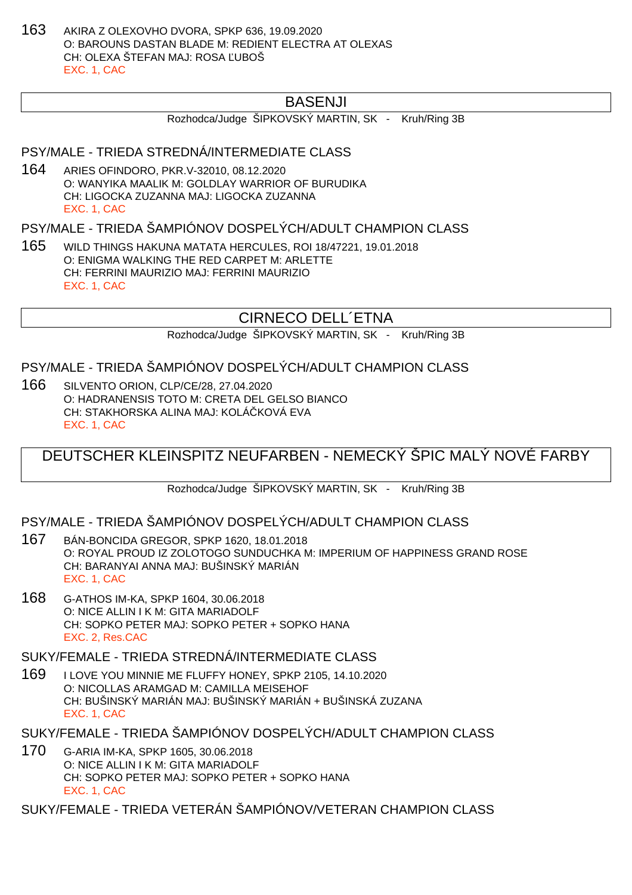163 AKIRA Z OLEXOVHO DVORA, SPKP 636, 19.09.2020
O: BAROUNS DASTAN BLADE M: REDIENT ELECTRA AT OLEXAS
CH: OLEXA ŠTEFAN MAJ: ROSA ĽUBOŠ
EXC. 1, CAC

## BASENJI

Rozhodca/Judge ŠIPKOVSKÝ MARTIN, SK - Kruh/Ring 3B

### PSY/MALE - TRIEDA STREDNÁ/INTERMEDIATE CLASS

164 ARIES OFINDORO, PKR.V-32010, 08.12.2020
O: WANYIKA MAALIK M: GOLDLAY WARRIOR OF BURUDIKA
CH: LIGOCKA ZUZANNA MAJ: LIGOCKA ZUZANNA
EXC. 1, CAC

### PSY/MALE - TRIEDA ŠAMPIÓNOV DOSPELÝCH/ADULT CHAMPION CLASS

165 WILD THINGS HAKUNA MATATA HERCULES, ROI 18/47221, 19.01.2018
O: ENIGMA WALKING THE RED CARPET M: ARLETTE
CH: FERRINI MAURIZIO MAJ: FERRINI MAURIZIO
EXC. 1, CAC

## CIRNECO DELL´ETNA

Rozhodca/Judge ŠIPKOVSKÝ MARTIN, SK - Kruh/Ring 3B

### PSY/MALE - TRIEDA ŠAMPIÓNOV DOSPELÝCH/ADULT CHAMPION CLASS

166 SILVENTO ORION, CLP/CE/28, 27.04.2020
O: HADRANENSIS TOTO M: CRETA DEL GELSO BIANCO
CH: STAKHORSKA ALINA MAJ: KOLÁČKOVÁ EVA
EXC. 1, CAC

## DEUTSCHER KLEINSPITZ NEUFARBEN - NEMECKÝ ŠPIC MALÝ NOVÉ FARBY

Rozhodca/Judge ŠIPKOVSKÝ MARTIN, SK - Kruh/Ring 3B

### PSY/MALE - TRIEDA ŠAMPIÓNOV DOSPELÝCH/ADULT CHAMPION CLASS

167 BÁN-BONCIDA GREGOR, SPKP 1620, 18.01.2018
O: ROYAL PROUD IZ ZOLOTOGO SUNDUCHKA M: IMPERIUM OF HAPPINESS GRAND ROSE
CH: BARANYAI ANNA MAJ: BUŠINSKÝ MARIÁN
EXC. 1, CAC

168 G-ATHOS IM-KA, SPKP 1604, 30.06.2018
O: NICE ALLIN I K M: GITA MARIADOLF
CH: SOPKO PETER MAJ: SOPKO PETER + SOPKO HANA
EXC. 2, Res.CAC

### SUKY/FEMALE - TRIEDA STREDNÁ/INTERMEDIATE CLASS

169 I LOVE YOU MINNIE ME FLUFFY HONEY, SPKP 2105, 14.10.2020
O: NICOLLAS ARAMGAD M: CAMILLA MEISEHOF
CH: BUŠINSKÝ MARIÁN MAJ: BUŠINSKÝ MARIÁN + BUŠINSKÁ ZUZANA
EXC. 1, CAC

### SUKY/FEMALE - TRIEDA ŠAMPIÓNOV DOSPELÝCH/ADULT CHAMPION CLASS

170 G-ARIA IM-KA, SPKP 1605, 30.06.2018
O: NICE ALLIN I K M: GITA MARIADOLF
CH: SOPKO PETER MAJ: SOPKO PETER + SOPKO HANA
EXC. 1, CAC

### SUKY/FEMALE - TRIEDA VETERÁN ŠAMPIÓNOV/VETERAN CHAMPION CLASS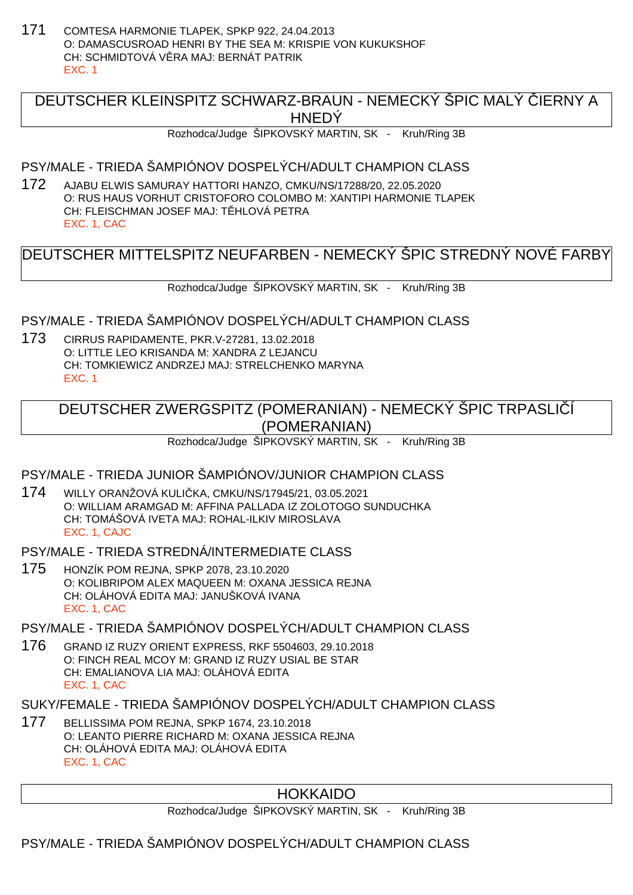171 COMTESA HARMONIE TLAPEK, SPKP 922, 24.04.2013
O: DAMASCUSROAD HENRI BY THE SEA M: KRISPIE VON KUKUKSHOF
CH: SCHMIDTOVÁ V RA MAJ: BERNÁT PATRIK
EXC. 1

## DEUTSCHER KLEINSPITZ SCHWARZ-BRAUN - NEMECKÝ ŠPIC MALÝ ČIERNY A HNEDÝ

Rozhodca/Judge ŠIPKOVSKÝ MARTIN, SK - Kruh/Ring 3B

### PSY/MALE - TRIEDA ŠAMPIÓNOV DOSPELÝCH/ADULT CHAMPION CLASS

172 AJABU ELWIS SAMURAY HATTORI HANZO, CMKU/NS/17288/20, 22.05.2020
O: RUS HAUS VORHUT CRISTOFORO COLOMBO M: XANTIPI HARMONIE TLAPEK
CH: FLEISCHMAN JOSEF MAJ: TĚHLOVÁ PETRA
EXC. 1, CAC

## DEUTSCHER MITTELSPITZ NEUFARBEN - NEMECKÝ ŠPIC STREDNÝ NOVÉ FARBY

Rozhodca/Judge ŠIPKOVSKÝ MARTIN, SK - Kruh/Ring 3B

### PSY/MALE - TRIEDA ŠAMPIÓNOV DOSPELÝCH/ADULT CHAMPION CLASS

173 CIRRUS RAPIDAMENTE, PKR.V-27281, 13.02.2018
O: LITTLE LEO KRISANDA M: XANDRA Z LEJANCU
CH: TOMKIEWICZ ANDRZEJ MAJ: STRELCHENKO MARYNA
EXC. 1

## DEUTSCHER ZWERGSPITZ (POMERANIAN) - NEMECKÝ ŠPIC TRPASLIČÍ (POMERANIAN)

Rozhodca/Judge ŠIPKOVSKÝ MARTIN, SK - Kruh/Ring 3B

### PSY/MALE - TRIEDA JUNIOR ŠAMPIÓNOV/JUNIOR CHAMPION CLASS

174 WILLY ORANŽOVÁ KULIČKA, CMKU/NS/17945/21, 03.05.2021
O: WILLIAM ARAMGAD M: AFFINA PALLADA IZ ZOLOTOGO SUNDUCHKA
CH: TOMÁŠOVÁ IVETA MAJ: ROHAL-ILKIV MIROSLAVA
EXC. 1, CAJC

### PSY/MALE - TRIEDA STREDNÁ/INTERMEDIATE CLASS

175 HONZÍK POM REJNA, SPKP 2078, 23.10.2020
O: KOLIBRIPOM ALEX MAQUEEN M: OXANA JESSICA REJNA
CH: OLÁHOVÁ EDITA MAJ: JANUŠKOVÁ IVANA
EXC. 1, CAC

### PSY/MALE - TRIEDA ŠAMPIÓNOV DOSPELÝCH/ADULT CHAMPION CLASS

176 GRAND IZ RUZY ORIENT EXPRESS, RKF 5504603, 29.10.2018
O: FINCH REAL MCOY M: GRAND IZ RUZY USIAL BE STAR
CH: EMALIANOVA LIA MAJ: OLÁHOVÁ EDITA
EXC. 1, CAC

### SUKY/FEMALE - TRIEDA ŠAMPIÓNOV DOSPELÝCH/ADULT CHAMPION CLASS

177 BELLISSIMA POM REJNA, SPKP 1674, 23.10.2018
O: LEANTO PIERRE RICHARD M: OXANA JESSICA REJNA
CH: OLÁHOVÁ EDITA MAJ: OLÁHOVÁ EDITA
EXC. 1, CAC

## HOKKAIDO

Rozhodca/Judge ŠIPKOVSKÝ MARTIN, SK - Kruh/Ring 3B

### PSY/MALE - TRIEDA ŠAMPIÓNOV DOSPELÝCH/ADULT CHAMPION CLASS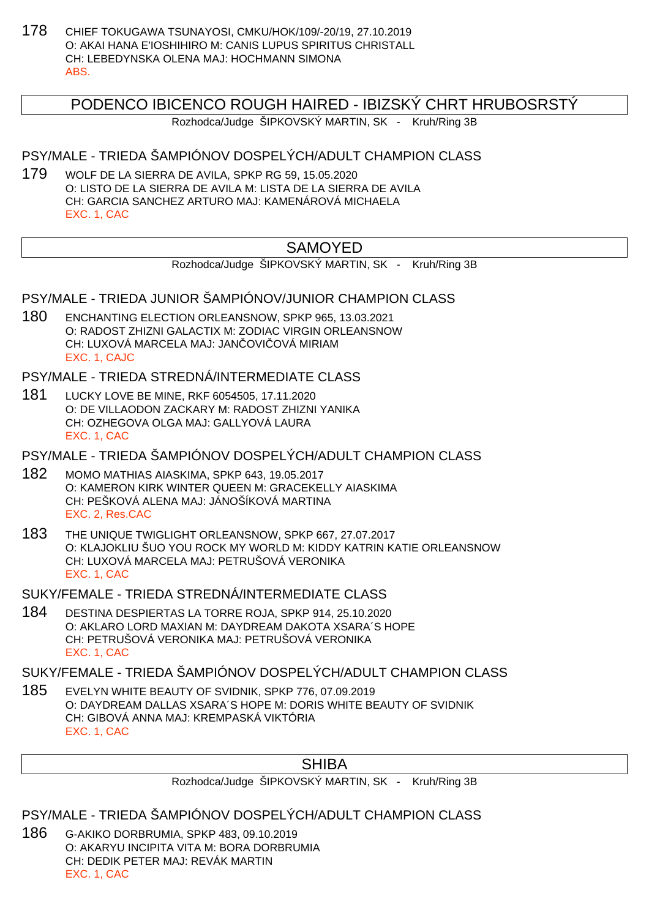178 CHIEF TOKUGAWA TSUNAYOSI, CMKU/HOK/109/-20/19, 27.10.2019
O: AKAI HANA E'IOSHIHIRO M: CANIS LUPUS SPIRITUS CHRISTALL
CH: LEBEDYNSKA OLENA MAJ: HOCHMANN SIMONA
ABS.

## PODENCO IBICENCO ROUGH HAIRED - IBIZSKÝ CHRT HRUBOSRSTÝ

Rozhodca/Judge ŠIPKOVSKÝ MARTIN, SK - Kruh/Ring 3B

### PSY/MALE - TRIEDA ŠAMPIÓNOV DOSPELÝCH/ADULT CHAMPION CLASS

179 WOLF DE LA SIERRA DE AVILA, SPKP RG 59, 15.05.2020
O: LISTO DE LA SIERRA DE AVILA M: LISTA DE LA SIERRA DE AVILA
CH: GARCIA SANCHEZ ARTURO MAJ: KAMENÁROVÁ MICHAELA
EXC. 1, CAC

## SAMOYED

Rozhodca/Judge ŠIPKOVSKÝ MARTIN, SK - Kruh/Ring 3B

### PSY/MALE - TRIEDA JUNIOR ŠAMPIÓNOV/JUNIOR CHAMPION CLASS

180 ENCHANTING ELECTION ORLEANSNOW, SPKP 965, 13.03.2021
O: RADOST ZHIZNI GALACTIX M: ZODIAC VIRGIN ORLEANSNOW
CH: LUXOVÁ MARCELA MAJ: JANČOVIČOVÁ MIRIAM
EXC. 1, CAJC

### PSY/MALE - TRIEDA STREDNÁ/INTERMEDIATE CLASS

181 LUCKY LOVE BE MINE, RKF 6054505, 17.11.2020
O: DE VILLAODON ZACKARY M: RADOST ZHIZNI YANIKA
CH: OZHEGOVA OLGA MAJ: GALLYOVÁ LAURA
EXC. 1, CAC

### PSY/MALE - TRIEDA ŠAMPIÓNOV DOSPELÝCH/ADULT CHAMPION CLASS

182 MOMO MATHIAS AIASKIMA, SPKP 643, 19.05.2017
O: KAMERON KIRK WINTER QUEEN M: GRACEKELLY AIASKIMA
CH: PEŠKOVÁ ALENA MAJ: JÁNOŠÍKOVÁ MARTINA
EXC. 2, Res.CAC

183 THE UNIQUE TWIGLIGHT ORLEANSNOW, SPKP 667, 27.07.2017
O: KLAJOKLIU ŠUO YOU ROCK MY WORLD M: KIDDY KATRIN KATIE ORLEANSNOW
CH: LUXOVÁ MARCELA MAJ: PETRUŠOVÁ VERONIKA
EXC. 1, CAC

### SUKY/FEMALE - TRIEDA STREDNÁ/INTERMEDIATE CLASS

184 DESTINA DESPIERTAS LA TORRE ROJA, SPKP 914, 25.10.2020
O: AKLARO LORD MAXIAN M: DAYDREAM DAKOTA XSARA´S HOPE
CH: PETRUŠOVÁ VERONIKA MAJ: PETRUŠOVÁ VERONIKA
EXC. 1, CAC

### SUKY/FEMALE - TRIEDA ŠAMPIÓNOV DOSPELÝCH/ADULT CHAMPION CLASS

185 EVELYN WHITE BEAUTY OF SVIDNIK, SPKP 776, 07.09.2019
O: DAYDREAM DALLAS XSARA´S HOPE M: DORIS WHITE BEAUTY OF SVIDNIK
CH: GIBOVÁ ANNA MAJ: KREMPASKÁ VIKTÓRIA
EXC. 1, CAC

## SHIBA

Rozhodca/Judge ŠIPKOVSKÝ MARTIN, SK - Kruh/Ring 3B

### PSY/MALE - TRIEDA ŠAMPIÓNOV DOSPELÝCH/ADULT CHAMPION CLASS

186 G-AKIKO DORBRUMIA, SPKP 483, 09.10.2019
O: AKARYU INCIPITA VITA M: BORA DORBRUMIA
CH: DEDIK PETER MAJ: REVÁK MARTIN
EXC. 1, CAC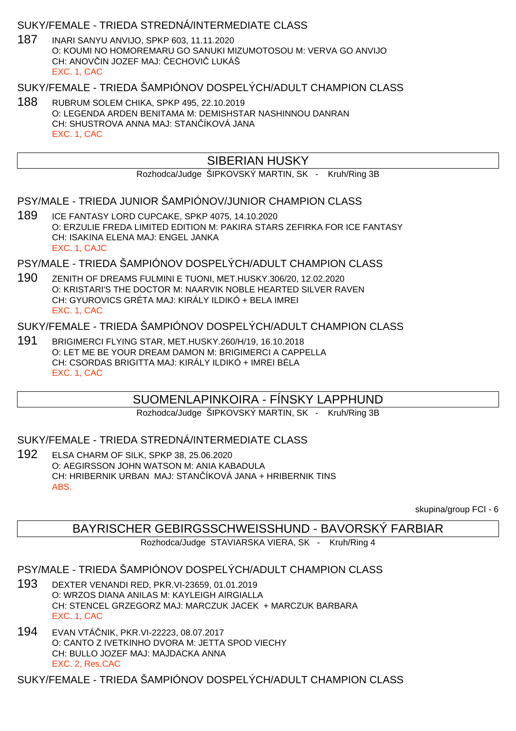SUKY/FEMALE - TRIEDA STREDNÁ/INTERMEDIATE CLASS

187 INARI SANYU ANVIJO, SPKP 603, 11.11.2020
O: KOUMI NO HOMOREMARU GO SANUKI MIZUMOTOSOU M: VERVA GO ANVIJO
CH: ANOVČIN JOZEF MAJ: ČECHOVIČ LUKÁŠ
EXC. 1, CAC

SUKY/FEMALE - TRIEDA ŠAMPIÓNOV DOSPELÝCH/ADULT CHAMPION CLASS

188 RUBRUM SOLEM CHIKA, SPKP 495, 22.10.2019
O: LEGENDA ARDEN BENITAMA M: DEMISHSTAR NASHINNOU DANRAN
CH: SHUSTROVA ANNA MAJ: STANČÍKOVÁ JANA
EXC. 1, CAC

## SIBERIAN HUSKY

Rozhodca/Judge ŠIPKOVSKÝ MARTIN, SK - Kruh/Ring 3B

PSY/MALE - TRIEDA JUNIOR ŠAMPIÓNOV/JUNIOR CHAMPION CLASS

189 ICE FANTASY LORD CUPCAKE, SPKP 4075, 14.10.2020
O: ERZULIE FREDA LIMITED EDITION M: PAKIRA STARS ZEFIRKA FOR ICE FANTASY
CH: ISAKINA ELENA MAJ: ENGEL JANKA
EXC. 1, CAJC

PSY/MALE - TRIEDA ŠAMPIÓNOV DOSPELÝCH/ADULT CHAMPION CLASS

190 ZENITH OF DREAMS FULMINI E TUONI, MET.HUSKY.306/20, 12.02.2020
O: KRISTARI'S THE DOCTOR M: NAARVIK NOBLE HEARTED SILVER RAVEN
CH: GYUROVICS GRÉTA MAJ: KIRÁLY ILDIKÓ + BELA IMREI
EXC. 1, CAC

SUKY/FEMALE - TRIEDA ŠAMPIÓNOV DOSPELÝCH/ADULT CHAMPION CLASS

191 BRIGIMERCI FLYING STAR, MET.HUSKY.260/H/19, 16.10.2018
O: LET ME BE YOUR DREAM DAMON M: BRIGIMERCI A CAPPELLA
CH: CSORDAS BRIGITTA MAJ: KIRÁLY ILDIKÓ + IMREI BÉLA
EXC. 1, CAC

## SUOMENLAPINKOIRA - FÍNSKY LAPPHUND

Rozhodca/Judge ŠIPKOVSKÝ MARTIN, SK - Kruh/Ring 3B

SUKY/FEMALE - TRIEDA STREDNÁ/INTERMEDIATE CLASS

192 ELSA CHARM OF SILK, SPKP 38, 25.06.2020
O: AEGIRSSON JOHN WATSON M: ANIA KABADULA
CH: HRIBERNIK URBAN MAJ: STANČÍKOVÁ JANA + HRIBERNIK TINS
ABS.

skupina/group FCI - 6

## BAYRISCHER GEBIRGSSCHWEISSHUND - BAVORSKÝ FARBIAR

Rozhodca/Judge STAVIARSKA VIERA, SK - Kruh/Ring 4

PSY/MALE - TRIEDA ŠAMPIÓNOV DOSPELÝCH/ADULT CHAMPION CLASS

193 DEXTER VENANDI RED, PKR.VI-23659, 01.01.2019
O: WRZOS DIANA ANILAS M: KAYLEIGH AIRGIALLA
CH: STENCEL GRZEGORZ MAJ: MARCZUK JACEK + MARCZUK BARBARA
EXC. 1, CAC

194 EVAN VTÁČNIK, PKR.VI-22223, 08.07.2017
O: CANTO Z IVETKINHO DVORA M: JETTA SPOD VIECHY
CH: BULLO JOZEF MAJ: MAJDACKA ANNA
EXC. 2, Res.CAC

SUKY/FEMALE - TRIEDA ŠAMPIÓNOV DOSPELÝCH/ADULT CHAMPION CLASS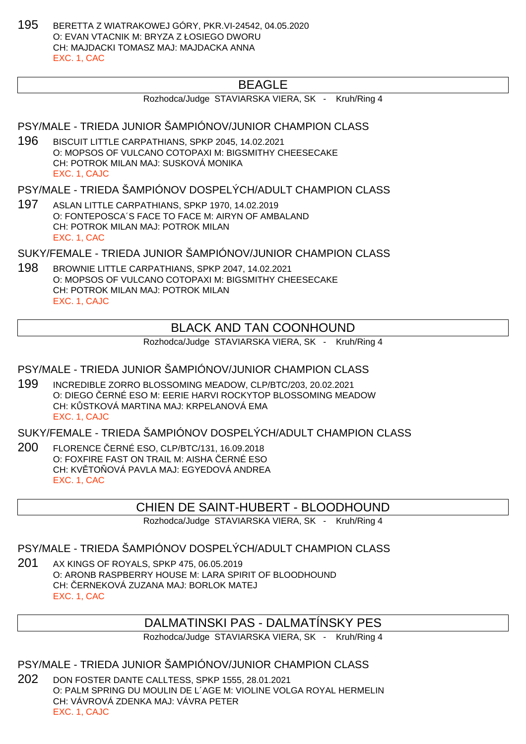195 BERETTA Z WIATRAKOWEJ GÓRY, PKR.VI-24542, 04.05.2020
O: EVAN VTACNIK M: BRYZA Z ŁOSIEGO DWORU
CH: MAJDACKI TOMASZ MAJ: MAJDACKA ANNA
EXC. 1, CAC

## BEAGLE

Rozhodca/Judge STAVIARSKA VIERA, SK - Kruh/Ring 4

### PSY/MALE - TRIEDA JUNIOR ŠAMPIÓNOV/JUNIOR CHAMPION CLASS

196 BISCUIT LITTLE CARPATHIANS, SPKP 2045, 14.02.2021
O: MOPSOS OF VULCANO COTOPAXI M: BIGSMITHY CHEESECAKE
CH: POTROK MILAN MAJ: SUSKOVÁ MONIKA
EXC. 1, CAJC

### PSY/MALE - TRIEDA ŠAMPIÓNOV DOSPELÝCH/ADULT CHAMPION CLASS

197 ASLAN LITTLE CARPATHIANS, SPKP 1970, 14.02.2019
O: FONTEPOSCA´S FACE TO FACE M: AIRYN OF AMBALAND
CH: POTROK MILAN MAJ: POTROK MILAN
EXC. 1, CAC

### SUKY/FEMALE - TRIEDA JUNIOR ŠAMPIÓNOV/JUNIOR CHAMPION CLASS

198 BROWNIE LITTLE CARPATHIANS, SPKP 2047, 14.02.2021
O: MOPSOS OF VULCANO COTOPAXI M: BIGSMITHY CHEESECAKE
CH: POTROK MILAN MAJ: POTROK MILAN
EXC. 1, CAJC

## BLACK AND TAN COONHOUND

Rozhodca/Judge STAVIARSKA VIERA, SK - Kruh/Ring 4

### PSY/MALE - TRIEDA JUNIOR ŠAMPIÓNOV/JUNIOR CHAMPION CLASS

199 INCREDIBLE ZORRO BLOSSOMING MEADOW, CLP/BTC/203, 20.02.2021
O: DIEGO ČERNÉ ESO M: EERIE HARVI ROCKYTOP BLOSSOMING MEADOW
CH: KŮSTKOVÁ MARTINA MAJ: KRPELANOVÁ EMA
EXC. 1, CAJC

### SUKY/FEMALE - TRIEDA ŠAMPIÓNOV DOSPELÝCH/ADULT CHAMPION CLASS

200 FLORENCE ČERNÉ ESO, CLP/BTC/131, 16.09.2018
O: FOXFIRE FAST ON TRAIL M: AISHA ČERNÉ ESO
CH: KVĚTOŇOVÁ PAVLA MAJ: EGYEDOVÁ ANDREA
EXC. 1, CAC

## CHIEN DE SAINT-HUBERT - BLOODHOUND

Rozhodca/Judge STAVIARSKA VIERA, SK - Kruh/Ring 4

### PSY/MALE - TRIEDA ŠAMPIÓNOV DOSPELÝCH/ADULT CHAMPION CLASS

201 AX KINGS OF ROYALS, SPKP 475, 06.05.2019
O: ARONB RASPBERRY HOUSE M: LARA SPIRIT OF BLOODHOUND
CH: ČERNEKOVÁ ZUZANA MAJ: BORLOK MATEJ
EXC. 1, CAC

## DALMATINSKI PAS - DALMATÍNSKY PES

Rozhodca/Judge STAVIARSKA VIERA, SK - Kruh/Ring 4

### PSY/MALE - TRIEDA JUNIOR ŠAMPIÓNOV/JUNIOR CHAMPION CLASS

202 DON FOSTER DANTE CALLTESS, SPKP 1555, 28.01.2021
O: PALM SPRING DU MOULIN DE L´AGE M: VIOLINE VOLGA ROYAL HERMELIN
CH: VÁVROVÁ ZDENKA MAJ: VÁVRA PETER
EXC. 1, CAJC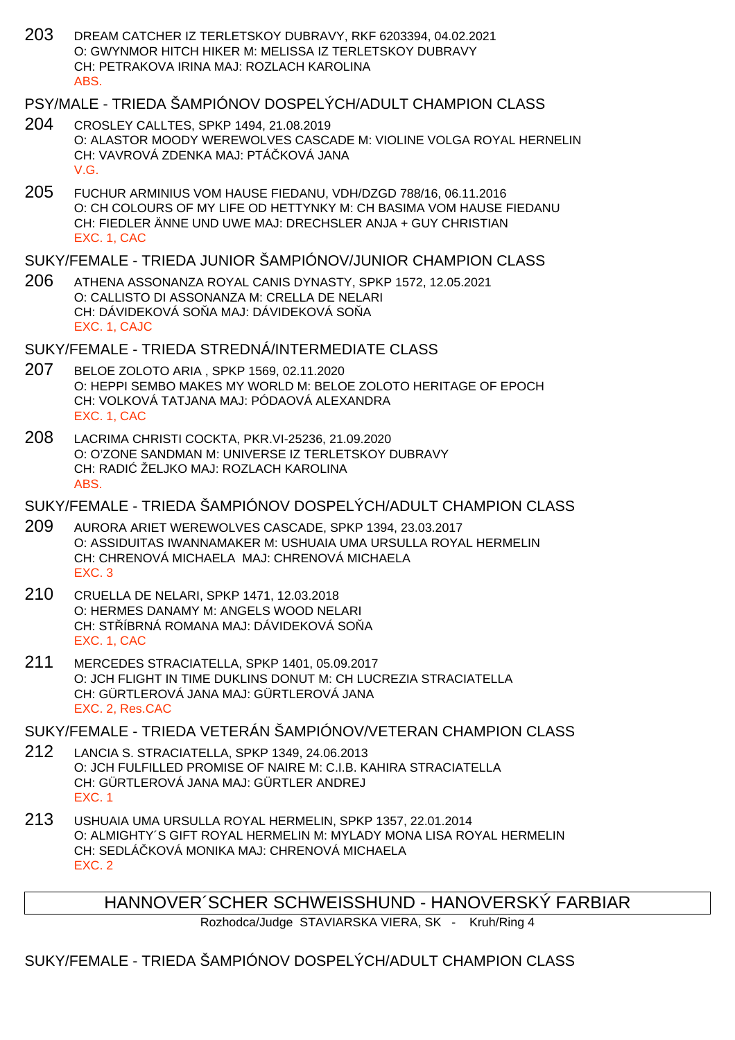203 DREAM CATCHER IZ TERLETSKOY DUBRAVY, RKF 6203394, 04.02.2021
O: GWYNMOR HITCH HIKER M: MELISSA IZ TERLETSKOY DUBRAVY
CH: PETRAKOVA IRINA MAJ: ROZLACH KAROLINA
ABS.

## PSY/MALE - TRIEDA ŠAMPIÓNOV DOSPELÝCH/ADULT CHAMPION CLASS

204 CROSLEY CALLTES, SPKP 1494, 21.08.2019
O: ALASTOR MOODY WEREWOLVES CASCADE M: VIOLINE VOLGA ROYAL HERNELIN
CH: VAVROVÁ ZDENKA MAJ: PTÁČKOVÁ JANA
V.G.

205 FUCHUR ARMINIUS VOM HAUSE FIEDANU, VDH/DZGD 788/16, 06.11.2016
O: CH COLOURS OF MY LIFE OD HETTYNKY M: CH BASIMA VOM HAUSE FIEDANU
CH: FIEDLER ÄNNE UND UWE MAJ: DRECHSLER ANJA + GUY CHRISTIAN
EXC. 1, CAC

## SUKY/FEMALE - TRIEDA JUNIOR ŠAMPIÓNOV/JUNIOR CHAMPION CLASS

206 ATHENA ASSONANZA ROYAL CANIS DYNASTY, SPKP 1572, 12.05.2021
O: CALLISTO DI ASSONANZA M: CRELLA DE NELARI
CH: DÁVIDEKOVÁ SOŇA MAJ: DÁVIDEKOVÁ SOŇA
EXC. 1, CAJC

## SUKY/FEMALE - TRIEDA STREDNÁ/INTERMEDIATE CLASS

207 BELOE ZOLOTO ARIA , SPKP 1569, 02.11.2020
O: HEPPI SEMBO MAKES MY WORLD M: BELOE ZOLOTO HERITAGE OF EPOCH
CH: VOLKOVÁ TATJANA MAJ: PÓDAOVÁ ALEXANDRA
EXC. 1, CAC

208 LACRIMA CHRISTI COCKTA, PKR.VI-25236, 21.09.2020
O: O'ZONE SANDMAN M: UNIVERSE IZ TERLETSKOY DUBRAVY
CH: RADIĆ ŽELJKO MAJ: ROZLACH KAROLINA
ABS.

## SUKY/FEMALE - TRIEDA ŠAMPIÓNOV DOSPELÝCH/ADULT CHAMPION CLASS

209 AURORA ARIET WEREWOLVES CASCADE, SPKP 1394, 23.03.2017
O: ASSIDUITAS IWANNAMAKER M: USHUAIA UMA URSULLA ROYAL HERMELIN
CH: CHRENOVÁ MICHAELA MAJ: CHRENOVÁ MICHAELA
EXC. 3

210 CRUELLA DE NELARI, SPKP 1471, 12.03.2018
O: HERMES DANAMY M: ANGELS WOOD NELARI
CH: STŘÍBRNÁ ROMANA MAJ: DÁVIDEKOVÁ SOŇA
EXC. 1, CAC

211 MERCEDES STRACIATELLA, SPKP 1401, 05.09.2017
O: JCH FLIGHT IN TIME DUKLINS DONUT M: CH LUCREZIA STRACIATELLA
CH: GÜRTLEROVÁ JANA MAJ: GÜRTLEROVÁ JANA
EXC. 2, Res.CAC

## SUKY/FEMALE - TRIEDA VETERÁN ŠAMPIÓNOV/VETERAN CHAMPION CLASS

212 LANCIA S. STRACIATELLA, SPKP 1349, 24.06.2013
O: JCH FULFILLED PROMISE OF NAIRE M: C.I.B. KAHIRA STRACIATELLA
CH: GÜRTLEROVÁ JANA MAJ: GÜRTLER ANDREJ
EXC. 1

213 USHUAIA UMA URSULLA ROYAL HERMELIN, SPKP 1357, 22.01.2014
O: ALMIGHTY´S GIFT ROYAL HERMELIN M: MYLADY MONA LISA ROYAL HERMELIN
CH: SEDLÁČKOVÁ MONIKA MAJ: CHRENOVÁ MICHAELA
EXC. 2

# HANNOVER´SCHER SCHWEISSHUND - HANOVERSKÝ FARBIAR

Rozhodca/Judge STAVIARSKA VIERA, SK - Kruh/Ring 4

## SUKY/FEMALE - TRIEDA ŠAMPIÓNOV DOSPELÝCH/ADULT CHAMPION CLASS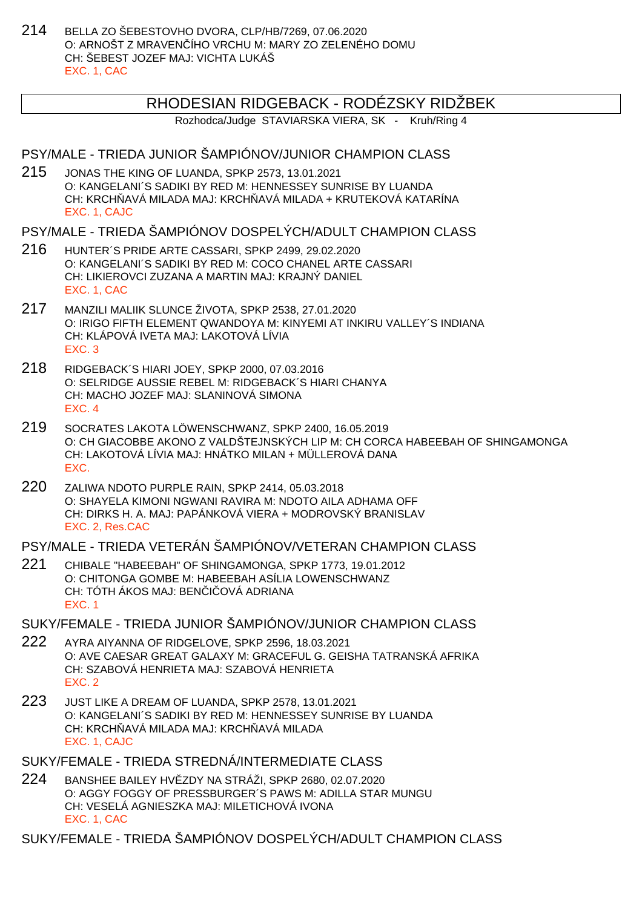214 BELLA ZO ŠEBESTOVHO DVORA, CLP/HB/7269, 07.06.2020
O: ARNOŠT Z MRAVENČÍHO VRCHU M: MARY ZO ZELENÉHO DOMU
CH: ŠEBEST JOZEF MAJ: VICHTA LUKÁŠ
EXC. 1, CAC

## RHODESIAN RIDGEBACK - RODÉZSKY RIDŽBEK

Rozhodca/Judge STAVIARSKA VIERA, SK - Kruh/Ring 4

### PSY/MALE - TRIEDA JUNIOR ŠAMPIÓNOV/JUNIOR CHAMPION CLASS

215 JONAS THE KING OF LUANDA, SPKP 2573, 13.01.2021
O: KANGELANI´S SADIKI BY RED M: HENNESSEY SUNRISE BY LUANDA
CH: KRCHŇAVÁ MILADA MAJ: KRCHŇAVÁ MILADA + KRUTEKOVÁ KATARÍNA
EXC. 1, CAJC

### PSY/MALE - TRIEDA ŠAMPIÓNOV DOSPELÝCH/ADULT CHAMPION CLASS

216 HUNTER´S PRIDE ARTE CASSARI, SPKP 2499, 29.02.2020
O: KANGELANI´S SADIKI BY RED M: COCO CHANEL ARTE CASSARI
CH: LIKIEROVCI ZUZANA A MARTIN MAJ: KRAJNÝ DANIEL
EXC. 1, CAC

217 MANZILI MALIIK SLUNCE ŽIVOTA, SPKP 2538, 27.01.2020
O: IRIGO FIFTH ELEMENT QWANDOYA M: KINYEMI AT INKIRU VALLEY´S INDIANA
CH: KLÁPOVÁ IVETA MAJ: LAKOTOVÁ LÍVIA
EXC. 3

218 RIDGEBACK´S HIARI JOEY, SPKP 2000, 07.03.2016
O: SELRIDGE AUSSIE REBEL M: RIDGEBACK´S HIARI CHANYA
CH: MACHO JOZEF MAJ: SLANINOVÁ SIMONA
EXC. 4

219 SOCRATES LAKOTA LÖWENSCHWANZ, SPKP 2400, 16.05.2019
O: CH GIACOBBE AKONO Z VALDŠTEJNSKÝCH LIP M: CH CORCA HABEEBAH OF SHINGAMONGA
CH: LAKOTOVÁ LÍVIA MAJ: HNÁTKO MILAN + MÜLLEROVÁ DANA
EXC.

220 ZALIWA NDOTO PURPLE RAIN, SPKP 2414, 05.03.2018
O: SHAYELA KIMONI NGWANI RAVIRA M: NDOTO AILA ADHAMA OFF
CH: DIRKS H. A. MAJ: PAPÁNKOVÁ VIERA + MODROVSKÝ BRANISLAV
EXC. 2, Res.CAC

### PSY/MALE - TRIEDA VETERÁN ŠAMPIÓNOV/VETERAN CHAMPION CLASS

221 CHIBALE "HABEEBAH" OF SHINGAMONGA, SPKP 1773, 19.01.2012
O: CHITONGA GOMBE M: HABEEBAH ASÍLIA LOWENSCHWANZ
CH: TÓTH ÁKOS MAJ: BENČIČOVÁ ADRIANA
EXC. 1

### SUKY/FEMALE - TRIEDA JUNIOR ŠAMPIÓNOV/JUNIOR CHAMPION CLASS

222 AYRA AIYANNA OF RIDGELOVE, SPKP 2596, 18.03.2021
O: AVE CAESAR GREAT GALAXY M: GRACEFUL G. GEISHA TATRANSKÁ AFRIKA
CH: SZABOVÁ HENRIETA MAJ: SZABOVÁ HENRIETA
EXC. 2

223 JUST LIKE A DREAM OF LUANDA, SPKP 2578, 13.01.2021
O: KANGELANI´S SADIKI BY RED M: HENNESSEY SUNRISE BY LUANDA
CH: KRCHŇAVÁ MILADA MAJ: KRCHŇAVÁ MILADA
EXC. 1, CAJC

### SUKY/FEMALE - TRIEDA STREDNÁ/INTERMEDIATE CLASS

224 BANSHEE BAILEY HVĚZDY NA STRÁŽI, SPKP 2680, 02.07.2020
O: AGGY FOGGY OF PRESSBURGER´S PAWS M: ADILLA STAR MUNGU
CH: VESELÁ AGNIESZKA MAJ: MILETICHOVÁ IVONA
EXC. 1, CAC

### SUKY/FEMALE - TRIEDA ŠAMPIÓNOV DOSPELÝCH/ADULT CHAMPION CLASS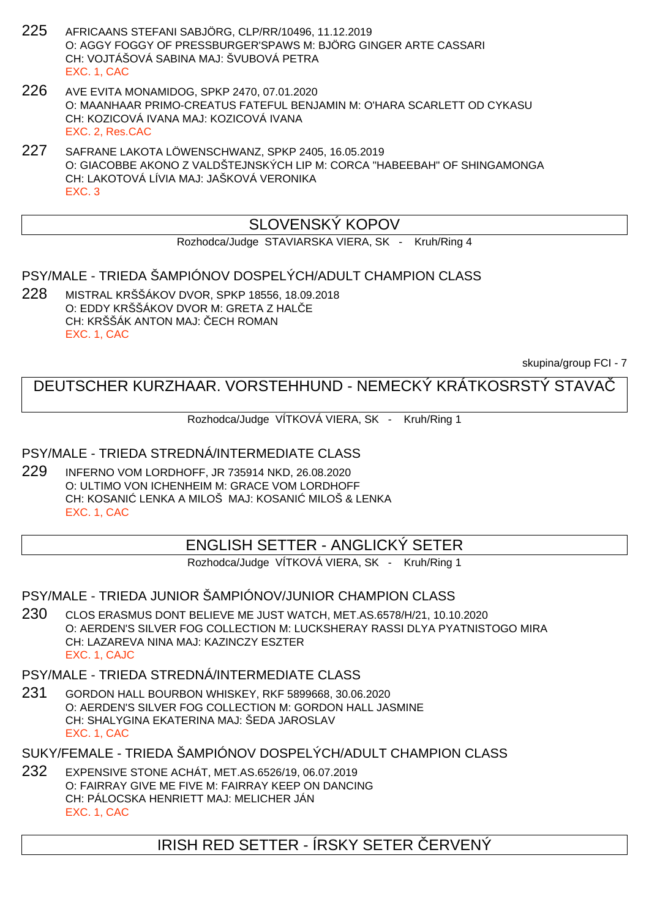225 AFRICAANS STEFANI SABJÖRG, CLP/RR/10496, 11.12.2019
O: AGGY FOGGY OF PRESSBURGER'SPAWS M: BJÖRG GINGER ARTE CASSARI
CH: VOJTÁŠOVÁ SABINA MAJ: ŠVUBOVÁ PETRA
EXC. 1, CAC

226 AVE EVITA MONAMIDOG, SPKP 2470, 07.01.2020
O: MAANHAAR PRIMO-CREATUS FATEFUL BENJAMIN M: O'HARA SCARLETT OD CYKASU
CH: KOZICOVÁ IVANA MAJ: KOZICOVÁ IVANA
EXC. 2, Res.CAC

227 SAFRANE LAKOTA LÖWENSCHWANZ, SPKP 2405, 16.05.2019
O: GIACOBBE AKONO Z VALDŠTEJNSKÝCH LIP M: CORCA "HABEEBAH" OF SHINGAMONGA
CH: LAKOTOVÁ LÍVIA MAJ: JAŠKOVÁ VERONIKA
EXC. 3

## SLOVENSKÝ KOPOV

Rozhodca/Judge STAVIARSKA VIERA, SK - Kruh/Ring 4

### PSY/MALE - TRIEDA ŠAMPIÓNOV DOSPELÝCH/ADULT CHAMPION CLASS

228 MISTRAL KRŠŠÁKOV DVOR, SPKP 18556, 18.09.2018
O: EDDY KRŠŠÁKOV DVOR M: GRETA Z HALČE
CH: KRŠŠÁK ANTON MAJ: ČECH ROMAN
EXC. 1, CAC

skupina/group FCI - 7

## DEUTSCHER KURZHAAR. VORSTEHHUND - NEMECKÝ KRÁTKOSRSTÝ STAVAČ

Rozhodca/Judge VÍTKOVÁ VIERA, SK - Kruh/Ring 1

### PSY/MALE - TRIEDA STREDNÁ/INTERMEDIATE CLASS

229 INFERNO VOM LORDHOFF, JR 735914 NKD, 26.08.2020
O: ULTIMO VON ICHENHEIM M: GRACE VOM LORDHOFF
CH: KOSANIĆ LENKA A MILOŠ MAJ: KOSANIĆ MILOŠ & LENKA
EXC. 1, CAC

## ENGLISH SETTER - ANGLICKÝ SETER

Rozhodca/Judge VÍTKOVÁ VIERA, SK - Kruh/Ring 1

### PSY/MALE - TRIEDA JUNIOR ŠAMPIÓNOV/JUNIOR CHAMPION CLASS

230 CLOS ERASMUS DONT BELIEVE ME JUST WATCH, MET.AS.6578/H/21, 10.10.2020
O: AERDEN'S SILVER FOG COLLECTION M: LUCKSHERAY RASSI DLYA PYATNISTOGO MIRA
CH: LAZAREVA NINA MAJ: KAZINCZY ESZTER
EXC. 1, CAJC

### PSY/MALE - TRIEDA STREDNÁ/INTERMEDIATE CLASS

231 GORDON HALL BOURBON WHISKEY, RKF 5899668, 30.06.2020
O: AERDEN'S SILVER FOG COLLECTION M: GORDON HALL JASMINE
CH: SHALYGINA EKATERINA MAJ: ŠEDA JAROSLAV
EXC. 1, CAC

### SUKY/FEMALE - TRIEDA ŠAMPIÓNOV DOSPELÝCH/ADULT CHAMPION CLASS

232 EXPENSIVE STONE ACHÁT, MET.AS.6526/19, 06.07.2019
O: FAIRRAY GIVE ME FIVE M: FAIRRAY KEEP ON DANCING
CH: PÁLOCSKA HENRIETT MAJ: MELICHER JÁN
EXC. 1, CAC

## IRISH RED SETTER - ÍRSKY SETER ČERVENÝ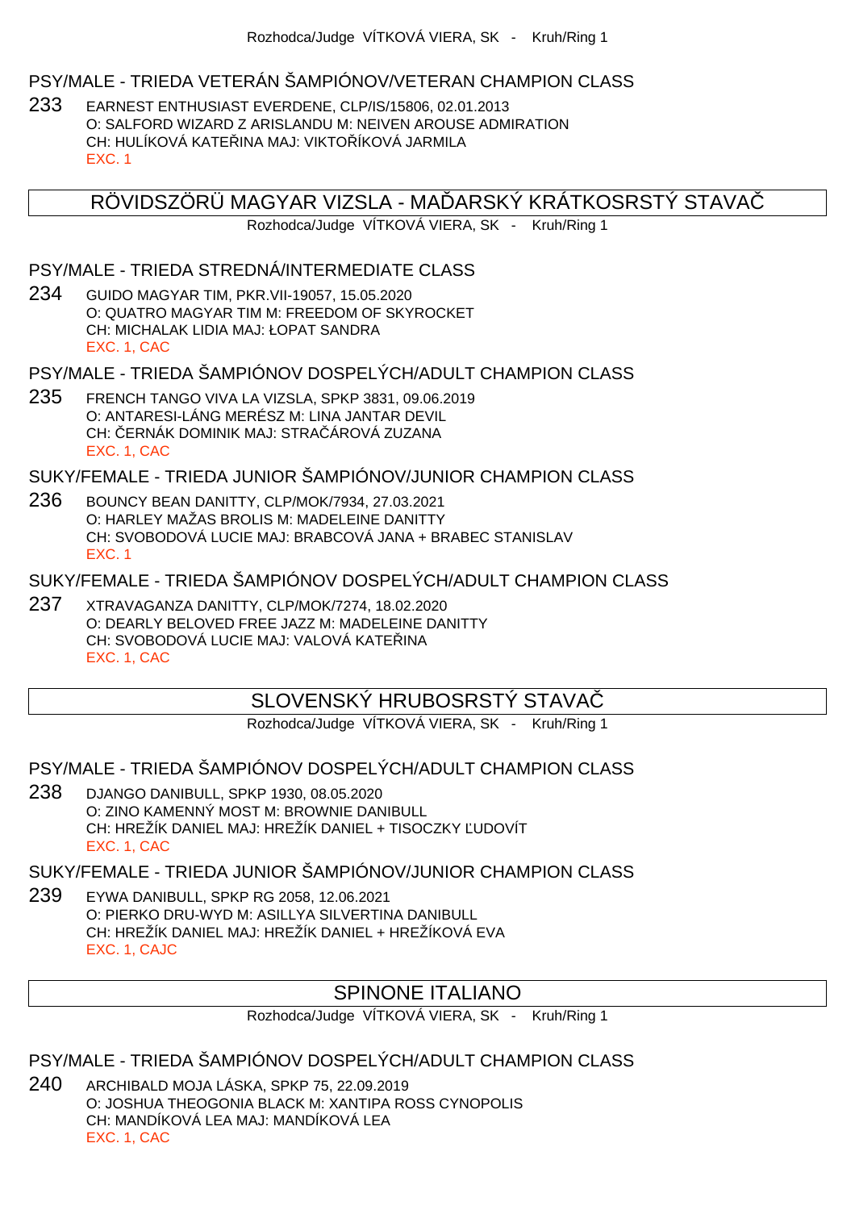Rozhodca/Judge VÍTKOVÁ VIERA, SK - Kruh/Ring 1

### PSY/MALE - TRIEDA VETERÁN ŠAMPIÓNOV/VETERAN CHAMPION CLASS

233 EARNEST ENTHUSIAST EVERDENE, CLP/IS/15806, 02.01.2013
O: SALFORD WIZARD Z ARISLANDU M: NEIVEN AROUSE ADMIRATION
CH: HULÍKOVÁ KATEŘINA MAJ: VIKTOŘÍKOVÁ JARMILA
EXC. 1

## RÖVIDSZÖRÜ MAGYAR VIZSLA - MAĎARSKÝ KRÁTKOSRSTÝ STAVAČ

Rozhodca/Judge VÍTKOVÁ VIERA, SK - Kruh/Ring 1

### PSY/MALE - TRIEDA STREDNÁ/INTERMEDIATE CLASS

234 GUIDO MAGYAR TIM, PKR.VII-19057, 15.05.2020
O: QUATRO MAGYAR TIM M: FREEDOM OF SKYROCKET
CH: MICHALAK LIDIA MAJ: ŁOPAT SANDRA
EXC. 1, CAC

### PSY/MALE - TRIEDA ŠAMPIÓNOV DOSPELÝCH/ADULT CHAMPION CLASS

235 FRENCH TANGO VIVA LA VIZSLA, SPKP 3831, 09.06.2019
O: ANTARESI-LÁNG MERÉSZ M: LINA JANTAR DEVIL
CH: ČERNÁK DOMINIK MAJ: STRAČÁROVÁ ZUZANA
EXC. 1, CAC

### SUKY/FEMALE - TRIEDA JUNIOR ŠAMPIÓNOV/JUNIOR CHAMPION CLASS

236 BOUNCY BEAN DANITTY, CLP/MOK/7934, 27.03.2021
O: HARLEY MAŽAS BROLIS M: MADELEINE DANITTY
CH: SVOBODOVÁ LUCIE MAJ: BRABCOVÁ JANA + BRABEC STANISLAV
EXC. 1

### SUKY/FEMALE - TRIEDA ŠAMPIÓNOV DOSPELÝCH/ADULT CHAMPION CLASS

237 XTRAVAGANZA DANITTY, CLP/MOK/7274, 18.02.2020
O: DEARLY BELOVED FREE JAZZ M: MADELEINE DANITTY
CH: SVOBODOVÁ LUCIE MAJ: VALOVÁ KATEŘINA
EXC. 1, CAC

## SLOVENSKÝ HRUBOSRSTÝ STAVAČ

Rozhodca/Judge VÍTKOVÁ VIERA, SK - Kruh/Ring 1

### PSY/MALE - TRIEDA ŠAMPIÓNOV DOSPELÝCH/ADULT CHAMPION CLASS

238 DJANGO DANIBULL, SPKP 1930, 08.05.2020
O: ZINO KAMENNÝ MOST M: BROWNIE DANIBULL
CH: HREŽÍK DANIEL MAJ: HREŽÍK DANIEL + TISOCZKY ĽUDOVÍT
EXC. 1, CAC

### SUKY/FEMALE - TRIEDA JUNIOR ŠAMPIÓNOV/JUNIOR CHAMPION CLASS

239 EYWA DANIBULL, SPKP RG 2058, 12.06.2021
O: PIERKO DRU-WYD M: ASILLYA SILVERTINA DANIBULL
CH: HREŽÍK DANIEL MAJ: HREŽÍK DANIEL + HREŽÍKOVÁ EVA
EXC. 1, CAJC

## SPINONE ITALIANO

Rozhodca/Judge VÍTKOVÁ VIERA, SK - Kruh/Ring 1

### PSY/MALE - TRIEDA ŠAMPIÓNOV DOSPELÝCH/ADULT CHAMPION CLASS

240 ARCHIBALD MOJA LÁSKA, SPKP 75, 22.09.2019
O: JOSHUA THEOGONIA BLACK M: XANTIPA ROSS CYNOPOLIS
CH: MANDÍKOVÁ LEA MAJ: MANDÍKOVÁ LEA
EXC. 1, CAC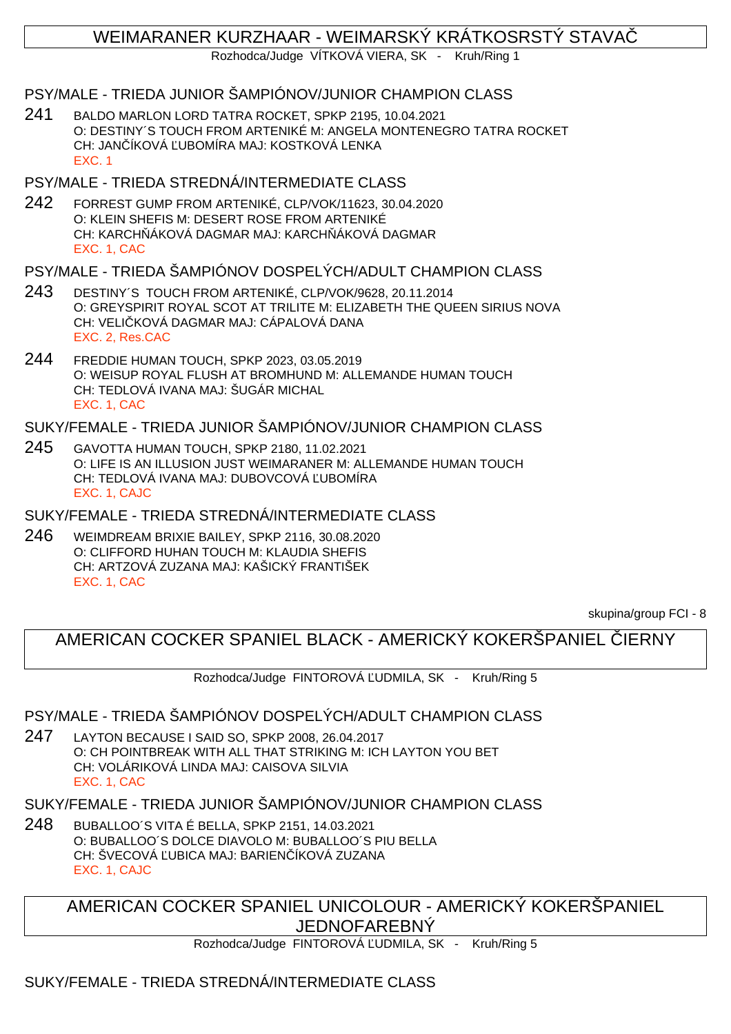## WEIMARANER KURZHAAR - WEIMARSKÝ KRÁTKOSRSTÝ STAVAČ

Rozhodca/Judge VÍTKOVÁ VIERA, SK - Kruh/Ring 1

### PSY/MALE - TRIEDA JUNIOR ŠAMPIÓNOV/JUNIOR CHAMPION CLASS

241 BALDO MARLON LORD TATRA ROCKET, SPKP 2195, 10.04.2021
O: DESTINY´S TOUCH FROM ARTENIKÉ M: ANGELA MONTENEGRO TATRA ROCKET
CH: JANČÍKOVÁ ĽUBOMÍRA MAJ: KOSTKOVÁ LENKA
EXC. 1

### PSY/MALE - TRIEDA STREDNÁ/INTERMEDIATE CLASS

242 FORREST GUMP FROM ARTENIKÉ, CLP/VOK/11623, 30.04.2020
O: KLEIN SHEFIS M: DESERT ROSE FROM ARTENIKÉ
CH: KARCHŇÁKOVÁ DAGMAR MAJ: KARCHŇÁKOVÁ DAGMAR
EXC. 1, CAC

### PSY/MALE - TRIEDA ŠAMPIÓNOV DOSPELÝCH/ADULT CHAMPION CLASS

243 DESTINY´S TOUCH FROM ARTENIKÉ, CLP/VOK/9628, 20.11.2014
O: GREYSPIRIT ROYAL SCOT AT TRILITE M: ELIZABETH THE QUEEN SIRIUS NOVA
CH: VELIČKOVÁ DAGMAR MAJ: CÁPALOVÁ DANA
EXC. 2, Res.CAC

244 FREDDIE HUMAN TOUCH, SPKP 2023, 03.05.2019
O: WEISUP ROYAL FLUSH AT BROMHUND M: ALLEMANDE HUMAN TOUCH
CH: TEDLOVÁ IVANA MAJ: ŠUGÁR MICHAL
EXC. 1, CAC

### SUKY/FEMALE - TRIEDA JUNIOR ŠAMPIÓNOV/JUNIOR CHAMPION CLASS

245 GAVOTTA HUMAN TOUCH, SPKP 2180, 11.02.2021
O: LIFE IS AN ILLUSION JUST WEIMARANER M: ALLEMANDE HUMAN TOUCH
CH: TEDLOVÁ IVANA MAJ: DUBOVCOVÁ ĽUBOMÍRA
EXC. 1, CAJC

### SUKY/FEMALE - TRIEDA STREDNÁ/INTERMEDIATE CLASS

246 WEIMDREAM BRIXIE BAILEY, SPKP 2116, 30.08.2020
O: CLIFFORD HUHAN TOUCH M: KLAUDIA SHEFIS
CH: ARTZOVÁ ZUZANA MAJ: KAŠICKÝ FRANTIŠEK
EXC. 1, CAC

skupina/group FCI - 8

## AMERICAN COCKER SPANIEL BLACK - AMERICKÝ KOKERŠPANIEL ČIERNY

Rozhodca/Judge FINTOROVÁ ĽUDMILA, SK - Kruh/Ring 5

### PSY/MALE - TRIEDA ŠAMPIÓNOV DOSPELÝCH/ADULT CHAMPION CLASS

247 LAYTON BECAUSE I SAID SO, SPKP 2008, 26.04.2017
O: CH POINTBREAK WITH ALL THAT STRIKING M: ICH LAYTON YOU BET
CH: VOLÁRIKOVÁ LINDA MAJ: CAISOVA SILVIA
EXC. 1, CAC

### SUKY/FEMALE - TRIEDA JUNIOR ŠAMPIÓNOV/JUNIOR CHAMPION CLASS

248 BUBALLOO´S VITA É BELLA, SPKP 2151, 14.03.2021
O: BUBALLOO´S DOLCE DIAVOLO M: BUBALLOO´S PIU BELLA
CH: ŠVECOVÁ ĽUBICA MAJ: BARIENČÍKOVÁ ZUZANA
EXC. 1, CAJC

## AMERICAN COCKER SPANIEL UNICOLOUR - AMERICKÝ KOKERŠPANIEL JEDNOFAREBNÝ

Rozhodca/Judge FINTOROVÁ ĽUDMILA, SK - Kruh/Ring 5

### SUKY/FEMALE - TRIEDA STREDNÁ/INTERMEDIATE CLASS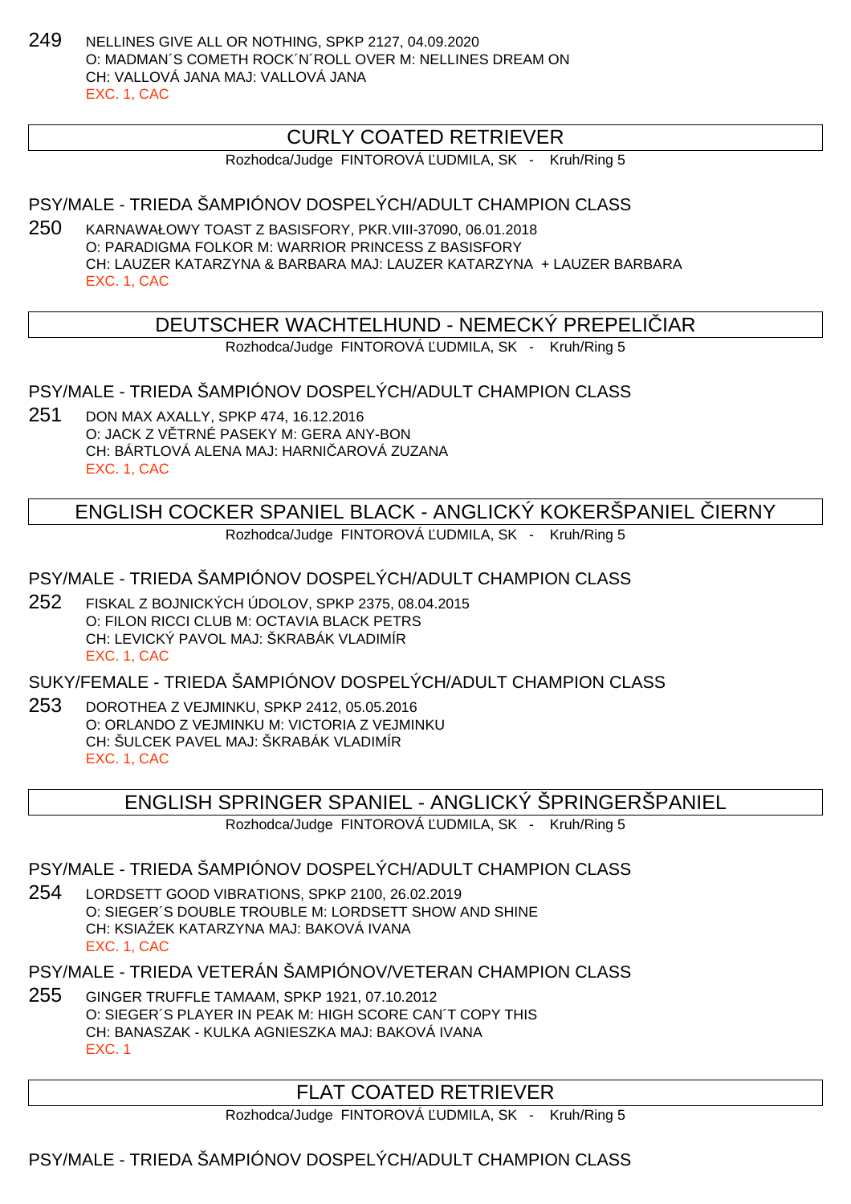249 NELLINES GIVE ALL OR NOTHING, SPKP 2127, 04.09.2020
O: MADMAN´S COMETH ROCK´N´ROLL OVER M: NELLINES DREAM ON
CH: VALLOVÁ JANA MAJ: VALLOVÁ JANA
EXC. 1, CAC

## CURLY COATED RETRIEVER

Rozhodca/Judge FINTOROVÁ ĽUDMILA, SK - Kruh/Ring 5

### PSY/MALE - TRIEDA ŠAMPIÓNOV DOSPELÝCH/ADULT CHAMPION CLASS

250 KARNAWAŁOWY TOAST Z BASISFORY, PKR.VIII-37090, 06.01.2018
O: PARADIGMA FOLKOR M: WARRIOR PRINCESS Z BASISFORY
CH: LAUZER KATARZYNA & BARBARA MAJ: LAUZER KATARZYNA + LAUZER BARBARA
EXC. 1, CAC

## DEUTSCHER WACHTELHUND - NEMECKÝ PREPELIČIAR

Rozhodca/Judge FINTOROVÁ ĽUDMILA, SK - Kruh/Ring 5

### PSY/MALE - TRIEDA ŠAMPIÓNOV DOSPELÝCH/ADULT CHAMPION CLASS

251 DON MAX AXALLY, SPKP 474, 16.12.2016
O: JACK Z VĚTRNÉ PASEKY M: GERA ANY-BON
CH: BÁRTLOVÁ ALENA MAJ: HARNIČAROVÁ ZUZANA
EXC. 1, CAC

## ENGLISH COCKER SPANIEL BLACK - ANGLICKÝ KOKERŠPANIEL ČIERNY

Rozhodca/Judge FINTOROVÁ ĽUDMILA, SK - Kruh/Ring 5

### PSY/MALE - TRIEDA ŠAMPIÓNOV DOSPELÝCH/ADULT CHAMPION CLASS

252 FISKAL Z BOJNICKÝCH ÚDOLOV, SPKP 2375, 08.04.2015
O: FILON RICCI CLUB M: OCTAVIA BLACK PETRS
CH: LEVICKÝ PAVOL MAJ: ŠKRABÁK VLADIMÍR
EXC. 1, CAC

### SUKY/FEMALE - TRIEDA ŠAMPIÓNOV DOSPELÝCH/ADULT CHAMPION CLASS

253 DOROTHEA Z VEJMINKU, SPKP 2412, 05.05.2016
O: ORLANDO Z VEJMINKU M: VICTORIA Z VEJMINKU
CH: ŠULCEK PAVEL MAJ: ŠKRABÁK VLADIMÍR
EXC. 1, CAC

## ENGLISH SPRINGER SPANIEL - ANGLICKÝ ŠPRINGERŠPANIEL

Rozhodca/Judge FINTOROVÁ ĽUDMILA, SK - Kruh/Ring 5

### PSY/MALE - TRIEDA ŠAMPIÓNOV DOSPELÝCH/ADULT CHAMPION CLASS

254 LORDSETT GOOD VIBRATIONS, SPKP 2100, 26.02.2019
O: SIEGER´S DOUBLE TROUBLE M: LORDSETT SHOW AND SHINE
CH: KSIAŹEK KATARZYNA MAJ: BAKOVÁ IVANA
EXC. 1, CAC

### PSY/MALE - TRIEDA VETERÁN ŠAMPIÓNOV/VETERAN CHAMPION CLASS

255 GINGER TRUFFLE TAMAAM, SPKP 1921, 07.10.2012
O: SIEGER´S PLAYER IN PEAK M: HIGH SCORE CAN´T COPY THIS
CH: BANASZAK - KULKA AGNIESZKA MAJ: BAKOVÁ IVANA
EXC. 1

## FLAT COATED RETRIEVER

Rozhodca/Judge FINTOROVÁ ĽUDMILA, SK - Kruh/Ring 5

### PSY/MALE - TRIEDA ŠAMPIÓNOV DOSPELÝCH/ADULT CHAMPION CLASS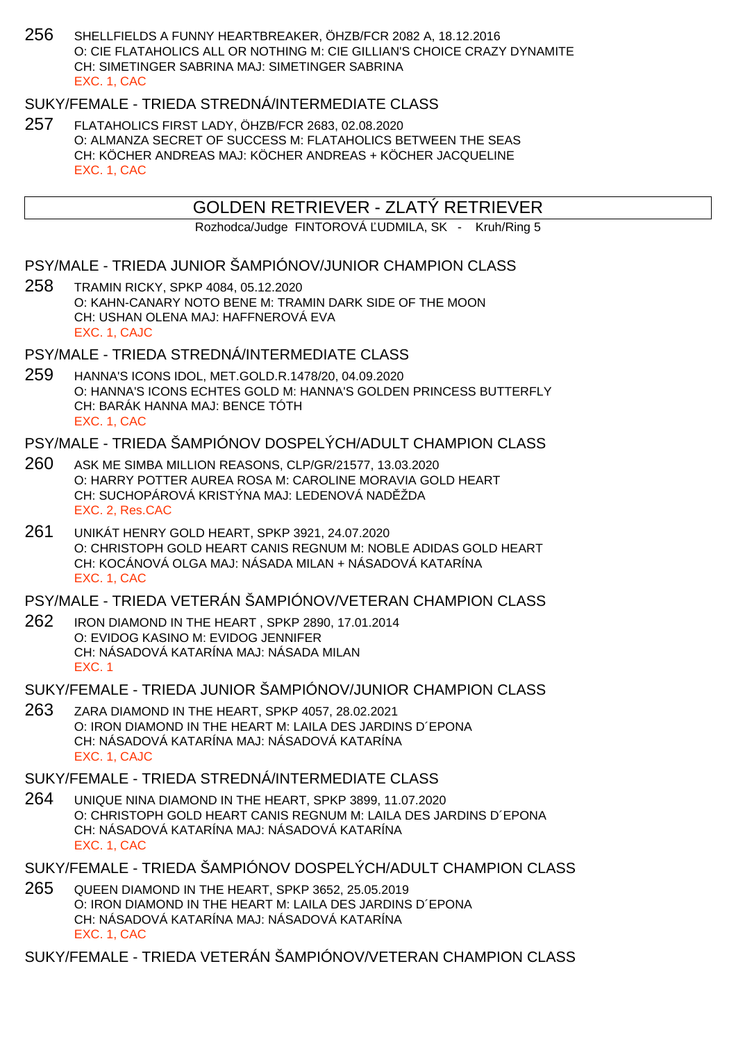256 SHELLFIELDS A FUNNY HEARTBREAKER, ÖHZB/FCR 2082 A, 18.12.2016
O: CIE FLATAHOLICS ALL OR NOTHING M: CIE GILLIAN'S CHOICE CRAZY DYNAMITE
CH: SIMETINGER SABRINA MAJ: SIMETINGER SABRINA
EXC. 1, CAC

SUKY/FEMALE - TRIEDA STREDNÁ/INTERMEDIATE CLASS

257 FLATAHOLICS FIRST LADY, ÖHZB/FCR 2683, 02.08.2020
O: ALMANZA SECRET OF SUCCESS M: FLATAHOLICS BETWEEN THE SEAS
CH: KÖCHER ANDREAS MAJ: KÖCHER ANDREAS + KÖCHER JACQUELINE
EXC. 1, CAC

## GOLDEN RETRIEVER - ZLATÝ RETRIEVER

Rozhodca/Judge FINTOROVÁ ĽUDMILA, SK - Kruh/Ring 5

PSY/MALE - TRIEDA JUNIOR ŠAMPIÓNOV/JUNIOR CHAMPION CLASS

258 TRAMIN RICKY, SPKP 4084, 05.12.2020
O: KAHN-CANARY NOTO BENE M: TRAMIN DARK SIDE OF THE MOON
CH: USHAN OLENA MAJ: HAFFNEROVÁ EVA
EXC. 1, CAJC

PSY/MALE - TRIEDA STREDNÁ/INTERMEDIATE CLASS

259 HANNA'S ICONS IDOL, MET.GOLD.R.1478/20, 04.09.2020
O: HANNA'S ICONS ECHTES GOLD M: HANNA'S GOLDEN PRINCESS BUTTERFLY
CH: BARÁK HANNA MAJ: BENCE TÓTH
EXC. 1, CAC

PSY/MALE - TRIEDA ŠAMPIÓNOV DOSPELÝCH/ADULT CHAMPION CLASS

260 ASK ME SIMBA MILLION REASONS, CLP/GR/21577, 13.03.2020
O: HARRY POTTER AUREA ROSA M: CAROLINE MORAVIA GOLD HEART
CH: SUCHOPÁROVÁ KRISTÝNA MAJ: LEDENOVÁ NADĚŽDA
EXC. 2, Res.CAC

261 UNIKÁT HENRY GOLD HEART, SPKP 3921, 24.07.2020
O: CHRISTOPH GOLD HEART CANIS REGNUM M: NOBLE ADIDAS GOLD HEART
CH: KOCÁNOVÁ OLGA MAJ: NÁSADA MILAN + NÁSADOVÁ KATARÍNA
EXC. 1, CAC

PSY/MALE - TRIEDA VETERÁN ŠAMPIÓNOV/VETERAN CHAMPION CLASS

262 IRON DIAMOND IN THE HEART , SPKP 2890, 17.01.2014
O: EVIDOG KASINO M: EVIDOG JENNIFER
CH: NÁSADOVÁ KATARÍNA MAJ: NÁSADA MILAN
EXC. 1

SUKY/FEMALE - TRIEDA JUNIOR ŠAMPIÓNOV/JUNIOR CHAMPION CLASS

263 ZARA DIAMOND IN THE HEART, SPKP 4057, 28.02.2021
O: IRON DIAMOND IN THE HEART M: LAILA DES JARDINS D´EPONA
CH: NÁSADOVÁ KATARÍNA MAJ: NÁSADOVÁ KATARÍNA
EXC. 1, CAJC

SUKY/FEMALE - TRIEDA STREDNÁ/INTERMEDIATE CLASS

264 UNIQUE NINA DIAMOND IN THE HEART, SPKP 3899, 11.07.2020
O: CHRISTOPH GOLD HEART CANIS REGNUM M: LAILA DES JARDINS D´EPONA
CH: NÁSADOVÁ KATARÍNA MAJ: NÁSADOVÁ KATARÍNA
EXC. 1, CAC

SUKY/FEMALE - TRIEDA ŠAMPIÓNOV DOSPELÝCH/ADULT CHAMPION CLASS

265 QUEEN DIAMOND IN THE HEART, SPKP 3652, 25.05.2019
O: IRON DIAMOND IN THE HEART M: LAILA DES JARDINS D´EPONA
CH: NÁSADOVÁ KATARÍNA MAJ: NÁSADOVÁ KATARÍNA
EXC. 1, CAC

SUKY/FEMALE - TRIEDA VETERÁN ŠAMPIÓNOV/VETERAN CHAMPION CLASS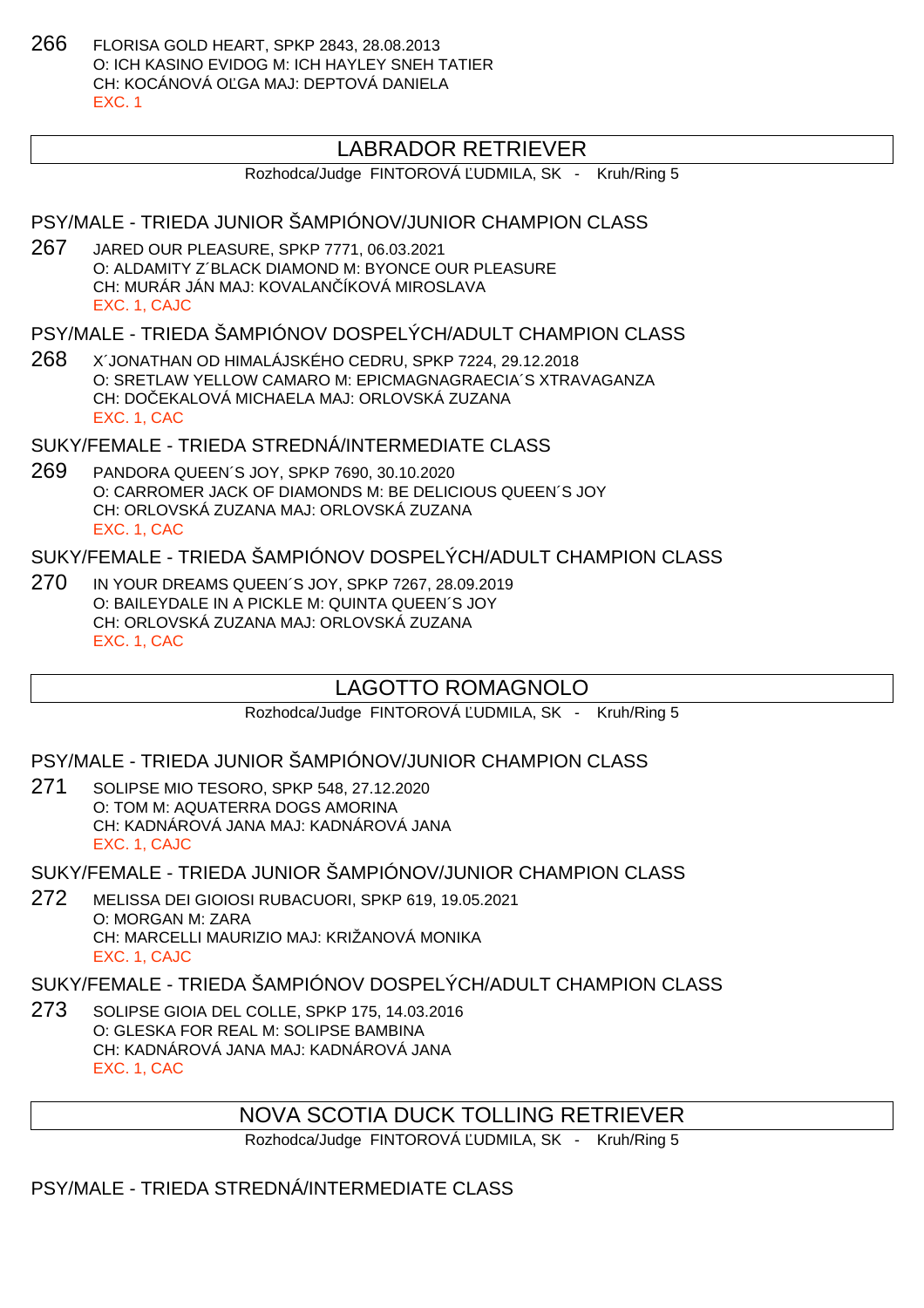266 FLORISA GOLD HEART, SPKP 2843, 28.08.2013
O: ICH KASINO EVIDOG M: ICH HAYLEY SNEH TATIER
CH: KOCÁNOVÁ OĽGA MAJ: DEPTOVÁ DANIELA
EXC. 1

## LABRADOR RETRIEVER

Rozhodca/Judge FINTOROVÁ ĽUDMILA, SK - Kruh/Ring 5

### PSY/MALE - TRIEDA JUNIOR ŠAMPIÓNOV/JUNIOR CHAMPION CLASS

267 JARED OUR PLEASURE, SPKP 7771, 06.03.2021
O: ALDAMITY Z´BLACK DIAMOND M: BYONCE OUR PLEASURE
CH: MURÁR JÁN MAJ: KOVALANČÍKOVÁ MIROSLAVA
EXC. 1, CAJC

### PSY/MALE - TRIEDA ŠAMPIÓNOV DOSPELÝCH/ADULT CHAMPION CLASS

268 X´JONATHAN OD HIMALÁJSKÉHO CEDRU, SPKP 7224, 29.12.2018
O: SRETLAW YELLOW CAMARO M: EPICMAGNAGRAECIA´S XTRAVAGANZA
CH: DOČEKALOVÁ MICHAELA MAJ: ORLOVSKÁ ZUZANA
EXC. 1, CAC

### SUKY/FEMALE - TRIEDA STREDNÁ/INTERMEDIATE CLASS

269 PANDORA QUEEN´S JOY, SPKP 7690, 30.10.2020
O: CARROMER JACK OF DIAMONDS M: BE DELICIOUS QUEEN´S JOY
CH: ORLOVSKÁ ZUZANA MAJ: ORLOVSKÁ ZUZANA
EXC. 1, CAC

### SUKY/FEMALE - TRIEDA ŠAMPIÓNOV DOSPELÝCH/ADULT CHAMPION CLASS

270 IN YOUR DREAMS QUEEN´S JOY, SPKP 7267, 28.09.2019
O: BAILEYDALE IN A PICKLE M: QUINTA QUEEN´S JOY
CH: ORLOVSKÁ ZUZANA MAJ: ORLOVSKÁ ZUZANA
EXC. 1, CAC

## LAGOTTO ROMAGNOLO

Rozhodca/Judge FINTOROVÁ ĽUDMILA, SK - Kruh/Ring 5

### PSY/MALE - TRIEDA JUNIOR ŠAMPIÓNOV/JUNIOR CHAMPION CLASS

271 SOLIPSE MIO TESORO, SPKP 548, 27.12.2020
O: TOM M: AQUATERRA DOGS AMORINA
CH: KADNÁROVÁ JANA MAJ: KADNÁROVÁ JANA
EXC. 1, CAJC

### SUKY/FEMALE - TRIEDA JUNIOR ŠAMPIÓNOV/JUNIOR CHAMPION CLASS

272 MELISSA DEI GIOIOSI RUBACUORI, SPKP 619, 19.05.2021
O: MORGAN M: ZARA
CH: MARCELLI MAURIZIO MAJ: KRIŽANOVÁ MONIKA
EXC. 1, CAJC

### SUKY/FEMALE - TRIEDA ŠAMPIÓNOV DOSPELÝCH/ADULT CHAMPION CLASS

273 SOLIPSE GIOIA DEL COLLE, SPKP 175, 14.03.2016
O: GLESKA FOR REAL M: SOLIPSE BAMBINA
CH: KADNÁROVÁ JANA MAJ: KADNÁROVÁ JANA
EXC. 1, CAC

## NOVA SCOTIA DUCK TOLLING RETRIEVER

Rozhodca/Judge FINTOROVÁ ĽUDMILA, SK - Kruh/Ring 5

### PSY/MALE - TRIEDA STREDNÁ/INTERMEDIATE CLASS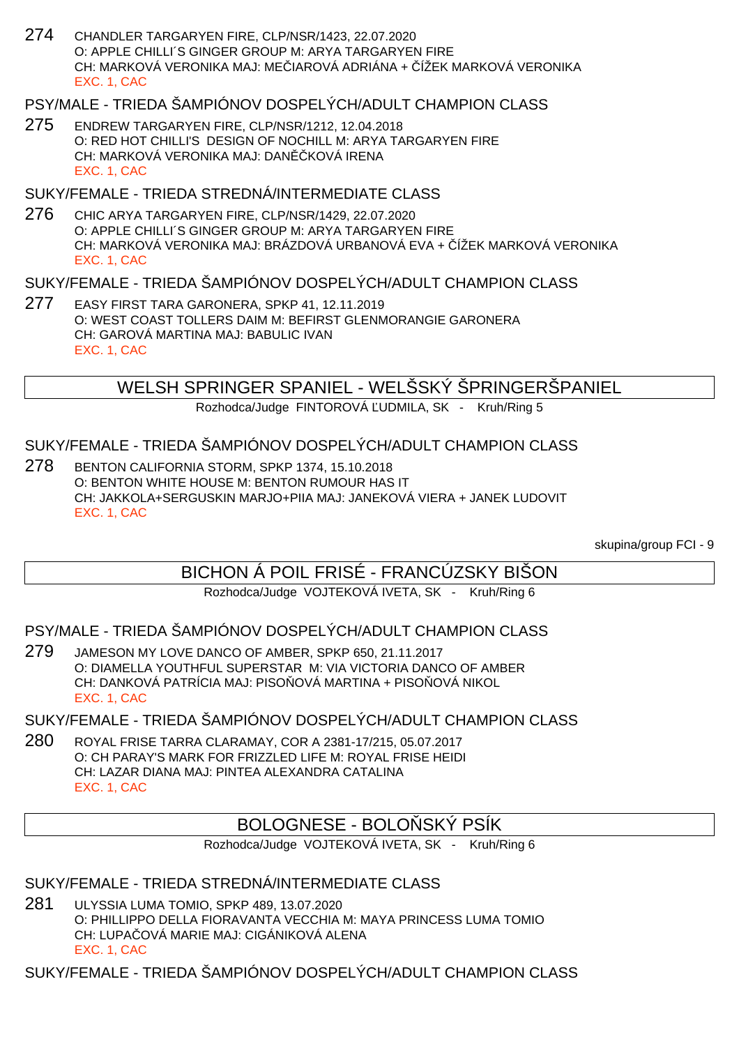274 CHANDLER TARGARYEN FIRE, CLP/NSR/1423, 22.07.2020
O: APPLE CHILLI´S GINGER GROUP M: ARYA TARGARYEN FIRE
CH: MARKOVÁ VERONIKA MAJ: MEČIAROVÁ ADRIÁNA + ČÍŽEK MARKOVÁ VERONIKA
EXC. 1, CAC

PSY/MALE - TRIEDA ŠAMPIÓNOV DOSPELÝCH/ADULT CHAMPION CLASS

275 ENDREW TARGARYEN FIRE, CLP/NSR/1212, 12.04.2018
O: RED HOT CHILLI'S DESIGN OF NOCHILL M: ARYA TARGARYEN FIRE
CH: MARKOVÁ VERONIKA MAJ: DANĚČKOVÁ IRENA
EXC. 1, CAC

SUKY/FEMALE - TRIEDA STREDNÁ/INTERMEDIATE CLASS

276 CHIC ARYA TARGARYEN FIRE, CLP/NSR/1429, 22.07.2020
O: APPLE CHILLI´S GINGER GROUP M: ARYA TARGARYEN FIRE
CH: MARKOVÁ VERONIKA MAJ: BRÁZDOVÁ URBANOVÁ EVA + ČÍŽEK MARKOVÁ VERONIKA
EXC. 1, CAC

SUKY/FEMALE - TRIEDA ŠAMPIÓNOV DOSPELÝCH/ADULT CHAMPION CLASS

277 EASY FIRST TARA GARONERA, SPKP 41, 12.11.2019
O: WEST COAST TOLLERS DAIM M: BEFIRST GLENMORANGIE GARONERA
CH: GAROVÁ MARTINA MAJ: BABULIC IVAN
EXC. 1, CAC

## WELSH SPRINGER SPANIEL - WELŠSKÝ ŠPRINGERŠPANIEL

Rozhodca/Judge FINTOROVÁ ĽUDMILA, SK - Kruh/Ring 5

SUKY/FEMALE - TRIEDA ŠAMPIÓNOV DOSPELÝCH/ADULT CHAMPION CLASS

278 BENTON CALIFORNIA STORM, SPKP 1374, 15.10.2018
O: BENTON WHITE HOUSE M: BENTON RUMOUR HAS IT
CH: JAKKOLA+SERGUSKIN MARJO+PIIA MAJ: JANEKOVÁ VIERA + JANEK LUDOVIT
EXC. 1, CAC

skupina/group FCI - 9

## BICHON Á POIL FRISÉ - FRANCÚZSKY BIŠON

Rozhodca/Judge VOJTEKOVÁ IVETA, SK - Kruh/Ring 6

PSY/MALE - TRIEDA ŠAMPIÓNOV DOSPELÝCH/ADULT CHAMPION CLASS

279 JAMESON MY LOVE DANCO OF AMBER, SPKP 650, 21.11.2017
O: DIAMELLA YOUTHFUL SUPERSTAR M: VIA VICTORIA DANCO OF AMBER
CH: DANKOVÁ PATRÍCIA MAJ: PISOŇOVÁ MARTINA + PISOŇOVÁ NIKOL
EXC. 1, CAC

SUKY/FEMALE - TRIEDA ŠAMPIÓNOV DOSPELÝCH/ADULT CHAMPION CLASS

280 ROYAL FRISE TARRA CLARAMAY, COR A 2381-17/215, 05.07.2017
O: CH PARAY'S MARK FOR FRIZZLED LIFE M: ROYAL FRISE HEIDI
CH: LAZAR DIANA MAJ: PINTEA ALEXANDRA CATALINA
EXC. 1, CAC

## BOLOGNESE - BOLOŇSKÝ PSÍK

Rozhodca/Judge VOJTEKOVÁ IVETA, SK - Kruh/Ring 6

SUKY/FEMALE - TRIEDA STREDNÁ/INTERMEDIATE CLASS

281 ULYSSIA LUMA TOMIO, SPKP 489, 13.07.2020
O: PHILLIPPO DELLA FIORAVANTA VECCHIA M: MAYA PRINCESS LUMA TOMIO
CH: LUPAČOVÁ MARIE MAJ: CIGÁNIKOVÁ ALENA
EXC. 1, CAC

SUKY/FEMALE - TRIEDA ŠAMPIÓNOV DOSPELÝCH/ADULT CHAMPION CLASS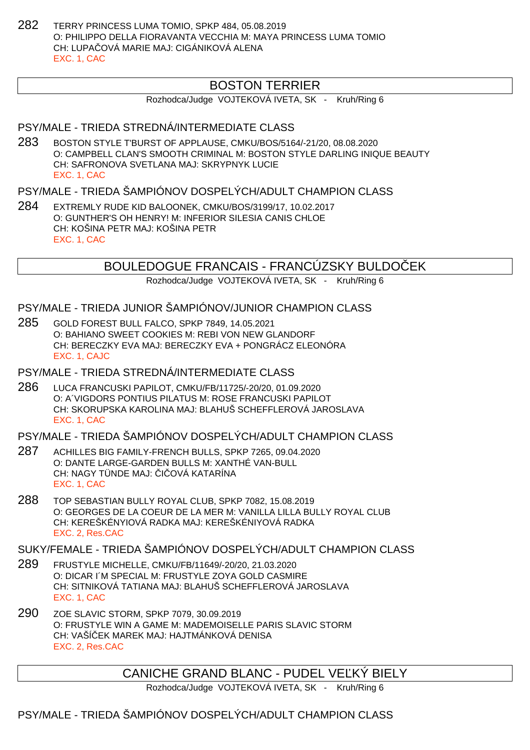282 TERRY PRINCESS LUMA TOMIO, SPKP 484, 05.08.2019
O: PHILIPPO DELLA FIORAVANTA VECCHIA M: MAYA PRINCESS LUMA TOMIO
CH: LUPAČOVÁ MARIE MAJ: CIGÁNIKOVÁ ALENA
EXC. 1, CAC

## BOSTON TERRIER

Rozhodca/Judge VOJTEKOVÁ IVETA, SK - Kruh/Ring 6

### PSY/MALE - TRIEDA STREDNÁ/INTERMEDIATE CLASS

283 BOSTON STYLE T'BURST OF APPLAUSE, CMKU/BOS/5164/-21/20, 08.08.2020
O: CAMPBELL CLAN'S SMOOTH CRIMINAL M: BOSTON STYLE DARLING INIQUE BEAUTY
CH: SAFRONOVA SVETLANA MAJ: SKRYPNYK LUCIE
EXC. 1, CAC

### PSY/MALE - TRIEDA ŠAMPIÓNOV DOSPELÝCH/ADULT CHAMPION CLASS

284 EXTREMLY RUDE KID BALOONEK, CMKU/BOS/3199/17, 10.02.2017
O: GUNTHER'S OH HENRY! M: INFERIOR SILESIA CANIS CHLOE
CH: KOŠINA PETR MAJ: KOŠINA PETR
EXC. 1, CAC

## BOULEDOGUE FRANCAIS - FRANCÚZSKY BULDOČEK

Rozhodca/Judge VOJTEKOVÁ IVETA, SK - Kruh/Ring 6

### PSY/MALE - TRIEDA JUNIOR ŠAMPIÓNOV/JUNIOR CHAMPION CLASS

285 GOLD FOREST BULL FALCO, SPKP 7849, 14.05.2021
O: BAHIANO SWEET COOKIES M: REBI VON NEW GLANDORF
CH: BERECZKY EVA MAJ: BERECZKY EVA + PONGRÁCZ ELEONÓRA
EXC. 1, CAJC

### PSY/MALE - TRIEDA STREDNÁ/INTERMEDIATE CLASS

286 LUCA FRANCUSKI PAPILOT, CMKU/FB/11725/-20/20, 01.09.2020
O: A´VIGDORS PONTIUS PILATUS M: ROSE FRANCUSKI PAPILOT
CH: SKORUPSKA KAROLINA MAJ: BLAHUŠ SCHEFFLEROVÁ JAROSLAVA
EXC. 1, CAC

### PSY/MALE - TRIEDA ŠAMPIÓNOV DOSPELÝCH/ADULT CHAMPION CLASS

287 ACHILLES BIG FAMILY-FRENCH BULLS, SPKP 7265, 09.04.2020
O: DANTE LARGE-GARDEN BULLS M: XANTHÉ VAN-BULL
CH: NAGY TÜNDE MAJ: ČIČOVÁ KATARÍNA
EXC. 1, CAC

288 TOP SEBASTIAN BULLY ROYAL CLUB, SPKP 7082, 15.08.2019
O: GEORGES DE LA COEUR DE LA MER M: VANILLA LILLA BULLY ROYAL CLUB
CH: KEREŠKÉNYIOVÁ RADKA MAJ: KEREŠKÉNIYOVÁ RADKA
EXC. 2, Res.CAC

### SUKY/FEMALE - TRIEDA ŠAMPIÓNOV DOSPELÝCH/ADULT CHAMPION CLASS

289 FRUSTYLE MICHELLE, CMKU/FB/11649/-20/20, 21.03.2020
O: DICAR I´M SPECIAL M: FRUSTYLE ZOYA GOLD CASMIRE
CH: SITNIKOVÁ TATIANA MAJ: BLAHUŠ SCHEFFLEROVÁ JAROSLAVA
EXC. 1, CAC

290 ZOE SLAVIC STORM, SPKP 7079, 30.09.2019
O: FRUSTYLE WIN A GAME M: MADEMOISELLE PARIS SLAVIC STORM
CH: VAŠÍČEK MAREK MAJ: HAJTMÁNKOVÁ DENISA
EXC. 2, Res.CAC

## CANICHE GRAND BLANC - PUDEL VEĽKÝ BIELY

Rozhodca/Judge VOJTEKOVÁ IVETA, SK - Kruh/Ring 6

### PSY/MALE - TRIEDA ŠAMPIÓNOV DOSPELÝCH/ADULT CHAMPION CLASS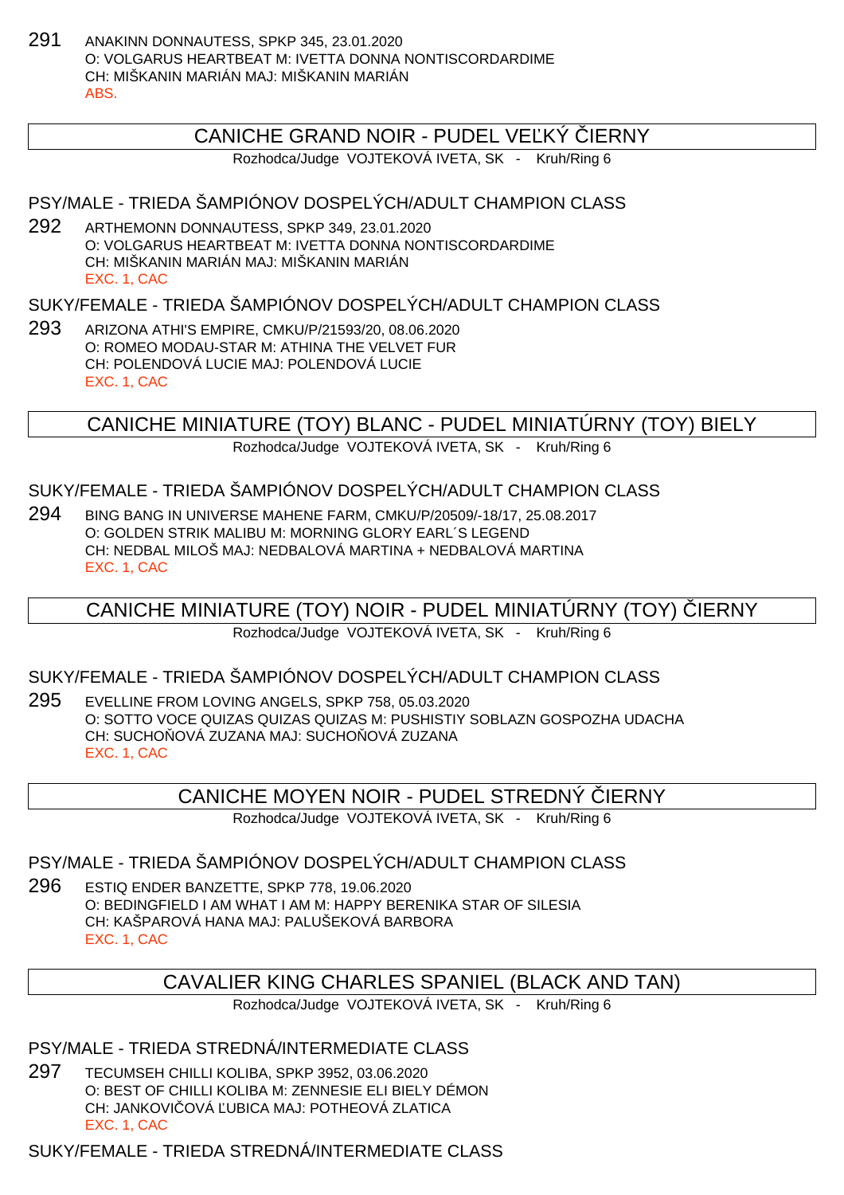291 ANAKINN DONNAUTESS, SPKP 345, 23.01.2020
O: VOLGARUS HEARTBEAT M: IVETTA DONNA NONTISCORDARDIME
CH: MIŠKANIN MARIÁN MAJ: MIŠKANIN MARIÁN
ABS.

## CANICHE GRAND NOIR - PUDEL VEĽKÝ ČIERNY

Rozhodca/Judge VOJTEKOVÁ IVETA, SK - Kruh/Ring 6

### PSY/MALE - TRIEDA ŠAMPIÓNOV DOSPELÝCH/ADULT CHAMPION CLASS

292 ARTHEMONN DONNAUTESS, SPKP 349, 23.01.2020
O: VOLGARUS HEARTBEAT M: IVETTA DONNA NONTISCORDARDIME
CH: MIŠKANIN MARIÁN MAJ: MIŠKANIN MARIÁN
EXC. 1, CAC

### SUKY/FEMALE - TRIEDA ŠAMPIÓNOV DOSPELÝCH/ADULT CHAMPION CLASS

293 ARIZONA ATHI'S EMPIRE, CMKU/P/21593/20, 08.06.2020
O: ROMEO MODAU-STAR M: ATHINA THE VELVET FUR
CH: POLENDOVÁ LUCIE MAJ: POLENDOVÁ LUCIE
EXC. 1, CAC

## CANICHE MINIATURE (TOY) BLANC - PUDEL MINIATÚRNY (TOY) BIELY

Rozhodca/Judge VOJTEKOVÁ IVETA, SK - Kruh/Ring 6

### SUKY/FEMALE - TRIEDA ŠAMPIÓNOV DOSPELÝCH/ADULT CHAMPION CLASS

294 BING BANG IN UNIVERSE MAHENE FARM, CMKU/P/20509/-18/17, 25.08.2017
O: GOLDEN STRIK MALIBU M: MORNING GLORY EARL´S LEGEND
CH: NEDBAL MILOŠ MAJ: NEDBALOVÁ MARTINA + NEDBALOVÁ MARTINA
EXC. 1, CAC

## CANICHE MINIATURE (TOY) NOIR - PUDEL MINIATÚRNY (TOY) ČIERNY

Rozhodca/Judge VOJTEKOVÁ IVETA, SK - Kruh/Ring 6

### SUKY/FEMALE - TRIEDA ŠAMPIÓNOV DOSPELÝCH/ADULT CHAMPION CLASS

295 EVELLINE FROM LOVING ANGELS, SPKP 758, 05.03.2020
O: SOTTO VOCE QUIZAS QUIZAS QUIZAS M: PUSHISTIY SOBLAZN GOSPOZHA UDACHA
CH: SUCHOŇOVÁ ZUZANA MAJ: SUCHOŇOVÁ ZUZANA
EXC. 1, CAC

## CANICHE MOYEN NOIR - PUDEL STREDNÝ ČIERNY

Rozhodca/Judge VOJTEKOVÁ IVETA, SK - Kruh/Ring 6

### PSY/MALE - TRIEDA ŠAMPIÓNOV DOSPELÝCH/ADULT CHAMPION CLASS

296 ESTIQ ENDER BANZETTE, SPKP 778, 19.06.2020
O: BEDINGFIELD I AM WHAT I AM M: HAPPY BERENIKA STAR OF SILESIA
CH: KAŠPAROVÁ HANA MAJ: PALUŠEKOVÁ BARBORA
EXC. 1, CAC

## CAVALIER KING CHARLES SPANIEL (BLACK AND TAN)

Rozhodca/Judge VOJTEKOVÁ IVETA, SK - Kruh/Ring 6

### PSY/MALE - TRIEDA STREDNÁ/INTERMEDIATE CLASS

297 TECUMSEH CHILLI KOLIBA, SPKP 3952, 03.06.2020
O: BEST OF CHILLI KOLIBA M: ZENNESIE ELI BIELY DÉMON
CH: JANKOVIČOVÁ ĽUBICA MAJ: POTHEOVÁ ZLATICA
EXC. 1, CAC

### SUKY/FEMALE - TRIEDA STREDNÁ/INTERMEDIATE CLASS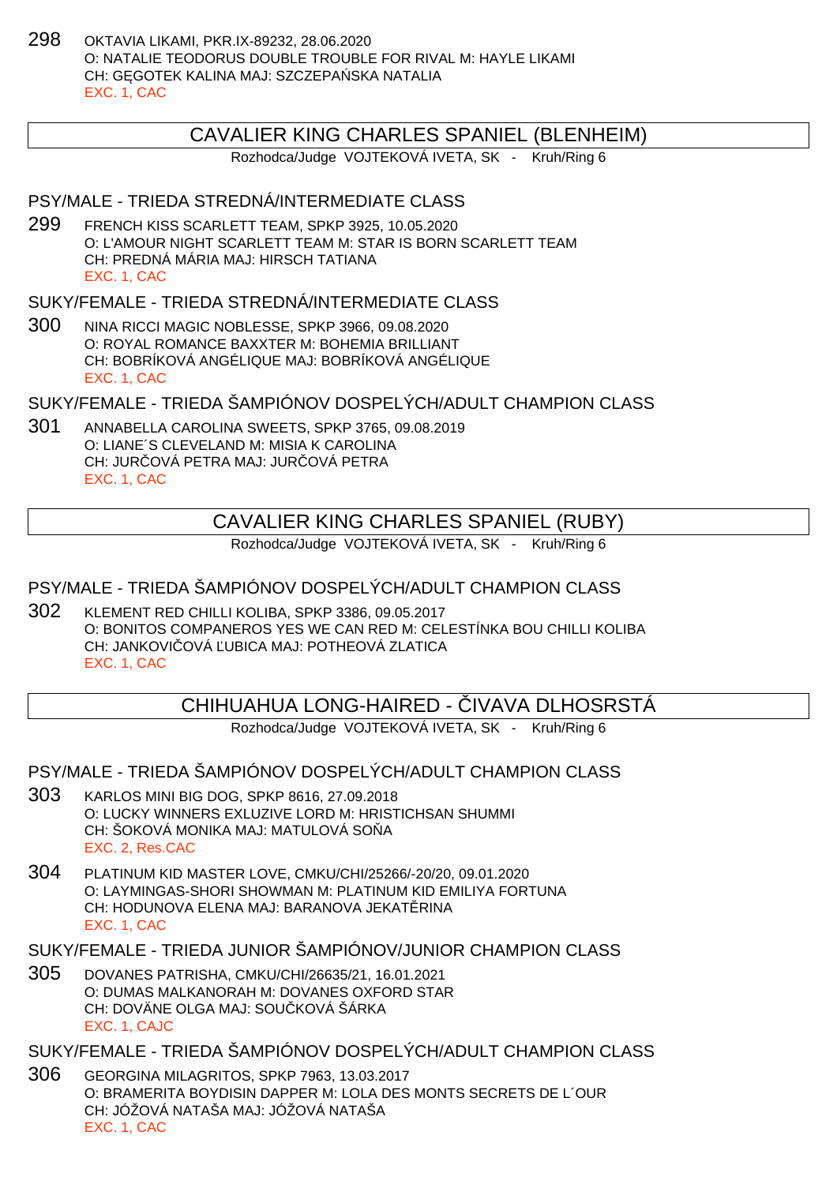298 OKTAVIA LIKAMI, PKR.IX-89232, 28.06.2020
O: NATALIE TEODORUS DOUBLE TROUBLE FOR RIVAL M: HAYLE LIKAMI
CH: GĘGOTEK KALINA MAJ: SZCZEPAŃSKA NATALIA
EXC. 1, CAC

## CAVALIER KING CHARLES SPANIEL (BLENHEIM)

Rozhodca/Judge VOJTEKOVÁ IVETA, SK - Kruh/Ring 6

### PSY/MALE - TRIEDA STREDNÁ/INTERMEDIATE CLASS

299 FRENCH KISS SCARLETT TEAM, SPKP 3925, 10.05.2020
O: L'AMOUR NIGHT SCARLETT TEAM M: STAR IS BORN SCARLETT TEAM
CH: PREDNÁ MÁRIA MAJ: HIRSCH TATIANA
EXC. 1, CAC

### SUKY/FEMALE - TRIEDA STREDNÁ/INTERMEDIATE CLASS

300 NINA RICCI MAGIC NOBLESSE, SPKP 3966, 09.08.2020
O: ROYAL ROMANCE BAXXTER M: BOHEMIA BRILLIANT
CH: BOBRÍKOVÁ ANGÉLIQUE MAJ: BOBRÍKOVÁ ANGÉLIQUE
EXC. 1, CAC

### SUKY/FEMALE - TRIEDA ŠAMPIÓNOV DOSPELÝCH/ADULT CHAMPION CLASS

301 ANNABELLA CAROLINA SWEETS, SPKP 3765, 09.08.2019
O: LIANE´S CLEVELAND M: MISIA K CAROLINA
CH: JURČOVÁ PETRA MAJ: JURČOVÁ PETRA
EXC. 1, CAC

## CAVALIER KING CHARLES SPANIEL (RUBY)

Rozhodca/Judge VOJTEKOVÁ IVETA, SK - Kruh/Ring 6

### PSY/MALE - TRIEDA ŠAMPIÓNOV DOSPELÝCH/ADULT CHAMPION CLASS

302 KLEMENT RED CHILLI KOLIBA, SPKP 3386, 09.05.2017
O: BONITOS COMPANEROS YES WE CAN RED M: CELESTÍNKA BOU CHILLI KOLIBA
CH: JANKOVIČOVÁ ĽUBICA MAJ: POTHEOVÁ ZLATICA
EXC. 1, CAC

## CHIHUAHUA LONG-HAIRED - ČIVAVA DLHOSRSTÁ

Rozhodca/Judge VOJTEKOVÁ IVETA, SK - Kruh/Ring 6

### PSY/MALE - TRIEDA ŠAMPIÓNOV DOSPELÝCH/ADULT CHAMPION CLASS

303 KARLOS MINI BIG DOG, SPKP 8616, 27.09.2018
O: LUCKY WINNERS EXLUZIVE LORD M: HRISTICHSAN SHUMMI
CH: ŠOKOVÁ MONIKA MAJ: MATULOVÁ SOŇA
EXC. 2, Res.CAC

304 PLATINUM KID MASTER LOVE, CMKU/CHI/25266/-20/20, 09.01.2020
O: LAYMINGAS-SHORI SHOWMAN M: PLATINUM KID EMILIYA FORTUNA
CH: HODUNOVA ELENA MAJ: BARANOVA JEKATĚRINA
EXC. 1, CAC

### SUKY/FEMALE - TRIEDA JUNIOR ŠAMPIÓNOV/JUNIOR CHAMPION CLASS

305 DOVANES PATRISHA, CMKU/CHI/26635/21, 16.01.2021
O: DUMAS MALKANORAH M: DOVANES OXFORD STAR
CH: DOVÄNE OLGA MAJ: SOUČKOVÁ ŠÁRKA
EXC. 1, CAJC

### SUKY/FEMALE - TRIEDA ŠAMPIÓNOV DOSPELÝCH/ADULT CHAMPION CLASS

306 GEORGINA MILAGRITOS, SPKP 7963, 13.03.2017
O: BRAMERITA BOYDISIN DAPPER M: LOLA DES MONTS SECRETS DE L´OUR
CH: JÓŽOVÁ NATAŠA MAJ: JÓŽOVÁ NATAŠA
EXC. 1, CAC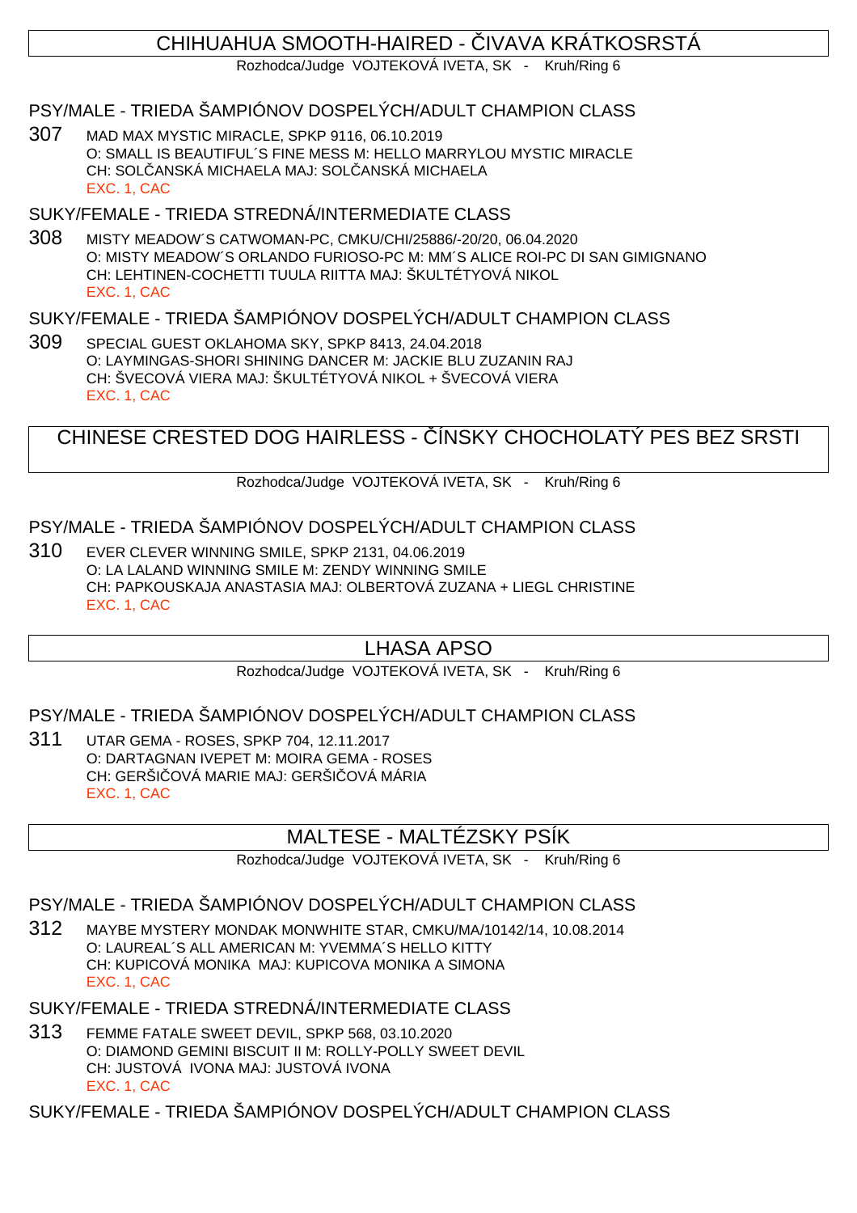## CHIHUAHUA SMOOTH-HAIRED - ČIVAVA KRÁTKOSRSTÁ

Rozhodca/Judge VOJTEKOVÁ IVETA, SK - Kruh/Ring 6

### PSY/MALE - TRIEDA ŠAMPIÓNOV DOSPELÝCH/ADULT CHAMPION CLASS

307 MAD MAX MYSTIC MIRACLE, SPKP 9116, 06.10.2019
O: SMALL IS BEAUTIFUL´S FINE MESS M: HELLO MARRYLOU MYSTIC MIRACLE
CH: SOLČANSKÁ MICHAELA MAJ: SOLČANSKÁ MICHAELA
EXC. 1, CAC

### SUKY/FEMALE - TRIEDA STREDNÁ/INTERMEDIATE CLASS

308 MISTY MEADOW´S CATWOMAN-PC, CMKU/CHI/25886/-20/20, 06.04.2020
O: MISTY MEADOW´S ORLANDO FURIOSO-PC M: MM´S ALICE ROI-PC DI SAN GIMIGNANO
CH: LEHTINEN-COCHETTI TUULA RIITTA MAJ: ŠKULTÉTYOVÁ NIKOL
EXC. 1, CAC

### SUKY/FEMALE - TRIEDA ŠAMPIÓNOV DOSPELÝCH/ADULT CHAMPION CLASS

309 SPECIAL GUEST OKLAHOMA SKY, SPKP 8413, 24.04.2018
O: LAYMINGAS-SHORI SHINING DANCER M: JACKIE BLU ZUZANIN RAJ
CH: ŠVECOVÁ VIERA MAJ: ŠKULTÉTYOVÁ NIKOL + ŠVECOVÁ VIERA
EXC. 1, CAC

## CHINESE CRESTED DOG HAIRLESS - ČÍNSKY CHOCHOLATÝ PES BEZ SRSTI

Rozhodca/Judge VOJTEKOVÁ IVETA, SK - Kruh/Ring 6

### PSY/MALE - TRIEDA ŠAMPIÓNOV DOSPELÝCH/ADULT CHAMPION CLASS

310 EVER CLEVER WINNING SMILE, SPKP 2131, 04.06.2019
O: LA LALAND WINNING SMILE M: ZENDY WINNING SMILE
CH: PAPKOUSKAJA ANASTASIA MAJ: OLBERTOVÁ ZUZANA + LIEGL CHRISTINE
EXC. 1, CAC

## LHASA APSO

Rozhodca/Judge VOJTEKOVÁ IVETA, SK - Kruh/Ring 6

### PSY/MALE - TRIEDA ŠAMPIÓNOV DOSPELÝCH/ADULT CHAMPION CLASS

311 UTAR GEMA - ROSES, SPKP 704, 12.11.2017
O: DARTAGNAN IVEPET M: MOIRA GEMA - ROSES
CH: GERŠIČOVÁ MARIE MAJ: GERŠIČOVÁ MÁRIA
EXC. 1, CAC

## MALTESE - MALTÉZSKY PSÍK

Rozhodca/Judge VOJTEKOVÁ IVETA, SK - Kruh/Ring 6

### PSY/MALE - TRIEDA ŠAMPIÓNOV DOSPELÝCH/ADULT CHAMPION CLASS

312 MAYBE MYSTERY MONDAK MONWHITE STAR, CMKU/MA/10142/14, 10.08.2014
O: LAUREAL´S ALL AMERICAN M: YVEMMA´S HELLO KITTY
CH: KUPICOVÁ MONIKA MAJ: KUPICOVA MONIKA A SIMONA
EXC. 1, CAC

### SUKY/FEMALE - TRIEDA STREDNÁ/INTERMEDIATE CLASS

313 FEMME FATALE SWEET DEVIL, SPKP 568, 03.10.2020
O: DIAMOND GEMINI BISCUIT II M: ROLLY-POLLY SWEET DEVIL
CH: JUSTOVÁ IVONA MAJ: JUSTOVÁ IVONA
EXC. 1, CAC

### SUKY/FEMALE - TRIEDA ŠAMPIÓNOV DOSPELÝCH/ADULT CHAMPION CLASS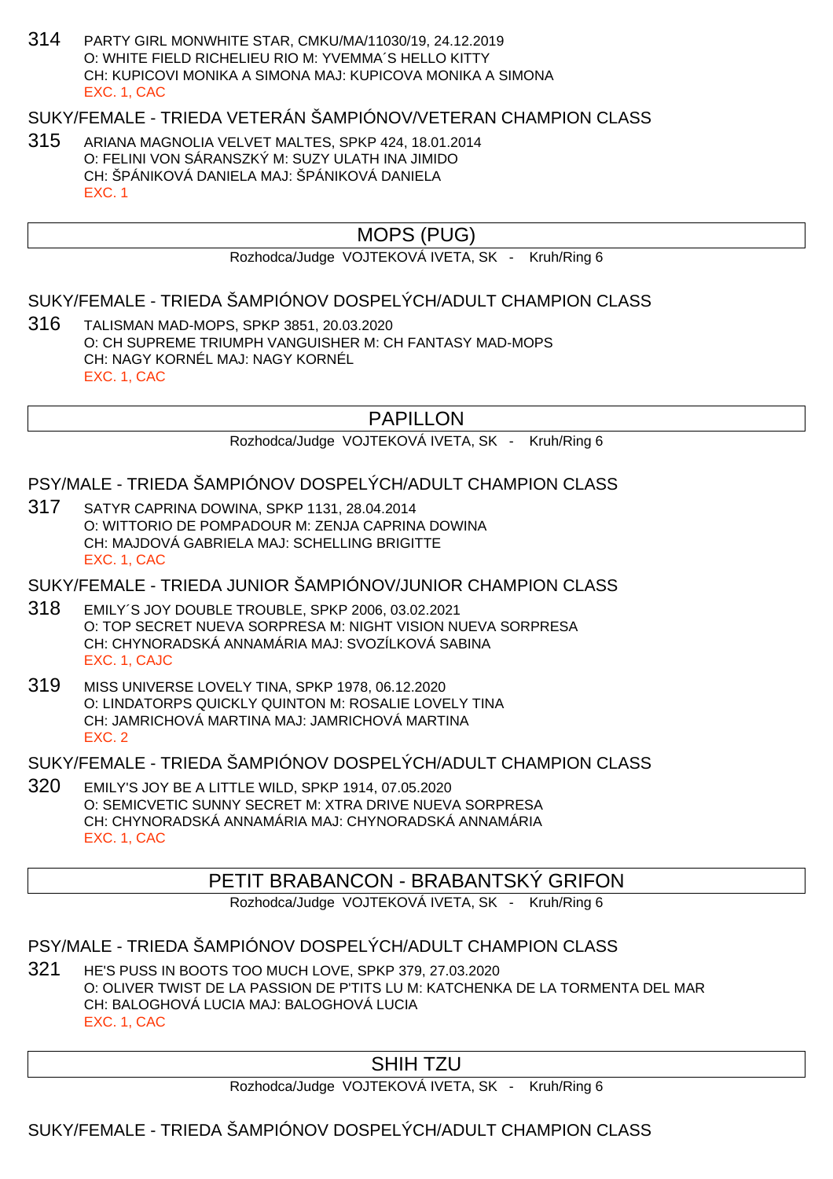314 PARTY GIRL MONWHITE STAR, CMKU/MA/11030/19, 24.12.2019
O: WHITE FIELD RICHELIEU RIO M: YVEMMA´S HELLO KITTY
CH: KUPICOVI MONIKA A SIMONA MAJ: KUPICOVA MONIKA A SIMONA
EXC. 1, CAC

SUKY/FEMALE - TRIEDA VETERÁN ŠAMPIÓNOV/VETERAN CHAMPION CLASS

315 ARIANA MAGNOLIA VELVET MALTES, SPKP 424, 18.01.2014
O: FELINI VON SÁRANSZKÝ M: SUZY ULATH INA JIMIDO
CH: ŠPÁNIKOVÁ DANIELA MAJ: ŠPÁNIKOVÁ DANIELA
EXC. 1

## MOPS (PUG)

Rozhodca/Judge VOJTEKOVÁ IVETA, SK - Kruh/Ring 6

SUKY/FEMALE - TRIEDA ŠAMPIÓNOV DOSPELÝCH/ADULT CHAMPION CLASS

316 TALISMAN MAD-MOPS, SPKP 3851, 20.03.2020
O: CH SUPREME TRIUMPH VANGUISHER M: CH FANTASY MAD-MOPS
CH: NAGY KORNÉL MAJ: NAGY KORNÉL
EXC. 1, CAC

## PAPILLON

Rozhodca/Judge VOJTEKOVÁ IVETA, SK - Kruh/Ring 6

PSY/MALE - TRIEDA ŠAMPIÓNOV DOSPELÝCH/ADULT CHAMPION CLASS

317 SATYR CAPRINA DOWINA, SPKP 1131, 28.04.2014
O: WITTORIO DE POMPADOUR M: ZENJA CAPRINA DOWINA
CH: MAJDOVÁ GABRIELA MAJ: SCHELLING BRIGITTE
EXC. 1, CAC

SUKY/FEMALE - TRIEDA JUNIOR ŠAMPIÓNOV/JUNIOR CHAMPION CLASS

318 EMILY´S JOY DOUBLE TROUBLE, SPKP 2006, 03.02.2021
O: TOP SECRET NUEVA SORPRESA M: NIGHT VISION NUEVA SORPRESA
CH: CHYNORADSKÁ ANNAMÁRIA MAJ: SVOZÍLKOVÁ SABINA
EXC. 1, CAJC

319 MISS UNIVERSE LOVELY TINA, SPKP 1978, 06.12.2020
O: LINDATORPS QUICKLY QUINTON M: ROSALIE LOVELY TINA
CH: JAMRICHOVÁ MARTINA MAJ: JAMRICHOVÁ MARTINA
EXC. 2

SUKY/FEMALE - TRIEDA ŠAMPIÓNOV DOSPELÝCH/ADULT CHAMPION CLASS

320 EMILY'S JOY BE A LITTLE WILD, SPKP 1914, 07.05.2020
O: SEMICVETIC SUNNY SECRET M: XTRA DRIVE NUEVA SORPRESA
CH: CHYNORADSKÁ ANNAMÁRIA MAJ: CHYNORADSKÁ ANNAMÁRIA
EXC. 1, CAC

## PETIT BRABANCON - BRABANTSKÝ GRIFON

Rozhodca/Judge VOJTEKOVÁ IVETA, SK - Kruh/Ring 6

PSY/MALE - TRIEDA ŠAMPIÓNOV DOSPELÝCH/ADULT CHAMPION CLASS

321 HE'S PUSS IN BOOTS TOO MUCH LOVE, SPKP 379, 27.03.2020
O: OLIVER TWIST DE LA PASSION DE P'TITS LU M: KATCHENKA DE LA TORMENTA DEL MAR
CH: BALOGHOVÁ LUCIA MAJ: BALOGHOVÁ LUCIA
EXC. 1, CAC

## SHIH TZU

Rozhodca/Judge VOJTEKOVÁ IVETA, SK - Kruh/Ring 6

SUKY/FEMALE - TRIEDA ŠAMPIÓNOV DOSPELÝCH/ADULT CHAMPION CLASS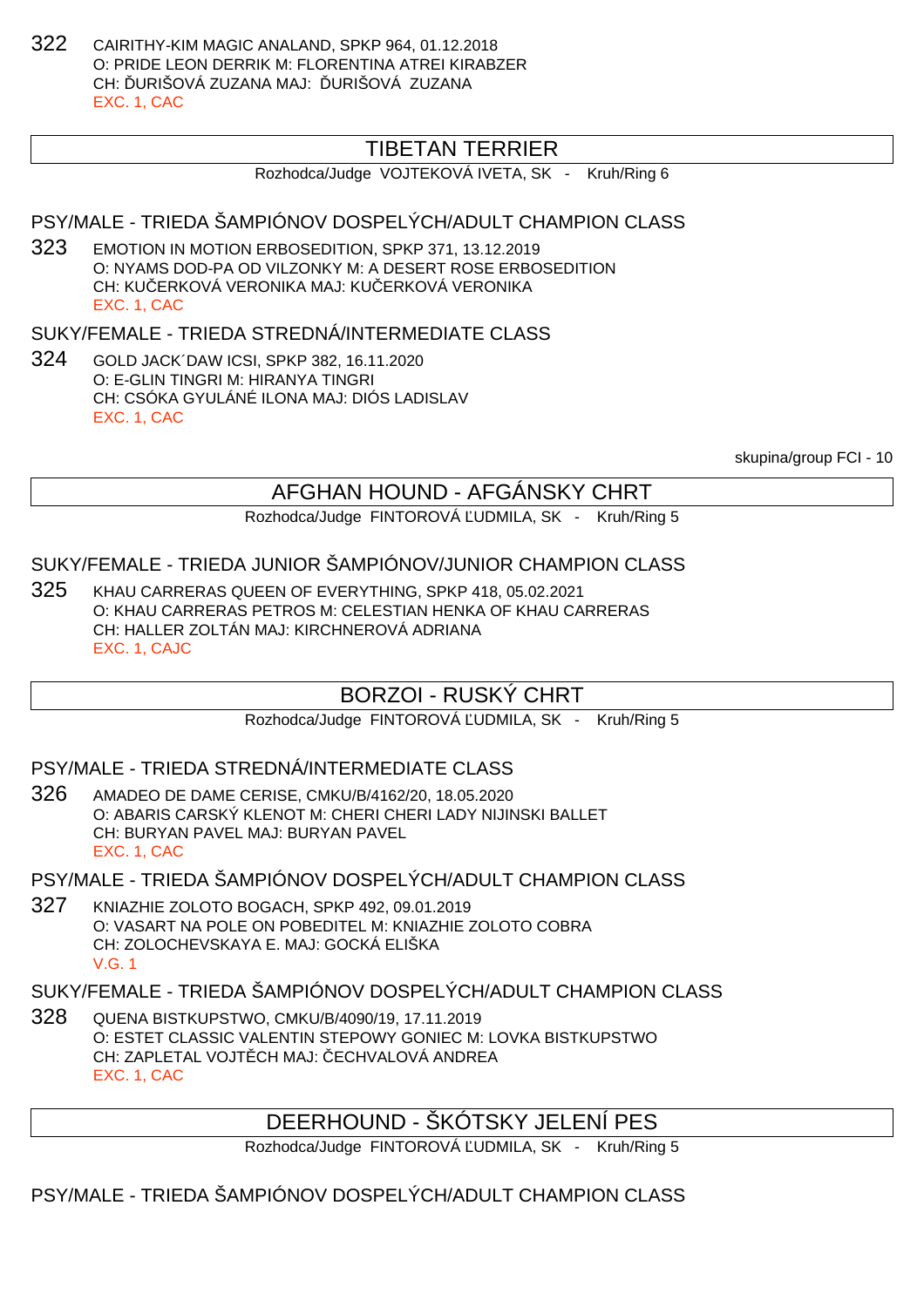322 CAIRITHY-KIM MAGIC ANALAND, SPKP 964, 01.12.2018
O: PRIDE LEON DERRIK M: FLORENTINA ATREI KIRABZER
CH: ĎURIŠOVÁ ZUZANA MAJ: ĎURIŠOVÁ ZUZANA
EXC. 1, CAC

## TIBETAN TERRIER

Rozhodca/Judge VOJTEKOVÁ IVETA, SK - Kruh/Ring 6

### PSY/MALE - TRIEDA ŠAMPIÓNOV DOSPELÝCH/ADULT CHAMPION CLASS

323 EMOTION IN MOTION ERBOSEDITION, SPKP 371, 13.12.2019
O: NYAMS DOD-PA OD VILZONKY M: A DESERT ROSE ERBOSEDITION
CH: KUČERKOVÁ VERONIKA MAJ: KUČERKOVÁ VERONIKA
EXC. 1, CAC

### SUKY/FEMALE - TRIEDA STREDNÁ/INTERMEDIATE CLASS

324 GOLD JACK´DAW ICSI, SPKP 382, 16.11.2020
O: E-GLIN TINGRI M: HIRANYA TINGRI
CH: CSÓKA GYULÁNÉ ILONA MAJ: DIÓS LADISLAV
EXC. 1, CAC

skupina/group FCI - 10

## AFGHAN HOUND - AFGÁNSKY CHRT

Rozhodca/Judge FINTOROVÁ ĽUDMILA, SK - Kruh/Ring 5

### SUKY/FEMALE - TRIEDA JUNIOR ŠAMPIÓNOV/JUNIOR CHAMPION CLASS

325 KHAU CARRERAS QUEEN OF EVERYTHING, SPKP 418, 05.02.2021
O: KHAU CARRERAS PETROS M: CELESTIAN HENKA OF KHAU CARRERAS
CH: HALLER ZOLTÁN MAJ: KIRCHNEROVÁ ADRIANA
EXC. 1, CAJC

## BORZOI - RUSKÝ CHRT

Rozhodca/Judge FINTOROVÁ ĽUDMILA, SK - Kruh/Ring 5

### PSY/MALE - TRIEDA STREDNÁ/INTERMEDIATE CLASS

326 AMADEO DE DAME CERISE, CMKU/B/4162/20, 18.05.2020
O: ABARIS CARSKÝ KLENOT M: CHERI CHERI LADY NIJINSKI BALLET
CH: BURYAN PAVEL MAJ: BURYAN PAVEL
EXC. 1, CAC

### PSY/MALE - TRIEDA ŠAMPIÓNOV DOSPELÝCH/ADULT CHAMPION CLASS

327 KNIAZHIE ZOLOTO BOGACH, SPKP 492, 09.01.2019
O: VASART NA POLE ON POBEDITEL M: KNIAZHIE ZOLOTO COBRA
CH: ZOLOCHEVSKAYA E. MAJ: GOCKÁ ELIŠKA
V.G. 1

### SUKY/FEMALE - TRIEDA ŠAMPIÓNOV DOSPELÝCH/ADULT CHAMPION CLASS

328 QUENA BISTKUPSTWO, CMKU/B/4090/19, 17.11.2019
O: ESTET CLASSIC VALENTIN STEPOWY GONIEC M: LOVKA BISTKUPSTWO
CH: ZAPLETAL VOJTĚCH MAJ: ČECHVALOVÁ ANDREA
EXC. 1, CAC

## DEERHOUND - ŠKÓTSKY JELENÍ PES

Rozhodca/Judge FINTOROVÁ ĽUDMILA, SK - Kruh/Ring 5

### PSY/MALE - TRIEDA ŠAMPIÓNOV DOSPELÝCH/ADULT CHAMPION CLASS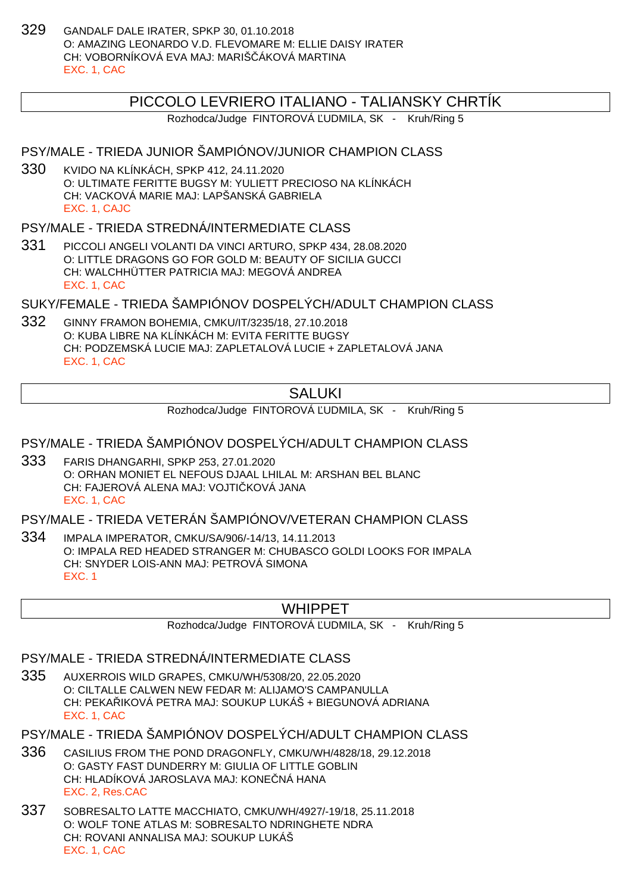329 GANDALF DALE IRATER, SPKP 30, 01.10.2018
O: AMAZING LEONARDO V.D. FLEVOMARE M: ELLIE DAISY IRATER
CH: VOBORNÍKOVÁ EVA MAJ: MARIŠČÁKOVÁ MARTINA
EXC. 1, CAC

## PICCOLO LEVRIERO ITALIANO - TALIANSKY CHRTÍK

Rozhodca/Judge FINTOROVÁ ĽUDMILA, SK - Kruh/Ring 5

### PSY/MALE - TRIEDA JUNIOR ŠAMPIÓNOV/JUNIOR CHAMPION CLASS

330 KVIDO NA KLÍNKÁCH, SPKP 412, 24.11.2020
O: ULTIMATE FERITTE BUGSY M: YULIETT PRECIOSO NA KLÍNKÁCH
CH: VACKOVÁ MARIE MAJ: LAPŠANSKÁ GABRIELA
EXC. 1, CAJC

### PSY/MALE - TRIEDA STREDNÁ/INTERMEDIATE CLASS

331 PICCOLI ANGELI VOLANTI DA VINCI ARTURO, SPKP 434, 28.08.2020
O: LITTLE DRAGONS GO FOR GOLD M: BEAUTY OF SICILIA GUCCI
CH: WALCHHÜTTER PATRICIA MAJ: MEGOVÁ ANDREA
EXC. 1, CAC

### SUKY/FEMALE - TRIEDA ŠAMPIÓNOV DOSPELÝCH/ADULT CHAMPION CLASS

332 GINNY FRAMON BOHEMIA, CMKU/IT/3235/18, 27.10.2018
O: KUBA LIBRE NA KLÍNKÁCH M: EVITA FERITTE BUGSY
CH: PODZEMSKÁ LUCIE MAJ: ZAPLETALOVÁ LUCIE + ZAPLETALOVÁ JANA
EXC. 1, CAC

## SALUKI

Rozhodca/Judge FINTOROVÁ ĽUDMILA, SK - Kruh/Ring 5

### PSY/MALE - TRIEDA ŠAMPIÓNOV DOSPELÝCH/ADULT CHAMPION CLASS

333 FARIS DHANGARHI, SPKP 253, 27.01.2020
O: ORHAN MONIET EL NEFOUS DJAAL LHILAL M: ARSHAN BEL BLANC
CH: FAJEROVÁ ALENA MAJ: VOJTIČKOVÁ JANA
EXC. 1, CAC

### PSY/MALE - TRIEDA VETERÁN ŠAMPIÓNOV/VETERAN CHAMPION CLASS

334 IMPALA IMPERATOR, CMKU/SA/906/-14/13, 14.11.2013
O: IMPALA RED HEADED STRANGER M: CHUBASCO GOLDI LOOKS FOR IMPALA
CH: SNYDER LOIS-ANN MAJ: PETROVÁ SIMONA
EXC. 1

## WHIPPET

Rozhodca/Judge FINTOROVÁ ĽUDMILA, SK - Kruh/Ring 5

### PSY/MALE - TRIEDA STREDNÁ/INTERMEDIATE CLASS

335 AUXERROIS WILD GRAPES, CMKU/WH/5308/20, 22.05.2020
O: CILTALLE CALWEN NEW FEDAR M: ALIJAMO'S CAMPANULLA
CH: PEKAŘIKOVÁ PETRA MAJ: SOUKUP LUKÁŠ + BIEGUNOVÁ ADRIANA
EXC. 1, CAC

### PSY/MALE - TRIEDA ŠAMPIÓNOV DOSPELÝCH/ADULT CHAMPION CLASS

336 CASILIUS FROM THE POND DRAGONFLY, CMKU/WH/4828/18, 29.12.2018
O: GASTY FAST DUNDERRY M: GIULIA OF LITTLE GOBLIN
CH: HLADÍKOVÁ JAROSLAVA MAJ: KONEČNÁ HANA
EXC. 2, Res.CAC

337 SOBRESALTO LATTE MACCHIATO, CMKU/WH/4927/-19/18, 25.11.2018
O: WOLF TONE ATLAS M: SOBRESALTO NDRINGHETE NDRA
CH: ROVANI ANNALISA MAJ: SOUKUP LUKÁŠ
EXC. 1, CAC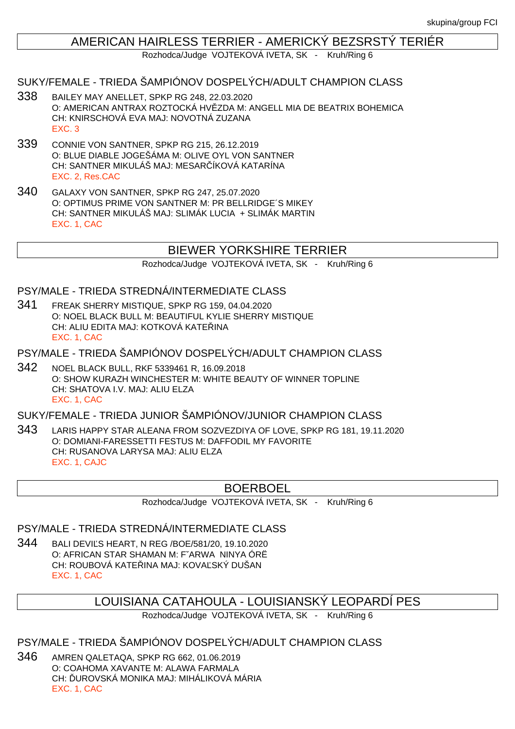## AMERICAN HAIRLESS TERRIER - AMERICKÝ BEZSRSTÝ TERIÉR

Rozhodca/Judge VOJTEKOVÁ IVETA, SK - Kruh/Ring 6

### SUKY/FEMALE - TRIEDA ŠAMPIÓNOV DOSPELÝCH/ADULT CHAMPION CLASS

338 BAILEY MAY ANELLET, SPKP RG 248, 22.03.2020
O: AMERICAN ANTRAX ROZTOCKÁ HVĚZDA M: ANGELL MIA DE BEATRIX BOHEMICA
CH: KNIRSCHOVÁ EVA MAJ: NOVOTNÁ ZUZANA
EXC. 3

339 CONNIE VON SANTNER, SPKP RG 215, 26.12.2019
O: BLUE DIABLE JOGEŠÁMA M: OLIVE OYL VON SANTNER
CH: SANTNER MIKULÁŠ MAJ: MESARČÍKOVÁ KATARÍNA
EXC. 2, Res.CAC

340 GALAXY VON SANTNER, SPKP RG 247, 25.07.2020
O: OPTIMUS PRIME VON SANTNER M: PR BELLRIDGE´S MIKEY
CH: SANTNER MIKULÁŠ MAJ: SLIMÁK LUCIA + SLIMÁK MARTIN
EXC. 1, CAC

## BIEWER YORKSHIRE TERRIER

Rozhodca/Judge VOJTEKOVÁ IVETA, SK - Kruh/Ring 6

### PSY/MALE - TRIEDA STREDNÁ/INTERMEDIATE CLASS

341 FREAK SHERRY MISTIQUE, SPKP RG 159, 04.04.2020
O: NOEL BLACK BULL M: BEAUTIFUL KYLIE SHERRY MISTIQUE
CH: ALIU EDITA MAJ: KOTKOVÁ KATEŘINA
EXC. 1, CAC

### PSY/MALE - TRIEDA ŠAMPIÓNOV DOSPELÝCH/ADULT CHAMPION CLASS

342 NOEL BLACK BULL, RKF 5339461 R, 16.09.2018
O: SHOW KURAZH WINCHESTER M: WHITE BEAUTY OF WINNER TOPLINE
CH: SHATOVA I.V. MAJ: ALIU ELZA
EXC. 1, CAC

### SUKY/FEMALE - TRIEDA JUNIOR ŠAMPIÓNOV/JUNIOR CHAMPION CLASS

343 LARIS HAPPY STAR ALEANA FROM SOZVEZDIYA OF LOVE, SPKP RG 181, 19.11.2020
O: DOMIANI-FARESSETTI FESTUS M: DAFFODIL MY FAVORITE
CH: RUSANOVA LARYSA MAJ: ALIU ELZA
EXC. 1, CAJC

## BOERBOEL

Rozhodca/Judge VOJTEKOVÁ IVETA, SK - Kruh/Ring 6

### PSY/MALE - TRIEDA STREDNÁ/INTERMEDIATE CLASS

344 BALI DEVIĽS HEART, N REG /BOE/581/20, 19.10.2020
O: AFRICAN STAR SHAMAN M: F˘ARWA NINYA ÓRË
CH: ROUBOVÁ KATEŘINA MAJ: KOVAĽSKÝ DUŠAN
EXC. 1, CAC

## LOUISIANA CATAHOULA - LOUISIANSKÝ LEOPARDÍ PES

Rozhodca/Judge VOJTEKOVÁ IVETA, SK - Kruh/Ring 6

### PSY/MALE - TRIEDA ŠAMPIÓNOV DOSPELÝCH/ADULT CHAMPION CLASS

346 AMREN QALETAQA, SPKP RG 662, 01.06.2019
O: COAHOMA XAVANTE M: ALAWA FARMALA
CH: ĎUROVSKÁ MONIKA MAJ: MIHÁLIKOVÁ MÁRIA
EXC. 1, CAC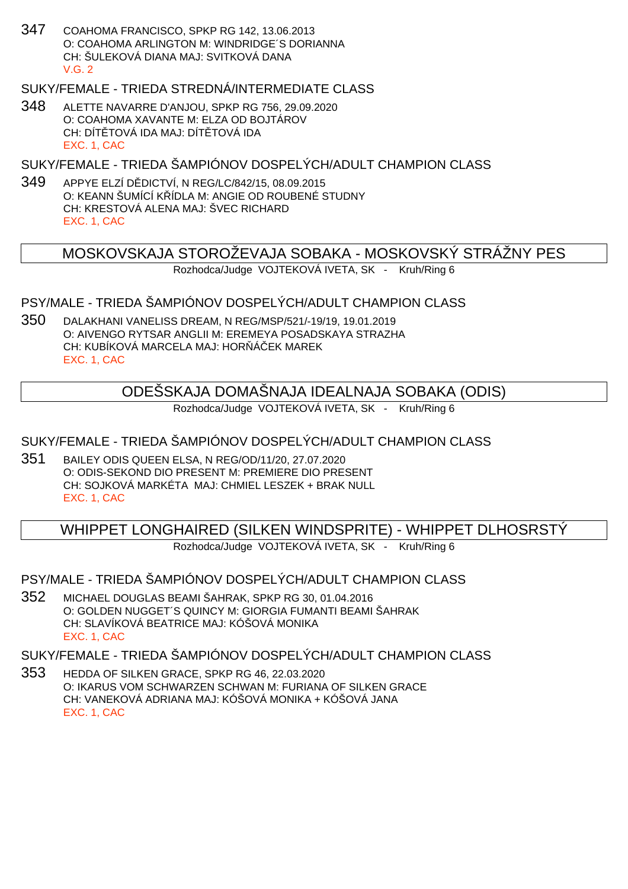347 COAHOMA FRANCISCO, SPKP RG 142, 13.06.2013
O: COAHOMA ARLINGTON M: WINDRIDGE´S DORIANNA
CH: ŠULEKOVÁ DIANA MAJ: SVITKOVÁ DANA
V.G. 2

SUKY/FEMALE - TRIEDA STREDNÁ/INTERMEDIATE CLASS

348 ALETTE NAVARRE D'ANJOU, SPKP RG 756, 29.09.2020
O: COAHOMA XAVANTE M: ELZA OD BOJTÁROV
CH: DÍTĚTOVÁ IDA MAJ: DÍTĚTOVÁ IDA
EXC. 1, CAC

SUKY/FEMALE - TRIEDA ŠAMPIÓNOV DOSPELÝCH/ADULT CHAMPION CLASS

349 APPYE ELZÍ DĚDICTVÍ, N REG/LC/842/15, 08.09.2015
O: KEANN ŠUMÍCÍ KŘÍDLA M: ANGIE OD ROUBENÉ STUDNY
CH: KRESTOVÁ ALENA MAJ: ŠVEC RICHARD
EXC. 1, CAC

## MOSKOVSKAJA STOROŽEVAJA SOBAKA - MOSKOVSKÝ STRÁŽNY PES

Rozhodca/Judge VOJTEKOVÁ IVETA, SK - Kruh/Ring 6

PSY/MALE - TRIEDA ŠAMPIÓNOV DOSPELÝCH/ADULT CHAMPION CLASS

350 DALAKHANI VANELISS DREAM, N REG/MSP/521/-19/19, 19.01.2019
O: AIVENGO RYTSAR ANGLII M: EREMEYA POSADSKAYA STRAZHA
CH: KUBÍKOVÁ MARCELA MAJ: HORŇÁČEK MAREK
EXC. 1, CAC

## ODEŠSKAJA DOMAŠNAJA IDEALNAJA SOBAKA (ODIS)

Rozhodca/Judge VOJTEKOVÁ IVETA, SK - Kruh/Ring 6

SUKY/FEMALE - TRIEDA ŠAMPIÓNOV DOSPELÝCH/ADULT CHAMPION CLASS

351 BAILEY ODIS QUEEN ELSA, N REG/OD/11/20, 27.07.2020
O: ODIS-SEKOND DIO PRESENT M: PREMIERE DIO PRESENT
CH: SOJKOVÁ MARKÉTA MAJ: CHMIEL LESZEK + BRAK NULL
EXC. 1, CAC

## WHIPPET LONGHAIRED (SILKEN WINDSPRITE) - WHIPPET DLHOSRSTÝ

Rozhodca/Judge VOJTEKOVÁ IVETA, SK - Kruh/Ring 6

PSY/MALE - TRIEDA ŠAMPIÓNOV DOSPELÝCH/ADULT CHAMPION CLASS

352 MICHAEL DOUGLAS BEAMI ŠAHRAK, SPKP RG 30, 01.04.2016
O: GOLDEN NUGGET´S QUINCY M: GIORGIA FUMANTI BEAMI ŠAHRAK
CH: SLAVÍKOVÁ BEATRICE MAJ: KÓŠOVÁ MONIKA
EXC. 1, CAC

SUKY/FEMALE - TRIEDA ŠAMPIÓNOV DOSPELÝCH/ADULT CHAMPION CLASS

353 HEDDA OF SILKEN GRACE, SPKP RG 46, 22.03.2020
O: IKARUS VOM SCHWARZEN SCHWAN M: FURIANA OF SILKEN GRACE
CH: VANEKOVÁ ADRIANA MAJ: KÓŠOVÁ MONIKA + KÓŠOVÁ JANA
EXC. 1, CAC